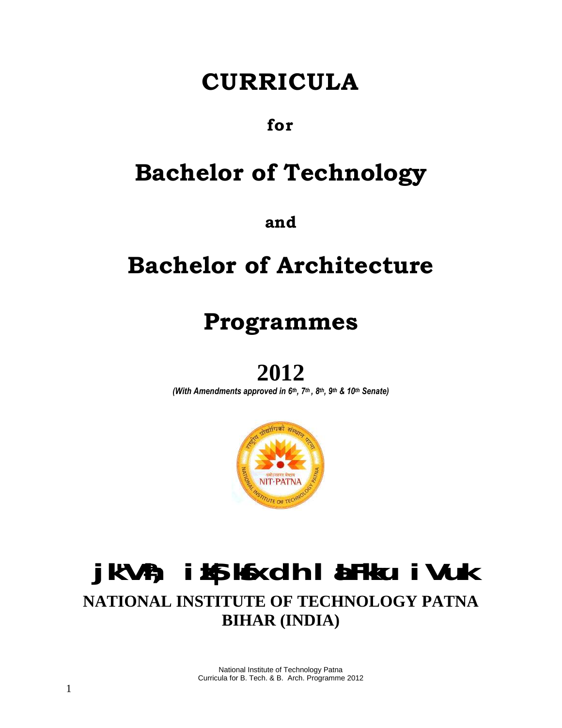# CURRICULA

**for**

# Bachelor of Technology

**and**

# Bachelor of Architecture

# Programmes

# 2012

***(With Amendments approved in 6th, 7th, 8th, 9th & 10th Senate)***

## राष्ट्रीय प्रौद्योगिकी संस्थान पटना

## NATIONAL INSTITUTE OF TECHNOLOGY PATNA
## BIHAR (INDIA)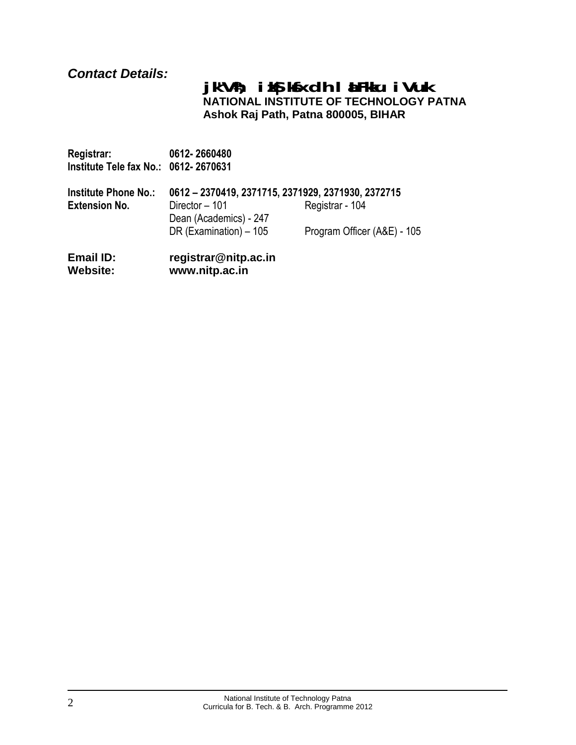***Contact Details:***

**jk"Vªh; izkS|ksfxdh laLFkku iVuk**
**NATIONAL INSTITUTE OF TECHNOLOGY PATNA**
**Ashok Raj Path, Patna 800005, BIHAR**

| | | |
|---|---|---|
| **Registrar:** | **0612- 2660480** | |
| **Institute Tele fax No.:** | **0612- 2670631** | |
| **Institute Phone No.:** | **0612 – 2370419, 2371715, 2371929, 2371930, 2372715** | |
| **Extension No.** | Director – 101 | Registrar - 104 |
| | Dean (Academics) - 247 | |
| | DR (Examination) – 105 | Program Officer (A&E) - 105 |
| **Email ID:** | **registrar@nitp.ac.in** | |
| **Website:** | **www.nitp.ac.in** | |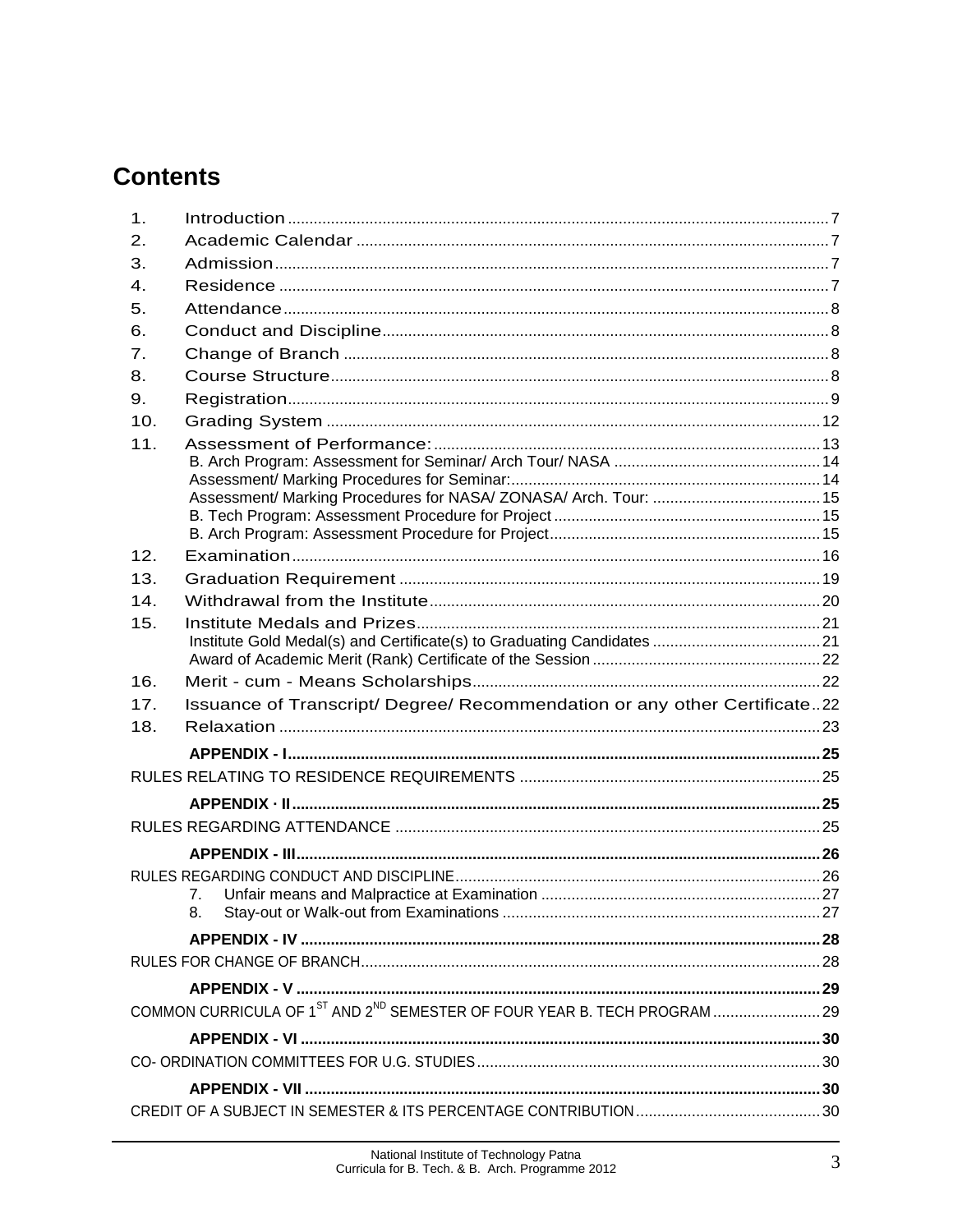# Contents

1. Introduction ........ 7
2. Academic Calendar ........ 7
3. Admission ........ 7
4. Residence ........ 7
5. Attendance ........ 8
6. Conduct and Discipline ........ 8
7. Change of Branch ........ 8
8. Course Structure ........ 8
9. Registration ........ 9
10. Grading System ........ 12
11. Assessment of Performance: ........ 13
    - B. Arch Program: Assessment for Seminar/ Arch Tour/ NASA ........ 14
    - Assessment/ Marking Procedures for Seminar: ........ 14
    - Assessment/ Marking Procedures for NASA/ ZONASA/ Arch. Tour: ........ 15
    - B. Tech Program: Assessment Procedure for Project ........ 15
    - B. Arch Program: Assessment Procedure for Project ........ 15
12. Examination ........ 16
13. Graduation Requirement ........ 19
14. Withdrawal from the Institute ........ 20
15. Institute Medals and Prizes ........ 21
    - Institute Gold Medal(s) and Certificate(s) to Graduating Candidates ........ 21
    - Award of Academic Merit (Rank) Certificate of the Session ........ 22
16. Merit - cum - Means Scholarships ........ 22
17. Issuance of Transcript/ Degree/ Recommendation or any other Certificate ........ 22
18. Relaxation ........ 23

**APPENDIX - I** ........ 25

RULES RELATING TO RESIDENCE REQUIREMENTS ........ 25

**APPENDIX · II** ........ 25

RULES REGARDING ATTENDANCE ........ 25

**APPENDIX - III** ........ 26

RULES REGARDING CONDUCT AND DISCIPLINE ........ 26

7. Unfair means and Malpractice at Examination ........ 27
8. Stay-out or Walk-out from Examinations ........ 27

**APPENDIX - IV** ........ 28

RULES FOR CHANGE OF BRANCH ........ 28

**APPENDIX - V** ........ 29

COMMON CURRICULA OF 1$^{ST}$ AND 2$^{ND}$ SEMESTER OF FOUR YEAR B. TECH PROGRAM ........ 29

**APPENDIX - VI** ........ 30

CO- ORDINATION COMMITTEES FOR U.G. STUDIES ........ 30

**APPENDIX - VII** ........ 30

CREDIT OF A SUBJECT IN SEMESTER & ITS PERCENTAGE CONTRIBUTION ........ 30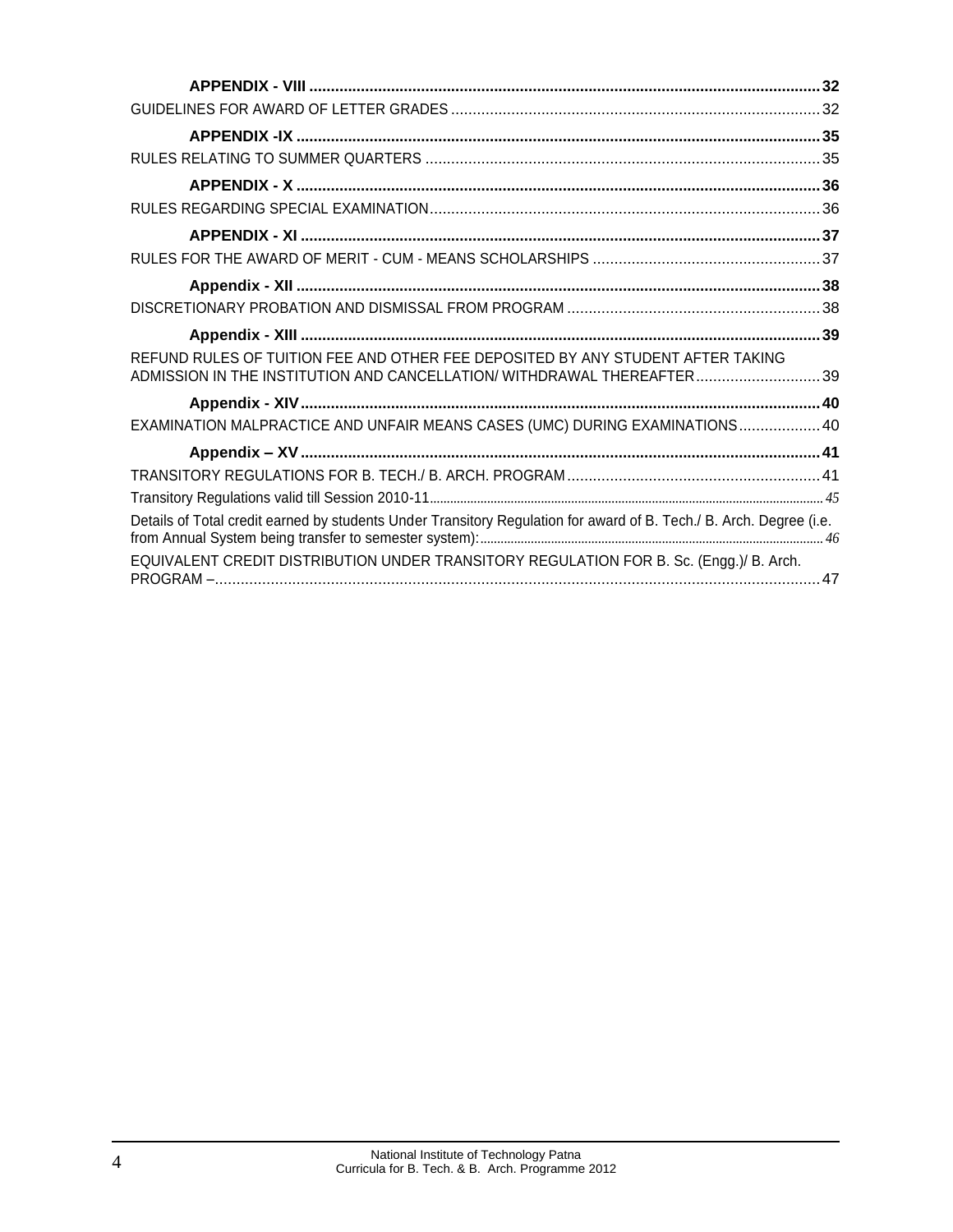**APPENDIX - VIII** ........................................................................................................................ **32**

GUIDELINES FOR AWARD OF LETTER GRADES ..................................................................................... 32

**APPENDIX -IX** ........................................................................................................................ **35**

RULES RELATING TO SUMMER QUARTERS ........................................................................................... 35

**APPENDIX - X** ........................................................................................................................ **36**

RULES REGARDING SPECIAL EXAMINATION.......................................................................................... 36

**APPENDIX - XI** ........................................................................................................................ **37**

RULES FOR THE AWARD OF MERIT - CUM - MEANS SCHOLARSHIPS ..................................................... 37

**Appendix - XII** ........................................................................................................................ **38**

DISCRETIONARY PROBATION AND DISMISSAL FROM PROGRAM ........................................................... 38

**Appendix - XIII** ........................................................................................................................ **39**

REFUND RULES OF TUITION FEE AND OTHER FEE DEPOSITED BY ANY STUDENT AFTER TAKING ADMISSION IN THE INSTITUTION AND CANCELLATION/ WITHDRAWAL THEREAFTER............................. 39

**Appendix - XIV**........................................................................................................................ **40**

EXAMINATION MALPRACTICE AND UNFAIR MEANS CASES (UMC) DURING EXAMINATIONS................... 40

**Appendix – XV** ........................................................................................................................ **41**

TRANSITORY REGULATIONS FOR B. TECH./ B. ARCH. PROGRAM........................................................... 41

Transitory Regulations valid till Session 2010-11.................................................................................................................... *45*

Details of Total credit earned by students Under Transitory Regulation for award of B. Tech./ B. Arch. Degree (i.e. from Annual System being transfer to semester system):..................................................................................................... *46*

EQUIVALENT CREDIT DISTRIBUTION UNDER TRANSITORY REGULATION FOR B. Sc. (Engg.)/ B. Arch. PROGRAM –............................................................................................................................................ 47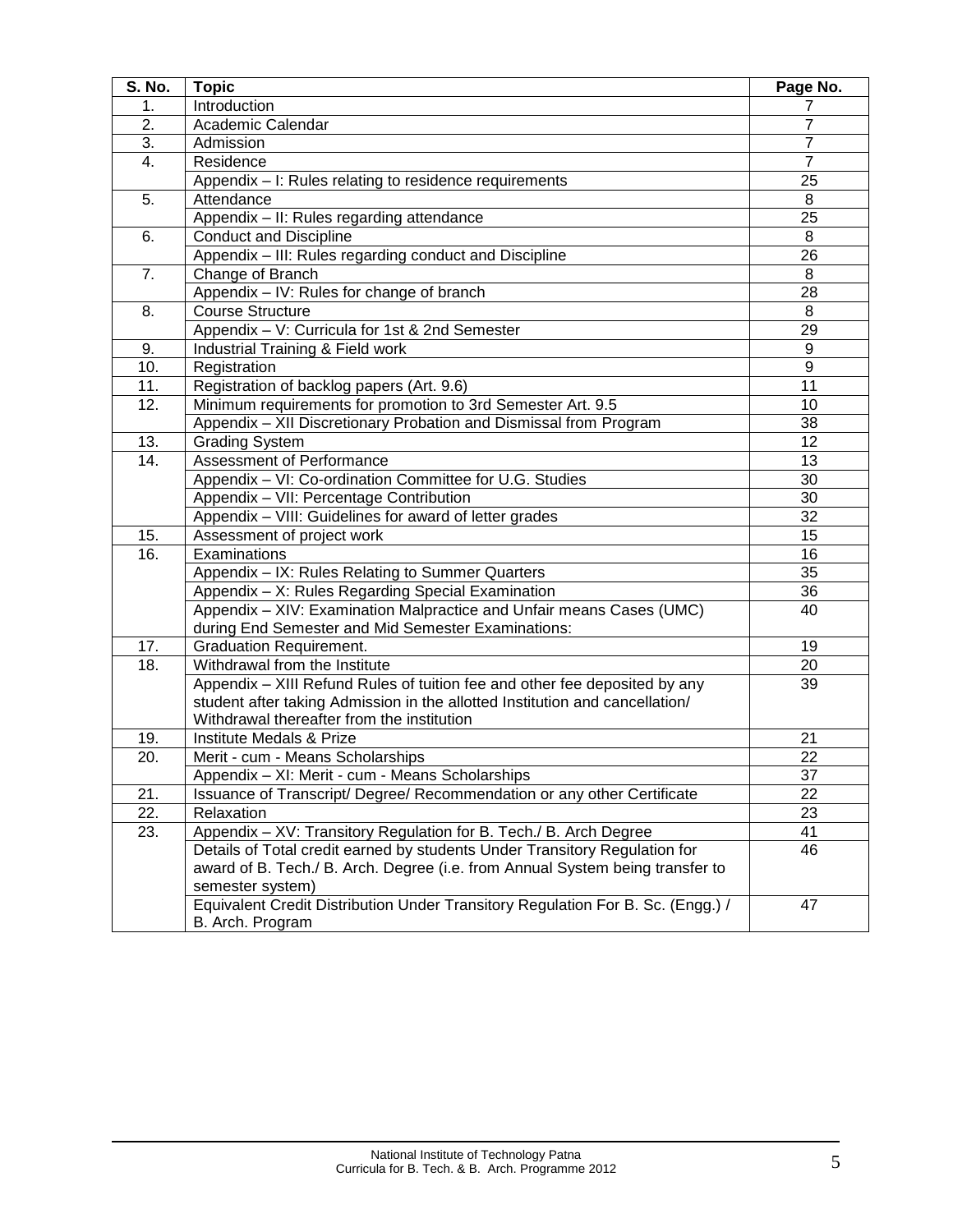| S. No. | Topic | Page No. |
| --- | --- | --- |
| 1. | Introduction | 7 |
| 2. | Academic Calendar | 7 |
| 3. | Admission | 7 |
| 4. | Residence | 7 |
| | Appendix – I: Rules relating to residence requirements | 25 |
| 5. | Attendance | 8 |
| | Appendix – II: Rules regarding attendance | 25 |
| 6. | Conduct and Discipline | 8 |
| | Appendix – III: Rules regarding conduct and Discipline | 26 |
| 7. | Change of Branch | 8 |
| | Appendix – IV: Rules for change of branch | 28 |
| 8. | Course Structure | 8 |
| | Appendix – V: Curricula for 1st & 2nd Semester | 29 |
| 9. | Industrial Training & Field work | 9 |
| 10. | Registration | 9 |
| 11. | Registration of backlog papers (Art. 9.6) | 11 |
| 12. | Minimum requirements for promotion to 3rd Semester Art. 9.5 | 10 |
| | Appendix – XII Discretionary Probation and Dismissal from Program | 38 |
| 13. | Grading System | 12 |
| 14. | Assessment of Performance | 13 |
| | Appendix – VI: Co-ordination Committee for U.G. Studies | 30 |
| | Appendix – VII: Percentage Contribution | 30 |
| | Appendix – VIII: Guidelines for award of letter grades | 32 |
| 15. | Assessment of project work | 15 |
| 16. | Examinations | 16 |
| | Appendix – IX: Rules Relating to Summer Quarters | 35 |
| | Appendix – X: Rules Regarding Special Examination | 36 |
| | Appendix – XIV: Examination Malpractice and Unfair means Cases (UMC) during End Semester and Mid Semester Examinations: | 40 |
| 17. | Graduation Requirement. | 19 |
| 18. | Withdrawal from the Institute | 20 |
| | Appendix – XIII Refund Rules of tuition fee and other fee deposited by any student after taking Admission in the allotted Institution and cancellation/ Withdrawal thereafter from the institution | 39 |
| 19. | Institute Medals & Prize | 21 |
| 20. | Merit - cum - Means Scholarships | 22 |
| | Appendix – XI: Merit - cum - Means Scholarships | 37 |
| 21. | Issuance of Transcript/ Degree/ Recommendation or any other Certificate | 22 |
| 22. | Relaxation | 23 |
| 23. | Appendix – XV: Transitory Regulation for B. Tech./ B. Arch Degree | 41 |
| | Details of Total credit earned by students Under Transitory Regulation for award of B. Tech./ B. Arch. Degree (i.e. from Annual System being transfer to semester system) | 46 |
| | Equivalent Credit Distribution Under Transitory Regulation For B. Sc. (Engg.) / B. Arch. Program | 47 |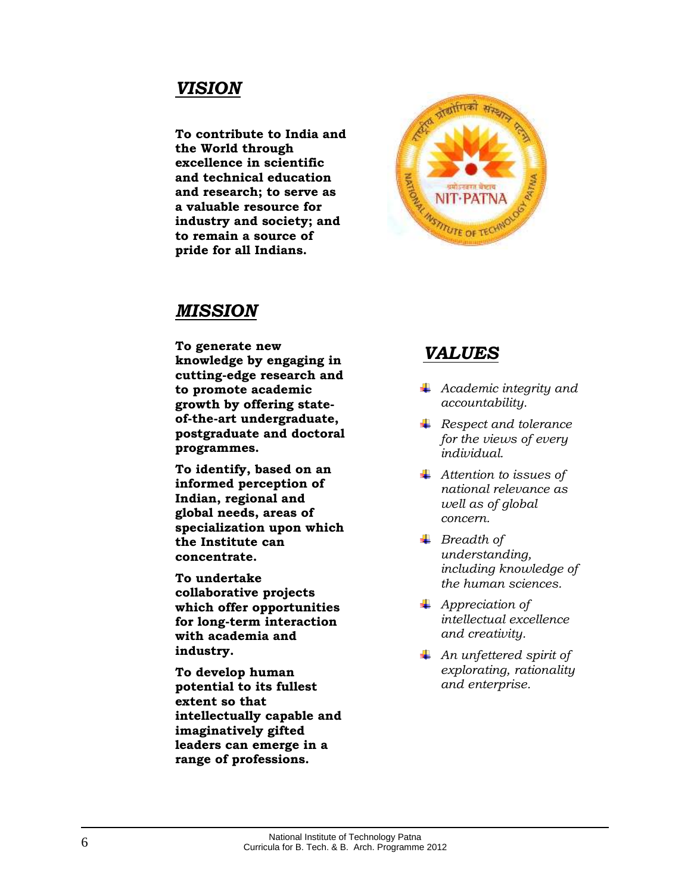## *VISION*

**To contribute to India and the World through excellence in scientific and technical education and research; to serve as a valuable resource for industry and society; and to remain a source of pride for all Indians.**

## *MISSION*

**To generate new knowledge by engaging in cutting-edge research and to promote academic growth by offering state-of-the-art undergraduate, postgraduate and doctoral programmes.**

**To identify, based on an informed perception of Indian, regional and global needs, areas of specialization upon which the Institute can concentrate.**

**To undertake collaborative projects which offer opportunities for long-term interaction with academia and industry.**

**To develop human potential to its fullest extent so that intellectually capable and imaginatively gifted leaders can emerge in a range of professions.**

## *VALUES*

- *Academic integrity and accountability.*
- *Respect and tolerance for the views of every individual.*
- *Attention to issues of national relevance as well as of global concern.*
- *Breadth of understanding, including knowledge of the human sciences.*
- *Appreciation of intellectual excellence and creativity.*
- *An unfettered spirit of explorating, rationality and enterprise.*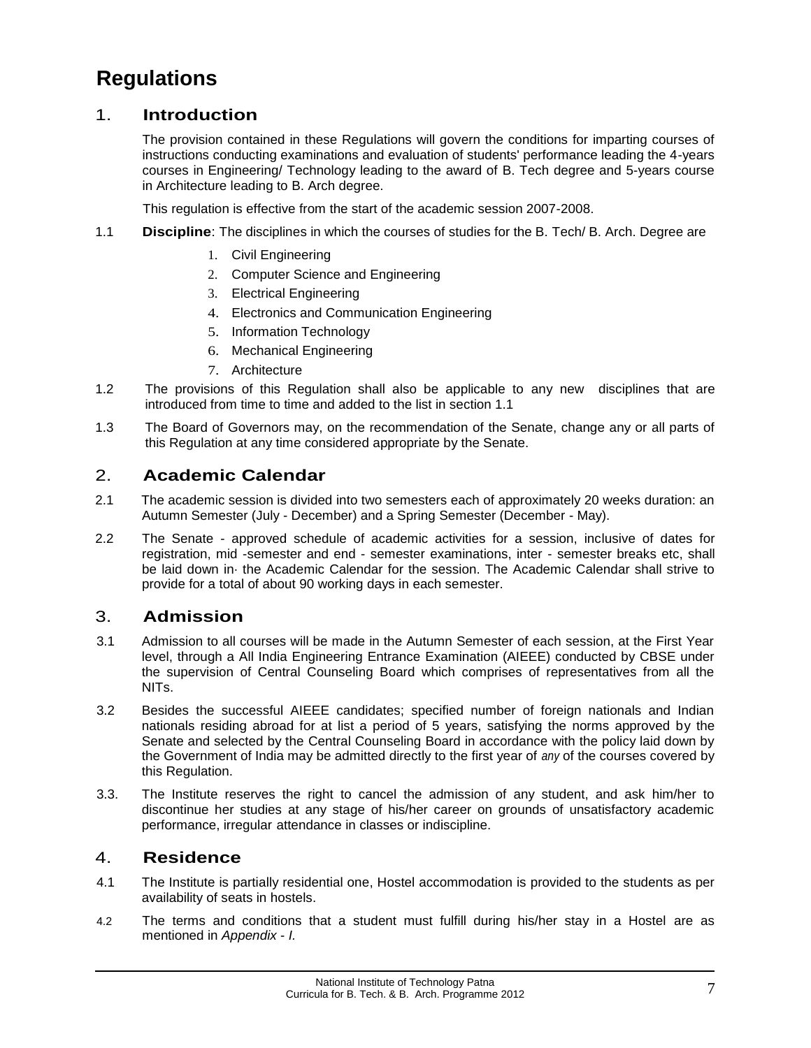# Regulations

## 1. Introduction

The provision contained in these Regulations will govern the conditions for imparting courses of instructions conducting examinations and evaluation of students' performance leading the 4-years courses in Engineering/ Technology leading to the award of B. Tech degree and 5-years course in Architecture leading to B. Arch degree.

This regulation is effective from the start of the academic session 2007-2008.

1.1 **Discipline**: The disciplines in which the courses of studies for the B. Tech/ B. Arch. Degree are

1. Civil Engineering
2. Computer Science and Engineering
3. Electrical Engineering
4. Electronics and Communication Engineering
5. Information Technology
6. Mechanical Engineering
7. Architecture

1.2 The provisions of this Regulation shall also be applicable to any new disciplines that are introduced from time to time and added to the list in section 1.1

1.3 The Board of Governors may, on the recommendation of the Senate, change any or all parts of this Regulation at any time considered appropriate by the Senate.

## 2. Academic Calendar

2.1 The academic session is divided into two semesters each of approximately 20 weeks duration: an Autumn Semester (July - December) and a Spring Semester (December - May).

2.2 The Senate - approved schedule of academic activities for a session, inclusive of dates for registration, mid -semester and end - semester examinations, inter - semester breaks etc, shall be laid down in· the Academic Calendar for the session. The Academic Calendar shall strive to provide for a total of about 90 working days in each semester.

## 3. Admission

3.1 Admission to all courses will be made in the Autumn Semester of each session, at the First Year level, through a All India Engineering Entrance Examination (AIEEE) conducted by CBSE under the supervision of Central Counseling Board which comprises of representatives from all the NITs.

3.2 Besides the successful AIEEE candidates; specified number of foreign nationals and Indian nationals residing abroad for at list a period of 5 years, satisfying the norms approved by the Senate and selected by the Central Counseling Board in accordance with the policy laid down by the Government of India may be admitted directly to the first year of *any* of the courses covered by this Regulation.

3.3. The Institute reserves the right to cancel the admission of any student, and ask him/her to discontinue her studies at any stage of his/her career on grounds of unsatisfactory academic performance, irregular attendance in classes or indiscipline.

## 4. Residence

4.1 The Institute is partially residential one, Hostel accommodation is provided to the students as per availability of seats in hostels.

4.2 The terms and conditions that a student must fulfill during his/her stay in a Hostel are as mentioned in *Appendix - I.*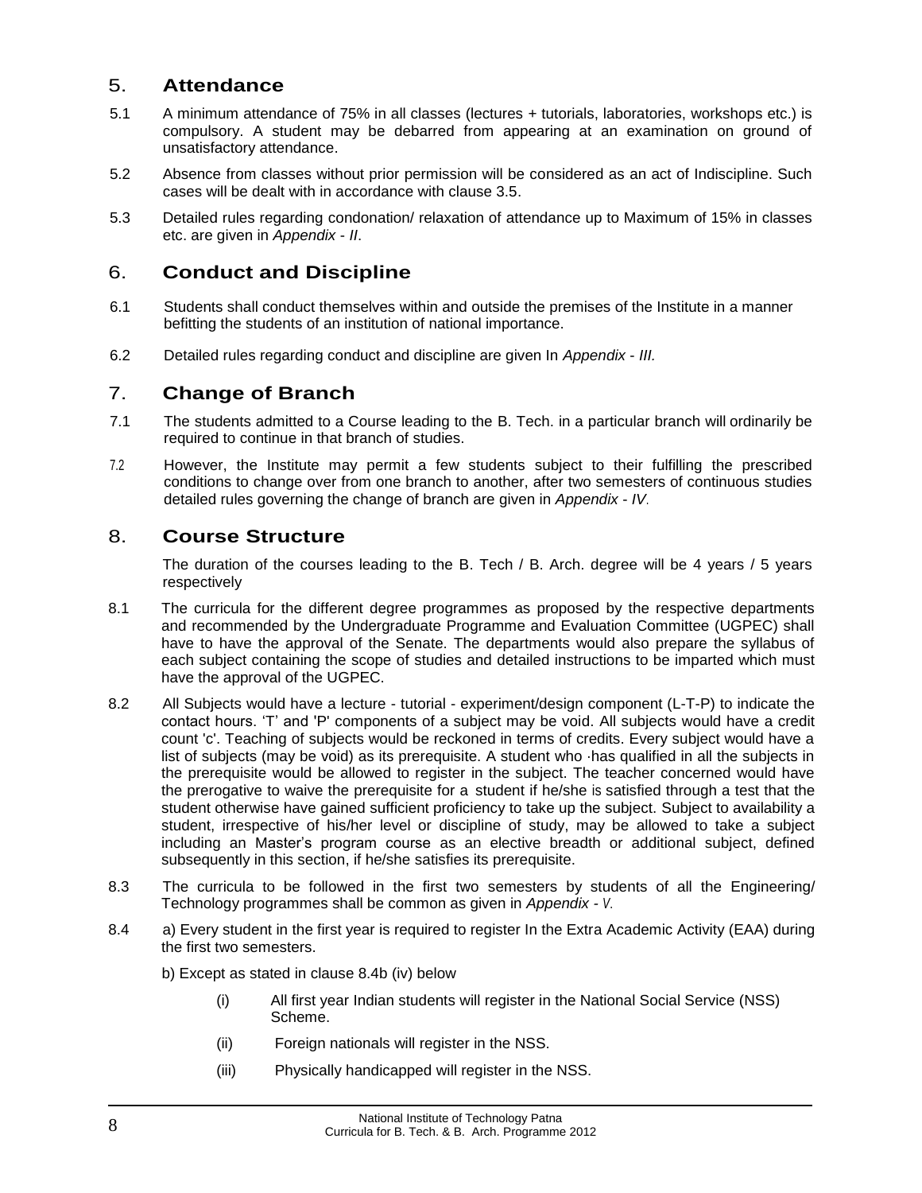## 5. Attendance

5.1 A minimum attendance of 75% in all classes (lectures + tutorials, laboratories, workshops etc.) is compulsory. A student may be debarred from appearing at an examination on ground of unsatisfactory attendance.

5.2 Absence from classes without prior permission will be considered as an act of Indiscipline. Such cases will be dealt with in accordance with clause 3.5.

5.3 Detailed rules regarding condonation/ relaxation of attendance up to Maximum of 15% in classes etc. are given in *Appendix - II*.

## 6. Conduct and Discipline

6.1 Students shall conduct themselves within and outside the premises of the Institute in a manner befitting the students of an institution of national importance.

6.2 Detailed rules regarding conduct and discipline are given In *Appendix - III.*

## 7. Change of Branch

7.1 The students admitted to a Course leading to the B. Tech. in a particular branch will ordinarily be required to continue in that branch of studies.

7.2 However, the Institute may permit a few students subject to their fulfilling the prescribed conditions to change over from one branch to another, after two semesters of continuous studies detailed rules governing the change of branch are given in *Appendix - IV*.

## 8. Course Structure

The duration of the courses leading to the B. Tech / B. Arch. degree will be 4 years / 5 years respectively

8.1 The curricula for the different degree programmes as proposed by the respective departments and recommended by the Undergraduate Programme and Evaluation Committee (UGPEC) shall have to have the approval of the Senate. The departments would also prepare the syllabus of each subject containing the scope of studies and detailed instructions to be imparted which must have the approval of the UGPEC.

8.2 All Subjects would have a lecture - tutorial - experiment/design component (L-T-P) to indicate the contact hours. 'T' and 'P' components of a subject may be void. All subjects would have a credit count 'c'. Teaching of subjects would be reckoned in terms of credits. Every subject would have a list of subjects (may be void) as its prerequisite. A student who ·has qualified in all the subjects in the prerequisite would be allowed to register in the subject. The teacher concerned would have the prerogative to waive the prerequisite for a student if he/she is satisfied through a test that the student otherwise have gained sufficient proficiency to take up the subject. Subject to availability a student, irrespective of his/her level or discipline of study, may be allowed to take a subject including an Master's program course as an elective breadth or additional subject, defined subsequently in this section, if he/she satisfies its prerequisite.

8.3 The curricula to be followed in the first two semesters by students of all the Engineering/ Technology programmes shall be common as given in *Appendix - V.*

8.4 a) Every student in the first year is required to register In the Extra Academic Activity (EAA) during the first two semesters.

b) Except as stated in clause 8.4b (iv) below

(i) All first year Indian students will register in the National Social Service (NSS) Scheme.

(ii) Foreign nationals will register in the NSS.

(iii) Physically handicapped will register in the NSS.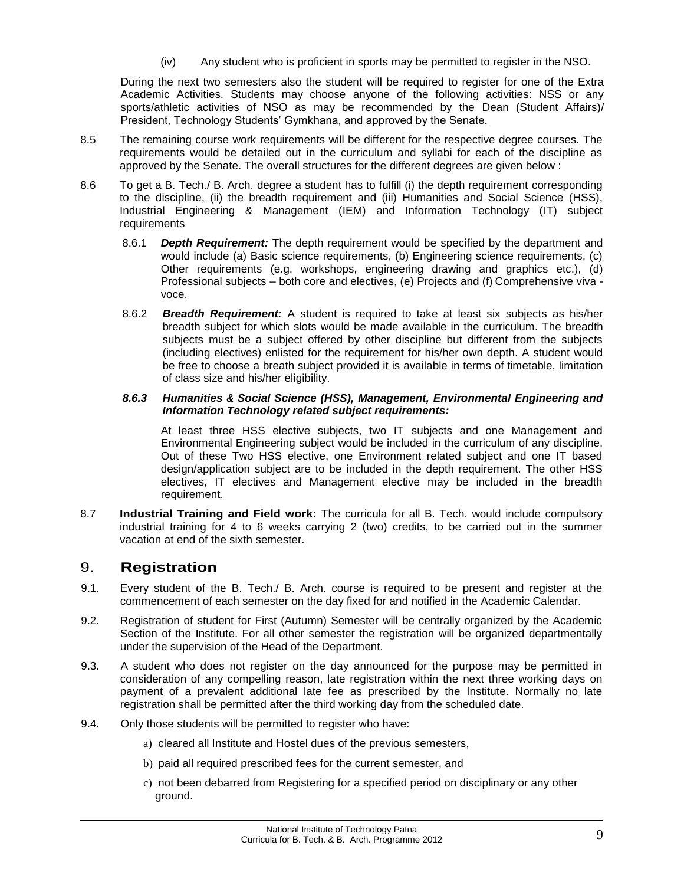(iv) Any student who is proficient in sports may be permitted to register in the NSO.

During the next two semesters also the student will be required to register for one of the Extra Academic Activities. Students may choose anyone of the following activities: NSS or any sports/athletic activities of NSO as may be recommended by the Dean (Student Affairs)/ President, Technology Students' Gymkhana, and approved by the Senate.

8.5 The remaining course work requirements will be different for the respective degree courses. The requirements would be detailed out in the curriculum and syllabi for each of the discipline as approved by the Senate. The overall structures for the different degrees are given below :

8.6 To get a B. Tech./ B. Arch. degree a student has to fulfill (i) the depth requirement corresponding to the discipline, (ii) the breadth requirement and (iii) Humanities and Social Science (HSS), Industrial Engineering & Management (IEM) and Information Technology (IT) subject requirements

8.6.1 ***Depth Requirement:*** The depth requirement would be specified by the department and would include (a) Basic science requirements, (b) Engineering science requirements, (c) Other requirements (e.g. workshops, engineering drawing and graphics etc.), (d) Professional subjects – both core and electives, (e) Projects and (f) Comprehensive viva - voce.

8.6.2 ***Breadth Requirement:*** A student is required to take at least six subjects as his/her breadth subject for which slots would be made available in the curriculum. The breadth subjects must be a subject offered by other discipline but different from the subjects (including electives) enlisted for the requirement for his/her own depth. A student would be free to choose a breath subject provided it is available in terms of timetable, limitation of class size and his/her eligibility.

***8.6.3 Humanities & Social Science (HSS), Management, Environmental Engineering and Information Technology related subject requirements:***

At least three HSS elective subjects, two IT subjects and one Management and Environmental Engineering subject would be included in the curriculum of any discipline. Out of these Two HSS elective, one Environment related subject and one IT based design/application subject are to be included in the depth requirement. The other HSS electives, IT electives and Management elective may be included in the breadth requirement.

8.7 **Industrial Training and Field work:** The curricula for all B. Tech. would include compulsory industrial training for 4 to 6 weeks carrying 2 (two) credits, to be carried out in the summer vacation at end of the sixth semester.

## 9. Registration

9.1. Every student of the B. Tech./ B. Arch. course is required to be present and register at the commencement of each semester on the day fixed for and notified in the Academic Calendar.

9.2. Registration of student for First (Autumn) Semester will be centrally organized by the Academic Section of the Institute. For all other semester the registration will be organized departmentally under the supervision of the Head of the Department.

9.3. A student who does not register on the day announced for the purpose may be permitted in consideration of any compelling reason, late registration within the next three working days on payment of a prevalent additional late fee as prescribed by the Institute. Normally no late registration shall be permitted after the third working day from the scheduled date.

9.4. Only those students will be permitted to register who have:

a) cleared all Institute and Hostel dues of the previous semesters,

b) paid all required prescribed fees for the current semester, and

c) not been debarred from Registering for a specified period on disciplinary or any other ground.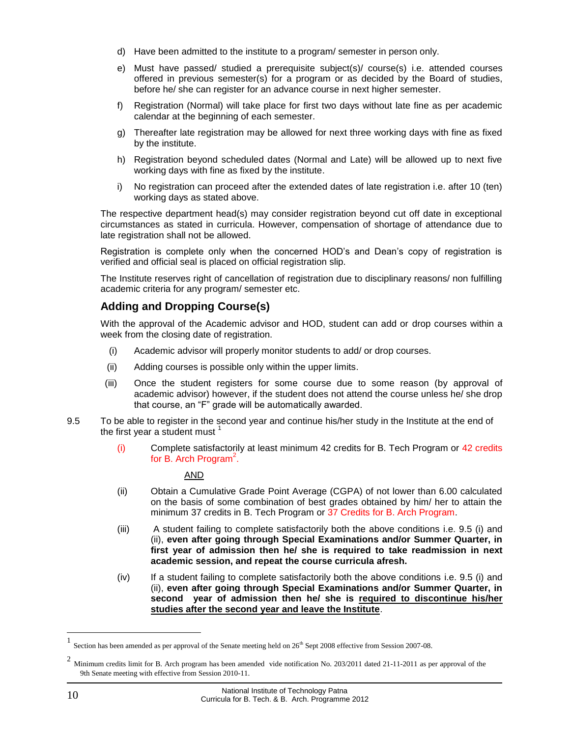d) Have been admitted to the institute to a program/ semester in person only.

e) Must have passed/ studied a prerequisite subject(s)/ course(s) i.e. attended courses offered in previous semester(s) for a program or as decided by the Board of studies, before he/ she can register for an advance course in next higher semester.

f) Registration (Normal) will take place for first two days without late fine as per academic calendar at the beginning of each semester.

g) Thereafter late registration may be allowed for next three working days with fine as fixed by the institute.

h) Registration beyond scheduled dates (Normal and Late) will be allowed up to next five working days with fine as fixed by the institute.

i) No registration can proceed after the extended dates of late registration i.e. after 10 (ten) working days as stated above.

The respective department head(s) may consider registration beyond cut off date in exceptional circumstances as stated in curricula. However, compensation of shortage of attendance due to late registration shall not be allowed.

Registration is complete only when the concerned HOD's and Dean's copy of registration is verified and official seal is placed on official registration slip.

The Institute reserves right of cancellation of registration due to disciplinary reasons/ non fulfilling academic criteria for any program/ semester etc.

## Adding and Dropping Course(s)

With the approval of the Academic advisor and HOD, student can add or drop courses within a week from the closing date of registration.

(i) Academic advisor will properly monitor students to add/ or drop courses.

(ii) Adding courses is possible only within the upper limits.

(iii) Once the student registers for some course due to some reason (by approval of academic advisor) however, if the student does not attend the course unless he/ she drop that course, an "F" grade will be automatically awarded.

9.5 To be able to register in the second year and continue his/her study in the Institute at the end of the first year a student must [1]

(i) Complete satisfactorily at least minimum 42 credits for B. Tech Program or 42 credits for B. Arch Program[2].

AND

(ii) Obtain a Cumulative Grade Point Average (CGPA) of not lower than 6.00 calculated on the basis of some combination of best grades obtained by him/ her to attain the minimum 37 credits in B. Tech Program or 37 Credits for B. Arch Program.

(iii) A student failing to complete satisfactorily both the above conditions i.e. 9.5 (i) and (ii), **even after going through Special Examinations and/or Summer Quarter, in first year of admission then he/ she is required to take readmission in next academic session, and repeat the course curricula afresh.**

(iv) If a student failing to complete satisfactorily both the above conditions i.e. 9.5 (i) and (ii), **even after going through Special Examinations and/or Summer Quarter, in second year of admission then he/ she is <u>required to discontinue his/her studies after the second year and leave the Institute</u>**.

[1] Section has been amended as per approval of the Senate meeting held on 26th Sept 2008 effective from Session 2007-08.

[2] Minimum credits limit for B. Arch program has been amended vide notification No. 203/2011 dated 21-11-2011 as per approval of the 9th Senate meeting with effective from Session 2010-11.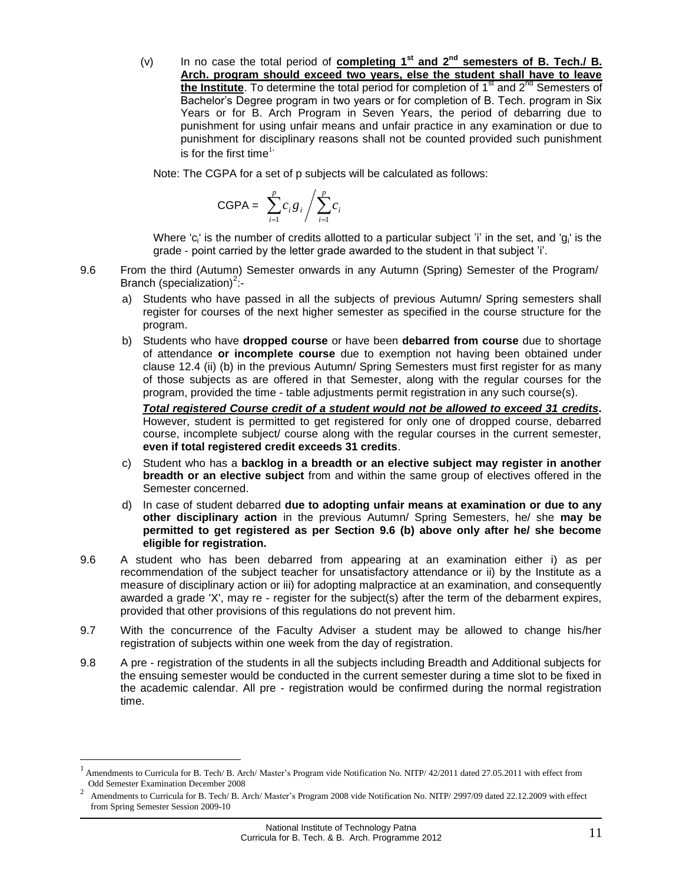(v) In no case the total period of **<u>completing 1st and 2nd semesters of B. Tech./ B. Arch. program should exceed two years, else the student shall have to leave the Institute</u>**. To determine the total period for completion of 1st and 2nd Semesters of Bachelor's Degree program in two years or for completion of B. Tech. program in Six Years or for B. Arch Program in Seven Years, the period of debarring due to punishment for using unfair means and unfair practice in any examination or due to punishment for disciplinary reasons shall not be counted provided such punishment is for the first time[1]

Note: The CGPA for a set of p subjects will be calculated as follows:

$$\text{CGPA} = \sum_{i=1}^{p} c_i g_i \Bigg/ \sum_{i=1}^{p} c_i$$

Where '$c_i$' is the number of credits allotted to a particular subject 'i' in the set, and '$g_i$' is the grade - point carried by the letter grade awarded to the student in that subject 'i'.

9.6 From the third (Autumn) Semester onwards in any Autumn (Spring) Semester of the Program/ Branch (specialization)[2]:-

a) Students who have passed in all the subjects of previous Autumn/ Spring semesters shall register for courses of the next higher semester as specified in the course structure for the program.

b) Students who have **dropped course** or have been **debarred from course** due to shortage of attendance **or incomplete course** due to exemption not having been obtained under clause 12.4 (ii) (b) in the previous Autumn/ Spring Semesters must first register for as many of those subjects as are offered in that Semester, along with the regular courses for the program, provided the time - table adjustments permit registration in any such course(s).

***<u>Total registered Course credit of a student would not be allowed to exceed 31 credits</u>*.** However, student is permitted to get registered for only one of dropped course, debarred course, incomplete subject/ course along with the regular courses in the current semester, **even if total registered credit exceeds 31 credits**.

c) Student who has a **backlog in a breadth or an elective subject may register in another breadth or an elective subject** from and within the same group of electives offered in the Semester concerned.

d) In case of student debarred **due to adopting unfair means at examination or due to any other disciplinary action** in the previous Autumn/ Spring Semesters, he/ she **may be permitted to get registered as per Section 9.6 (b) above only after he/ she become eligible for registration.**

9.6 A student who has been debarred from appearing at an examination either i) as per recommendation of the subject teacher for unsatisfactory attendance or ii) by the Institute as a measure of disciplinary action or iii) for adopting malpractice at an examination, and consequently awarded a grade 'X', may re - register for the subject(s) after the term of the debarment expires, provided that other provisions of this regulations do not prevent him.

9.7 With the concurrence of the Faculty Adviser a student may be allowed to change his/her registration of subjects within one week from the day of registration.

9.8 A pre - registration of the students in all the subjects including Breadth and Additional subjects for the ensuing semester would be conducted in the current semester during a time slot to be fixed in the academic calendar. All pre - registration would be confirmed during the normal registration time.

---

[1] Amendments to Curricula for B. Tech/ B. Arch/ Master's Program vide Notification No. NITP/ 42/2011 dated 27.05.2011 with effect from Odd Semester Examination December 2008

[2] Amendments to Curricula for B. Tech/ B. Arch/ Master's Program 2008 vide Notification No. NITP/ 2997/09 dated 22.12.2009 with effect from Spring Semester Session 2009-10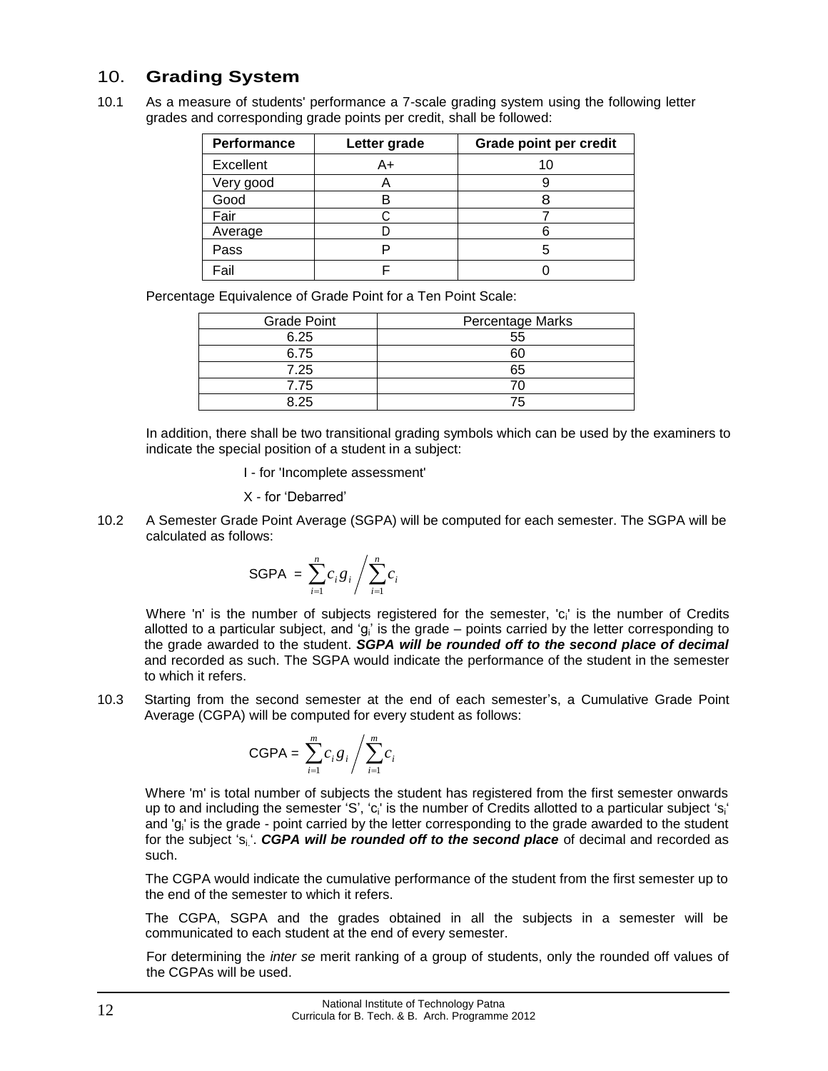## 10. Grading System

10.1 As a measure of students' performance a 7-scale grading system using the following letter grades and corresponding grade points per credit, shall be followed:

| Performance | Letter grade | Grade point per credit |
|---|---|---|
| Excellent | A+ | 10 |
| Very good | A | 9 |
| Good | B | 8 |
| Fair | C | 7 |
| Average | D | 6 |
| Pass | P | 5 |
| Fail | F | 0 |

Percentage Equivalence of Grade Point for a Ten Point Scale:

| Grade Point | Percentage Marks |
|---|---|
| 6.25 | 55 |
| 6.75 | 60 |
| 7.25 | 65 |
| 7.75 | 70 |
| 8.25 | 75 |

In addition, there shall be two transitional grading symbols which can be used by the examiners to indicate the special position of a student in a subject:

I - for 'Incomplete assessment'

X - for 'Debarred'

10.2 A Semester Grade Point Average (SGPA) will be computed for each semester. The SGPA will be calculated as follows:

$$\text{SGPA} = \sum_{i=1}^{n} c_i g_i \Bigg/ \sum_{i=1}^{n} c_i$$

Where 'n' is the number of subjects registered for the semester, '$c_i$' is the number of Credits allotted to a particular subject, and '$g_i$' is the grade – points carried by the letter corresponding to the grade awarded to the student. ***SGPA will be rounded off to the second place of decimal*** and recorded as such. The SGPA would indicate the performance of the student in the semester to which it refers.

10.3 Starting from the second semester at the end of each semester's, a Cumulative Grade Point Average (CGPA) will be computed for every student as follows:

$$\text{CGPA} = \sum_{i=1}^{m} c_i g_i \Bigg/ \sum_{i=1}^{m} c_i$$

Where 'm' is total number of subjects the student has registered from the first semester onwards up to and including the semester 'S', '$c_i$' is the number of Credits allotted to a particular subject '$s_i$' and '$g_i$' is the grade - point carried by the letter corresponding to the grade awarded to the student for the subject '$s_i$'. ***CGPA will be rounded off to the second place*** of decimal and recorded as such.

The CGPA would indicate the cumulative performance of the student from the first semester up to the end of the semester to which it refers.

The CGPA, SGPA and the grades obtained in all the subjects in a semester will be communicated to each student at the end of every semester.

For determining the *inter se* merit ranking of a group of students, only the rounded off values of the CGPAs will be used.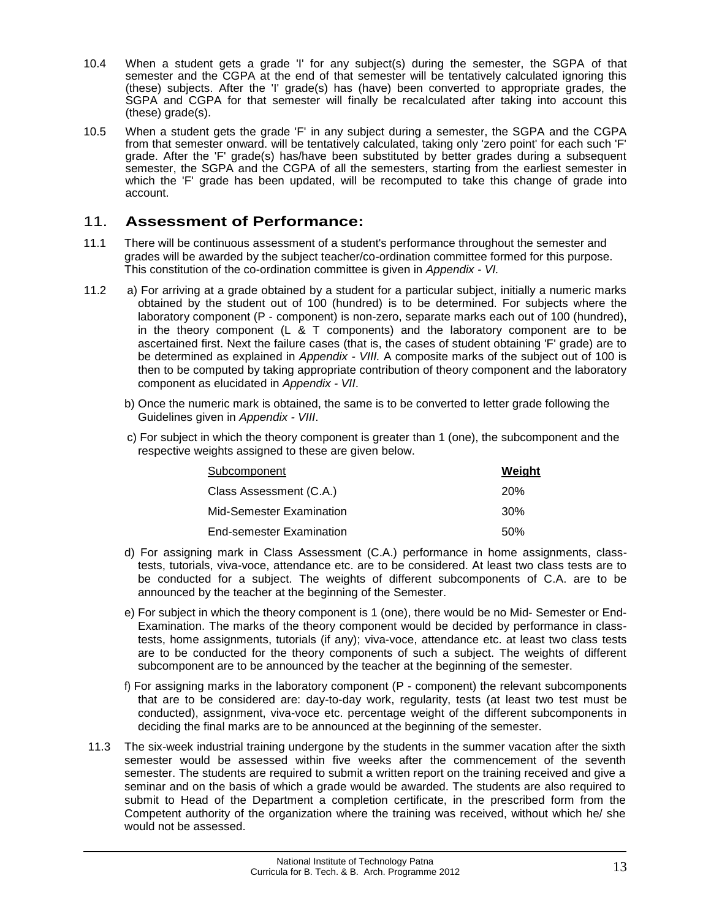10.4 When a student gets a grade 'I' for any subject(s) during the semester, the SGPA of that semester and the CGPA at the end of that semester will be tentatively calculated ignoring this (these) subjects. After the 'I' grade(s) has (have) been converted to appropriate grades, the SGPA and CGPA for that semester will finally be recalculated after taking into account this (these) grade(s).

10.5 When a student gets the grade 'F' in any subject during a semester, the SGPA and the CGPA from that semester onward. will be tentatively calculated, taking only 'zero point' for each such 'F' grade. After the 'F' grade(s) has/have been substituted by better grades during a subsequent semester, the SGPA and the CGPA of all the semesters, starting from the earliest semester in which the 'F' grade has been updated, will be recomputed to take this change of grade into account.

## 11. Assessment of Performance:

11.1 There will be continuous assessment of a student's performance throughout the semester and grades will be awarded by the subject teacher/co-ordination committee formed for this purpose. This constitution of the co-ordination committee is given in *Appendix - VI.*

11.2 a) For arriving at a grade obtained by a student for a particular subject, initially a numeric marks obtained by the student out of 100 (hundred) is to be determined. For subjects where the laboratory component (P - component) is non-zero, separate marks each out of 100 (hundred), in the theory component (L & T components) and the laboratory component are to be ascertained first. Next the failure cases (that is, the cases of student obtaining 'F' grade) are to be determined as explained in *Appendix - VIII.* A composite marks of the subject out of 100 is then to be computed by taking appropriate contribution of theory component and the laboratory component as elucidated in *Appendix - VII*.

b) Once the numeric mark is obtained, the same is to be converted to letter grade following the Guidelines given in *Appendix - VIII*.

c) For subject in which the theory component is greater than 1 (one), the subcomponent and the respective weights assigned to these are given below.

| Subcomponent | **Weight** |
|---|---|
| Class Assessment (C.A.) | 20% |
| Mid-Semester Examination | 30% |
| End-semester Examination | 50% |

d) For assigning mark in Class Assessment (C.A.) performance in home assignments, class-tests, tutorials, viva-voce, attendance etc. are to be considered. At least two class tests are to be conducted for a subject. The weights of different subcomponents of C.A. are to be announced by the teacher at the beginning of the Semester.

e) For subject in which the theory component is 1 (one), there would be no Mid- Semester or End-Examination. The marks of the theory component would be decided by performance in class-tests, home assignments, tutorials (if any); viva-voce, attendance etc. at least two class tests are to be conducted for the theory components of such a subject. The weights of different subcomponent are to be announced by the teacher at the beginning of the semester.

f) For assigning marks in the laboratory component (P - component) the relevant subcomponents that are to be considered are: day-to-day work, regularity, tests (at least two test must be conducted), assignment, viva-voce etc. percentage weight of the different subcomponents in deciding the final marks are to be announced at the beginning of the semester.

11.3 The six-week industrial training undergone by the students in the summer vacation after the sixth semester would be assessed within five weeks after the commencement of the seventh semester. The students are required to submit a written report on the training received and give a seminar and on the basis of which a grade would be awarded. The students are also required to submit to Head of the Department a completion certificate, in the prescribed form from the Competent authority of the organization where the training was received, without which he/ she would not be assessed.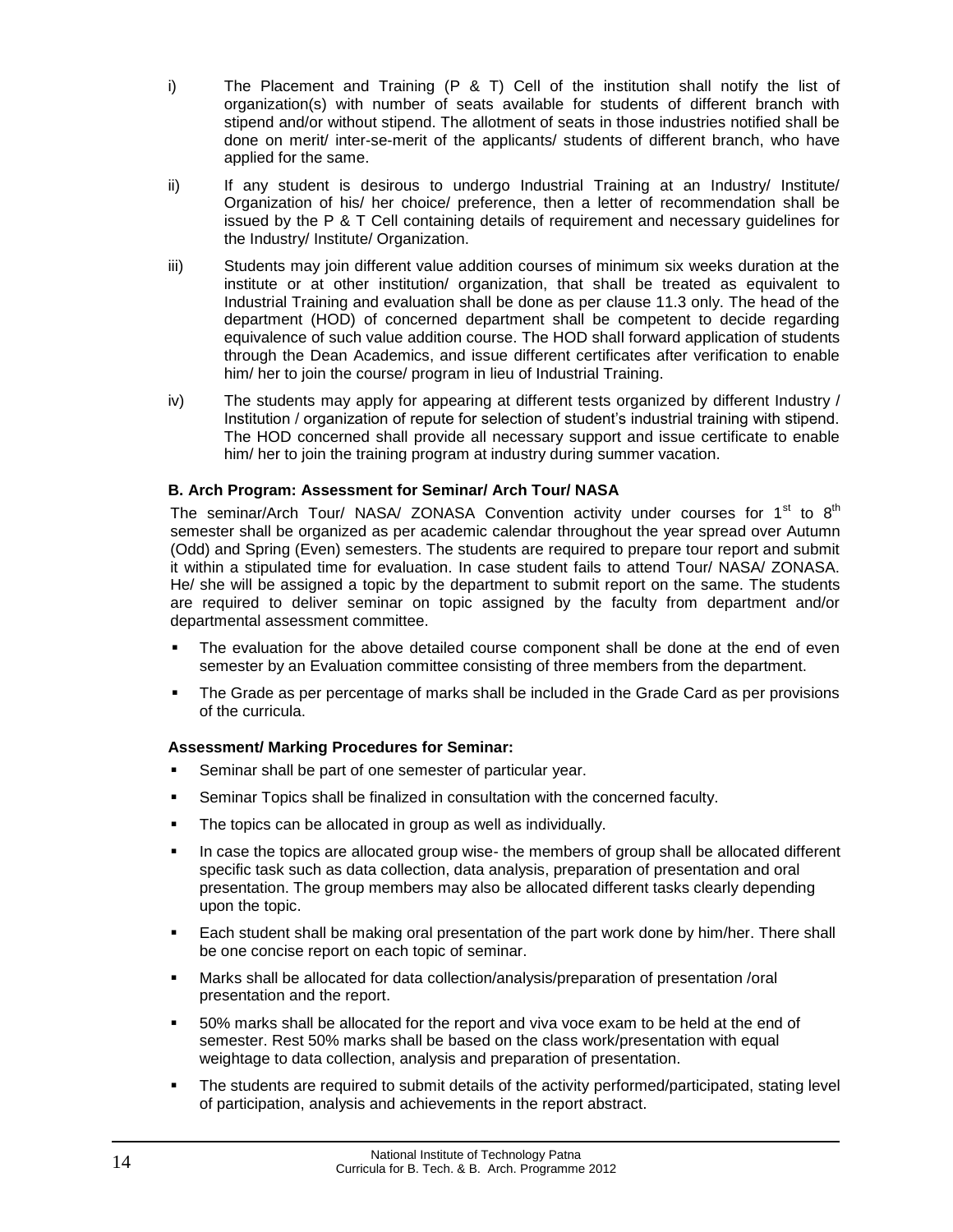i) The Placement and Training (P & T) Cell of the institution shall notify the list of organization(s) with number of seats available for students of different branch with stipend and/or without stipend. The allotment of seats in those industries notified shall be done on merit/ inter-se-merit of the applicants/ students of different branch, who have applied for the same.

ii) If any student is desirous to undergo Industrial Training at an Industry/ Institute/ Organization of his/ her choice/ preference, then a letter of recommendation shall be issued by the P & T Cell containing details of requirement and necessary guidelines for the Industry/ Institute/ Organization.

iii) Students may join different value addition courses of minimum six weeks duration at the institute or at other institution/ organization, that shall be treated as equivalent to Industrial Training and evaluation shall be done as per clause 11.3 only. The head of the department (HOD) of concerned department shall be competent to decide regarding equivalence of such value addition course. The HOD shall forward application of students through the Dean Academics, and issue different certificates after verification to enable him/ her to join the course/ program in lieu of Industrial Training.

iv) The students may apply for appearing at different tests organized by different Industry / Institution / organization of repute for selection of student's industrial training with stipend. The HOD concerned shall provide all necessary support and issue certificate to enable him/ her to join the training program at industry during summer vacation.

**B. Arch Program: Assessment for Seminar/ Arch Tour/ NASA**

The seminar/Arch Tour/ NASA/ ZONASA Convention activity under courses for 1st to 8th semester shall be organized as per academic calendar throughout the year spread over Autumn (Odd) and Spring (Even) semesters. The students are required to prepare tour report and submit it within a stipulated time for evaluation. In case student fails to attend Tour/ NASA/ ZONASA. He/ she will be assigned a topic by the department to submit report on the same. The students are required to deliver seminar on topic assigned by the faculty from department and/or departmental assessment committee.

- The evaluation for the above detailed course component shall be done at the end of even semester by an Evaluation committee consisting of three members from the department.
- The Grade as per percentage of marks shall be included in the Grade Card as per provisions of the curricula.

**Assessment/ Marking Procedures for Seminar:**

- Seminar shall be part of one semester of particular year.
- Seminar Topics shall be finalized in consultation with the concerned faculty.
- The topics can be allocated in group as well as individually.
- In case the topics are allocated group wise- the members of group shall be allocated different specific task such as data collection, data analysis, preparation of presentation and oral presentation. The group members may also be allocated different tasks clearly depending upon the topic.
- Each student shall be making oral presentation of the part work done by him/her. There shall be one concise report on each topic of seminar.
- Marks shall be allocated for data collection/analysis/preparation of presentation /oral presentation and the report.
- 50% marks shall be allocated for the report and viva voce exam to be held at the end of semester. Rest 50% marks shall be based on the class work/presentation with equal weightage to data collection, analysis and preparation of presentation.
- The students are required to submit details of the activity performed/participated, stating level of participation, analysis and achievements in the report abstract.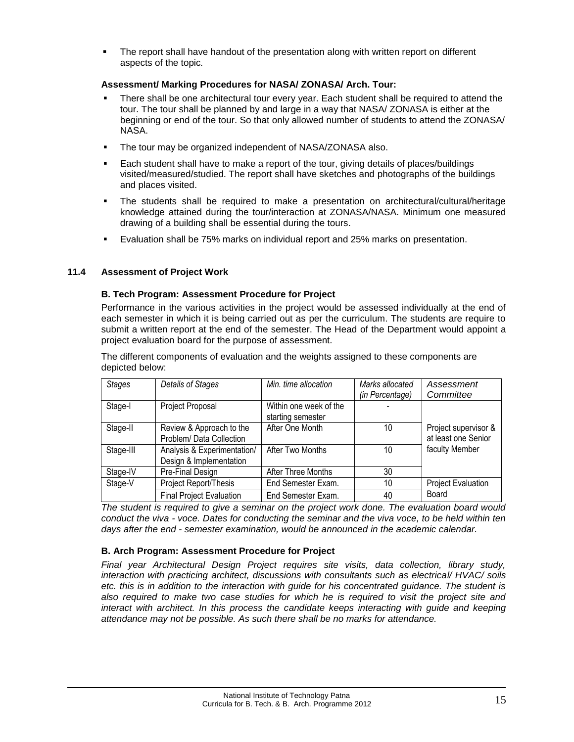- The report shall have handout of the presentation along with written report on different aspects of the topic.

**Assessment/ Marking Procedures for NASA/ ZONASA/ Arch. Tour:**

- There shall be one architectural tour every year. Each student shall be required to attend the tour. The tour shall be planned by and large in a way that NASA/ ZONASA is either at the beginning or end of the tour. So that only allowed number of students to attend the ZONASA/ NASA.
- The tour may be organized independent of NASA/ZONASA also.
- Each student shall have to make a report of the tour, giving details of places/buildings visited/measured/studied. The report shall have sketches and photographs of the buildings and places visited.
- The students shall be required to make a presentation on architectural/cultural/heritage knowledge attained during the tour/interaction at ZONASA/NASA. Minimum one measured drawing of a building shall be essential during the tours.
- Evaluation shall be 75% marks on individual report and 25% marks on presentation.

### 11.4 Assessment of Project Work

**B. Tech Program: Assessment Procedure for Project**

Performance in the various activities in the project would be assessed individually at the end of each semester in which it is being carried out as per the curriculum. The students are require to submit a written report at the end of the semester. The Head of the Department would appoint a project evaluation board for the purpose of assessment.

The different components of evaluation and the weights assigned to these components are depicted below:

| *Stages* | *Details of Stages* | *Min. time allocation* | *Marks allocated (in Percentage)* | *Assessment Committee* |
|---|---|---|---|---|
| Stage-I | Project Proposal | Within one week of the starting semester | - | Project supervisor & at least one Senior faculty Member |
| Stage-II | Review & Approach to the Problem/ Data Collection | After One Month | 10 | |
| Stage-III | Analysis & Experimentation/ Design & Implementation | After Two Months | 10 | |
| Stage-IV | Pre-Final Design | After Three Months | 30 | |
| Stage-V | Project Report/Thesis | End Semester Exam. | 10 | Project Evaluation Board |
| | Final Project Evaluation | End Semester Exam. | 40 | |

*The student is required to give a seminar on the project work done. The evaluation board would conduct the viva - voce. Dates for conducting the seminar and the viva voce, to be held within ten days after the end - semester examination, would be announced in the academic calendar.*

**B. Arch Program: Assessment Procedure for Project**

*Final year Architectural Design Project requires site visits, data collection, library study, interaction with practicing architect, discussions with consultants such as electrical/ HVAC/ soils etc. this is in addition to the interaction with guide for his concentrated guidance. The student is also required to make two case studies for which he is required to visit the project site and interact with architect. In this process the candidate keeps interacting with guide and keeping attendance may not be possible. As such there shall be no marks for attendance.*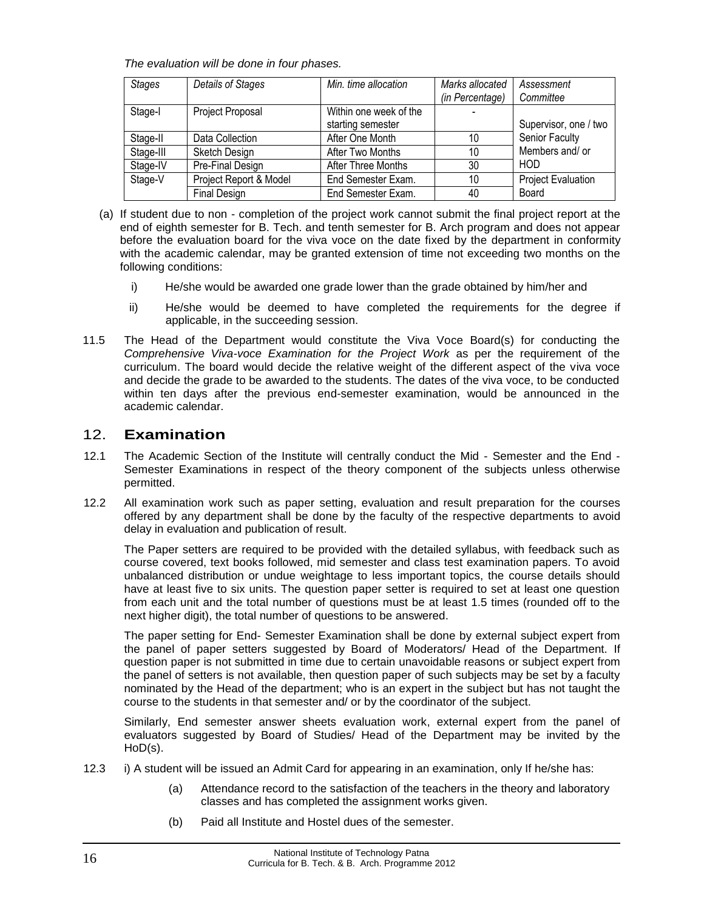*The evaluation will be done in four phases.*

| *Stages* | *Details of Stages* | *Min. time allocation* | *Marks allocated (in Percentage)* | *Assessment Committee* |
|---|---|---|---|---|
| Stage-I | Project Proposal | Within one week of the starting semester | - | Supervisor, one / two Senior Faculty Members and/ or HOD |
| Stage-II | Data Collection | After One Month | 10 | |
| Stage-III | Sketch Design | After Two Months | 10 | |
| Stage-IV | Pre-Final Design | After Three Months | 30 | |
| Stage-V | Project Report & Model | End Semester Exam. | 10 | Project Evaluation Board |
| | Final Design | End Semester Exam. | 40 | |

(a) If student due to non - completion of the project work cannot submit the final project report at the end of eighth semester for B. Tech. and tenth semester for B. Arch program and does not appear before the evaluation board for the viva voce on the date fixed by the department in conformity with the academic calendar, may be granted extension of time not exceeding two months on the following conditions:

i) He/she would be awarded one grade lower than the grade obtained by him/her and

ii) He/she would be deemed to have completed the requirements for the degree if applicable, in the succeeding session.

11.5 The Head of the Department would constitute the Viva Voce Board(s) for conducting the *Comprehensive Viva-voce Examination for the Project Work* as per the requirement of the curriculum. The board would decide the relative weight of the different aspect of the viva voce and decide the grade to be awarded to the students. The dates of the viva voce, to be conducted within ten days after the previous end-semester examination, would be announced in the academic calendar.

## 12. Examination

12.1 The Academic Section of the Institute will centrally conduct the Mid - Semester and the End - Semester Examinations in respect of the theory component of the subjects unless otherwise permitted.

12.2 All examination work such as paper setting, evaluation and result preparation for the courses offered by any department shall be done by the faculty of the respective departments to avoid delay in evaluation and publication of result.

The Paper setters are required to be provided with the detailed syllabus, with feedback such as course covered, text books followed, mid semester and class test examination papers. To avoid unbalanced distribution or undue weightage to less important topics, the course details should have at least five to six units. The question paper setter is required to set at least one question from each unit and the total number of questions must be at least 1.5 times (rounded off to the next higher digit), the total number of questions to be answered.

The paper setting for End- Semester Examination shall be done by external subject expert from the panel of paper setters suggested by Board of Moderators/ Head of the Department. If question paper is not submitted in time due to certain unavoidable reasons or subject expert from the panel of setters is not available, then question paper of such subjects may be set by a faculty nominated by the Head of the department; who is an expert in the subject but has not taught the course to the students in that semester and/ or by the coordinator of the subject.

Similarly, End semester answer sheets evaluation work, external expert from the panel of evaluators suggested by Board of Studies/ Head of the Department may be invited by the HoD(s).

12.3 i) A student will be issued an Admit Card for appearing in an examination, only If he/she has:

(a) Attendance record to the satisfaction of the teachers in the theory and laboratory classes and has completed the assignment works given.

(b) Paid all Institute and Hostel dues of the semester.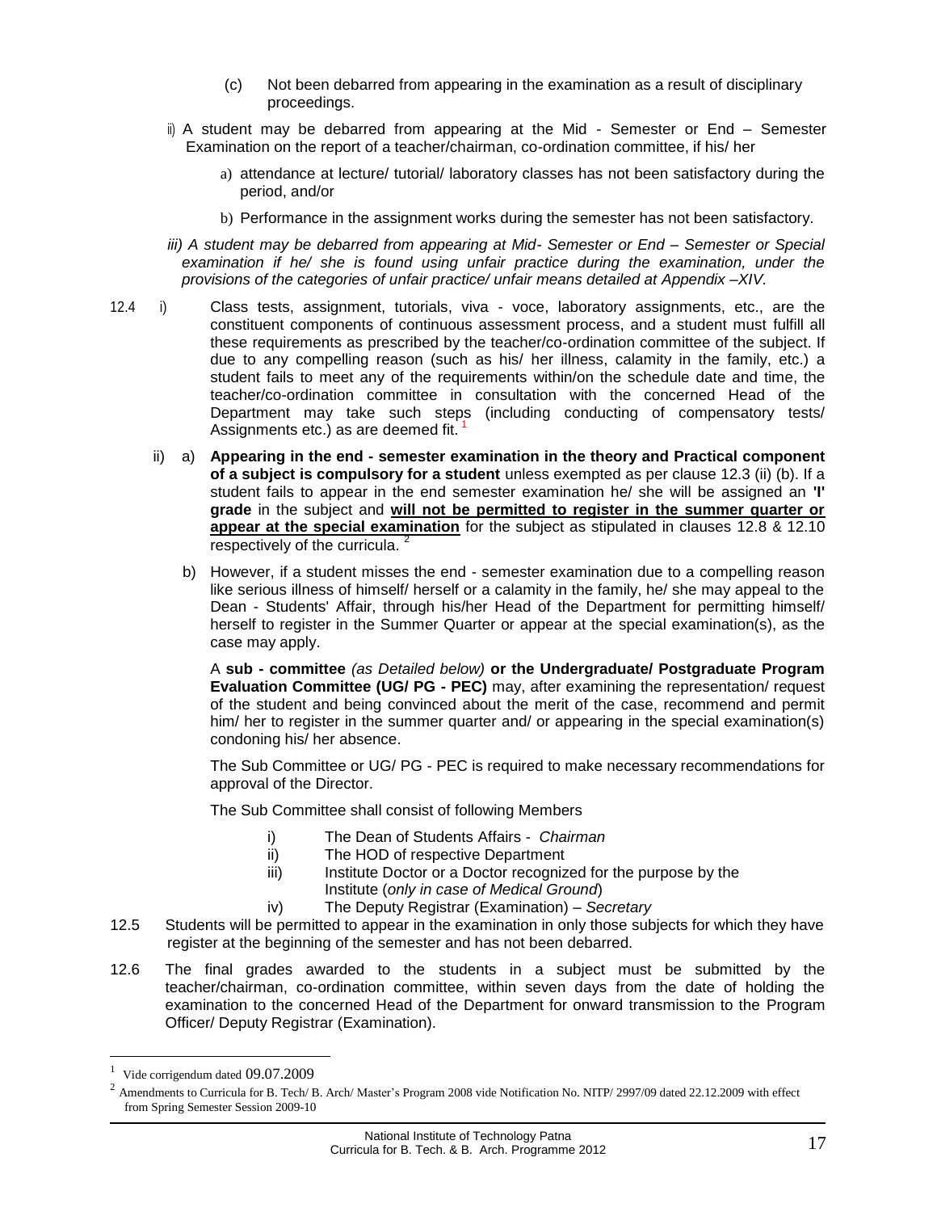(c) Not been debarred from appearing in the examination as a result of disciplinary proceedings.

ii) A student may be debarred from appearing at the Mid - Semester or End – Semester Examination on the report of a teacher/chairman, co-ordination committee, if his/ her

a) attendance at lecture/ tutorial/ laboratory classes has not been satisfactory during the period, and/or

b) Performance in the assignment works during the semester has not been satisfactory.

*iii) A student may be debarred from appearing at Mid- Semester or End – Semester or Special examination if he/ she is found using unfair practice during the examination, under the provisions of the categories of unfair practice/ unfair means detailed at Appendix –XIV.*

12.4 i) Class tests, assignment, tutorials, viva - voce, laboratory assignments, etc., are the constituent components of continuous assessment process, and a student must fulfill all these requirements as prescribed by the teacher/co-ordination committee of the subject. If due to any compelling reason (such as his/ her illness, calamity in the family, etc.) a student fails to meet any of the requirements within/on the schedule date and time, the teacher/co-ordination committee in consultation with the concerned Head of the Department may take such steps (including conducting of compensatory tests/ Assignments etc.) as are deemed fit.[1]

ii) a) **Appearing in the end - semester examination in the theory and Practical component of a subject is compulsory for a student** unless exempted as per clause 12.3 (ii) (b). If a student fails to appear in the end semester examination he/ she will be assigned an **'I' grade** in the subject and **will not be permitted to register in the summer quarter or appear at the special examination** for the subject as stipulated in clauses 12.8 & 12.10 respectively of the curricula.[2]

b) However, if a student misses the end - semester examination due to a compelling reason like serious illness of himself/ herself or a calamity in the family, he/ she may appeal to the Dean - Students' Affair, through his/her Head of the Department for permitting himself/ herself to register in the Summer Quarter or appear at the special examination(s), as the case may apply.

A **sub - committee** *(as Detailed below)* **or the Undergraduate/ Postgraduate Program Evaluation Committee (UG/ PG - PEC)** may, after examining the representation/ request of the student and being convinced about the merit of the case, recommend and permit him/ her to register in the summer quarter and/ or appearing in the special examination(s) condoning his/ her absence.

The Sub Committee or UG/ PG - PEC is required to make necessary recommendations for approval of the Director.

The Sub Committee shall consist of following Members

i) The Dean of Students Affairs - *Chairman*
ii) The HOD of respective Department
iii) Institute Doctor or a Doctor recognized for the purpose by the Institute (*only in case of Medical Ground*)
iv) The Deputy Registrar (Examination) – *Secretary*

12.5 Students will be permitted to appear in the examination in only those subjects for which they have register at the beginning of the semester and has not been debarred.

12.6 The final grades awarded to the students in a subject must be submitted by the teacher/chairman, co-ordination committee, within seven days from the date of holding the examination to the concerned Head of the Department for onward transmission to the Program Officer/ Deputy Registrar (Examination).

---

[1] Vide corrigendum dated 09.07.2009

[2] Amendments to Curricula for B. Tech/ B. Arch/ Master's Program 2008 vide Notification No. NITP/ 2997/09 dated 22.12.2009 with effect from Spring Semester Session 2009-10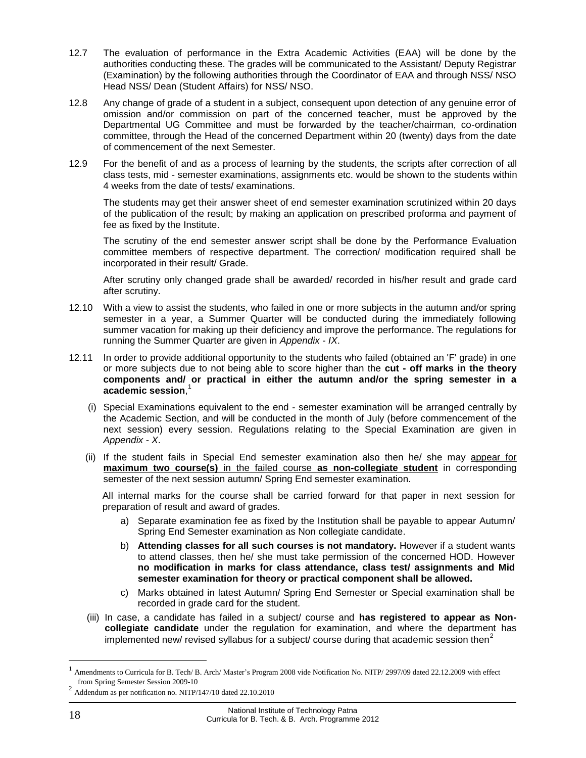12.7 The evaluation of performance in the Extra Academic Activities (EAA) will be done by the authorities conducting these. The grades will be communicated to the Assistant/ Deputy Registrar (Examination) by the following authorities through the Coordinator of EAA and through NSS/ NSO Head NSS/ Dean (Student Affairs) for NSS/ NSO.

12.8 Any change of grade of a student in a subject, consequent upon detection of any genuine error of omission and/or commission on part of the concerned teacher, must be approved by the Departmental UG Committee and must be forwarded by the teacher/chairman, co-ordination committee, through the Head of the concerned Department within 20 (twenty) days from the date of commencement of the next Semester.

12.9 For the benefit of and as a process of learning by the students, the scripts after correction of all class tests, mid - semester examinations, assignments etc. would be shown to the students within 4 weeks from the date of tests/ examinations.

The students may get their answer sheet of end semester examination scrutinized within 20 days of the publication of the result; by making an application on prescribed proforma and payment of fee as fixed by the Institute.

The scrutiny of the end semester answer script shall be done by the Performance Evaluation committee members of respective department. The correction/ modification required shall be incorporated in their result/ Grade.

After scrutiny only changed grade shall be awarded/ recorded in his/her result and grade card after scrutiny.

12.10 With a view to assist the students, who failed in one or more subjects in the autumn and/or spring semester in a year, a Summer Quarter will be conducted during the immediately following summer vacation for making up their deficiency and improve the performance. The regulations for running the Summer Quarter are given in *Appendix - IX*.

12.11 In order to provide additional opportunity to the students who failed (obtained an 'F' grade) in one or more subjects due to not being able to score higher than the **cut - off marks in the theory components and/ or practical in either the autumn and/or the spring semester in a academic session**,[1]

(i) Special Examinations equivalent to the end - semester examination will be arranged centrally by the Academic Section, and will be conducted in the month of July (before commencement of the next session) every session. Regulations relating to the Special Examination are given in *Appendix - X*.

(ii) If the student fails in Special End semester examination also then he/ she may appear for **maximum two course(s)** in the failed course **as non-collegiate student** in corresponding semester of the next session autumn/ Spring End semester examination.

All internal marks for the course shall be carried forward for that paper in next session for preparation of result and award of grades.

a) Separate examination fee as fixed by the Institution shall be payable to appear Autumn/ Spring End Semester examination as Non collegiate candidate.

b) **Attending classes for all such courses is not mandatory.** However if a student wants to attend classes, then he/ she must take permission of the concerned HOD. However **no modification in marks for class attendance, class test/ assignments and Mid semester examination for theory or practical component shall be allowed.**

c) Marks obtained in latest Autumn/ Spring End Semester or Special examination shall be recorded in grade card for the student.

(iii) In case, a candidate has failed in a subject/ course and **has registered to appear as Non-collegiate candidate** under the regulation for examination, and where the department has implemented new/ revised syllabus for a subject/ course during that academic session then[2]

---

[1] Amendments to Curricula for B. Tech/ B. Arch/ Master's Program 2008 vide Notification No. NITP/ 2997/09 dated 22.12.2009 with effect from Spring Semester Session 2009-10

[2] Addendum as per notification no. NITP/147/10 dated 22.10.2010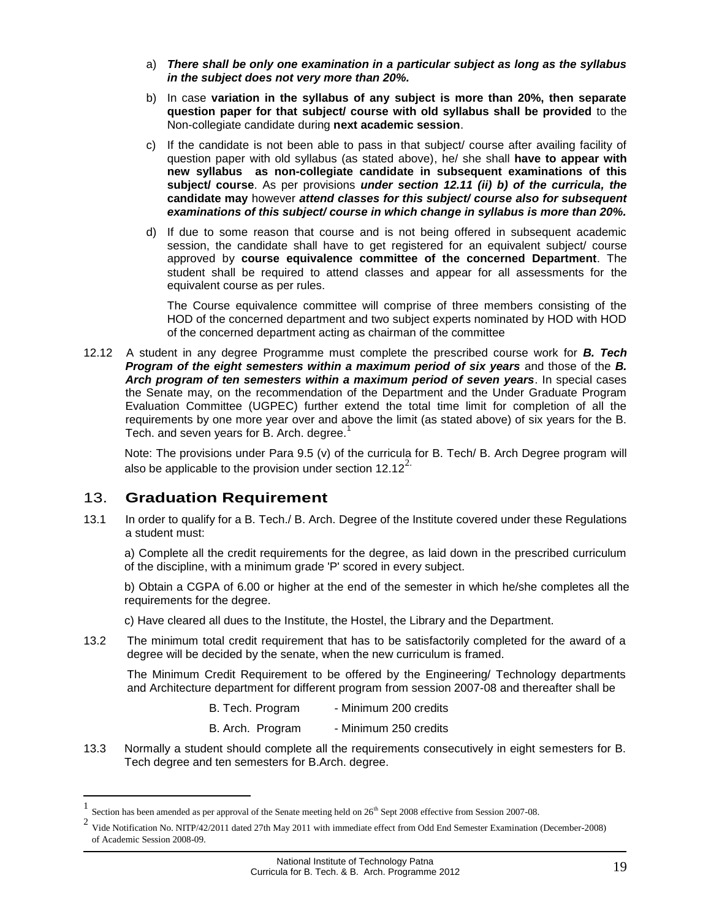a) ***There shall be only one examination in a particular subject as long as the syllabus in the subject does not very more than 20%.***

b) In case **variation in the syllabus of any subject is more than 20%, then separate question paper for that subject/ course with old syllabus shall be provided** to the Non-collegiate candidate during **next academic session**.

c) If the candidate is not been able to pass in that subject/ course after availing facility of question paper with old syllabus (as stated above), he/ she shall **have to appear with new syllabus as non-collegiate candidate in subsequent examinations of this subject/ course**. As per provisions ***under section 12.11 (ii) b) of the curricula, the*** **candidate may** however ***attend classes for this subject/ course also for subsequent examinations of this subject/ course in which change in syllabus is more than 20%.***

d) If due to some reason that course and is not being offered in subsequent academic session, the candidate shall have to get registered for an equivalent subject/ course approved by **course equivalence committee of the concerned Department**. The student shall be required to attend classes and appear for all assessments for the equivalent course as per rules.

The Course equivalence committee will comprise of three members consisting of the HOD of the concerned department and two subject experts nominated by HOD with HOD of the concerned department acting as chairman of the committee

12.12 A student in any degree Programme must complete the prescribed course work for ***B. Tech Program of the eight semesters within a maximum period of six years*** and those of the ***B. Arch program of ten semesters within a maximum period of seven years***. In special cases the Senate may, on the recommendation of the Department and the Under Graduate Program Evaluation Committee (UGPEC) further extend the total time limit for completion of all the requirements by one more year over and above the limit (as stated above) of six years for the B. Tech. and seven years for B. Arch. degree.[1]

Note: The provisions under Para 9.5 (v) of the curricula for B. Tech/ B. Arch Degree program will also be applicable to the provision under section 12.12[2].

## 13. Graduation Requirement

13.1 In order to qualify for a B. Tech./ B. Arch. Degree of the Institute covered under these Regulations a student must:

a) Complete all the credit requirements for the degree, as laid down in the prescribed curriculum of the discipline, with a minimum grade 'P' scored in every subject.

b) Obtain a CGPA of 6.00 or higher at the end of the semester in which he/she completes all the requirements for the degree.

c) Have cleared all dues to the Institute, the Hostel, the Library and the Department.

13.2 The minimum total credit requirement that has to be satisfactorily completed for the award of a degree will be decided by the senate, when the new curriculum is framed.

The Minimum Credit Requirement to be offered by the Engineering/ Technology departments and Architecture department for different program from session 2007-08 and thereafter shall be

B. Tech. Program - Minimum 200 credits

B. Arch. Program - Minimum 250 credits

13.3 Normally a student should complete all the requirements consecutively in eight semesters for B. Tech degree and ten semesters for B.Arch. degree.

---

[1] Section has been amended as per approval of the Senate meeting held on 26th Sept 2008 effective from Session 2007-08.

[2] Vide Notification No. NITP/42/2011 dated 27th May 2011 with immediate effect from Odd End Semester Examination (December-2008) of Academic Session 2008-09.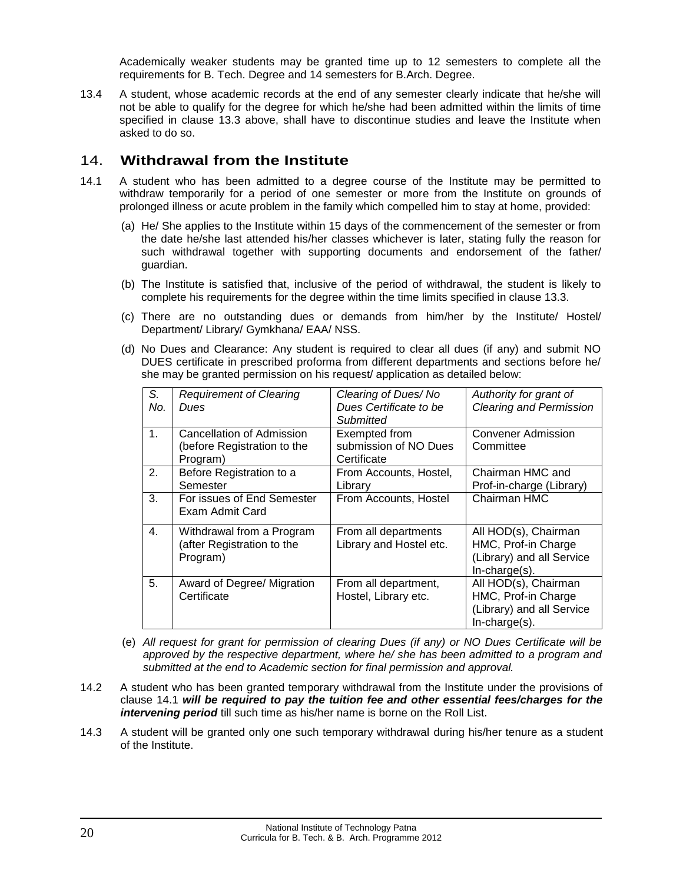Academically weaker students may be granted time up to 12 semesters to complete all the requirements for B. Tech. Degree and 14 semesters for B.Arch. Degree.

13.4 A student, whose academic records at the end of any semester clearly indicate that he/she will not be able to qualify for the degree for which he/she had been admitted within the limits of time specified in clause 13.3 above, shall have to discontinue studies and leave the Institute when asked to do so.

## 14. Withdrawal from the Institute

14.1 A student who has been admitted to a degree course of the Institute may be permitted to withdraw temporarily for a period of one semester or more from the Institute on grounds of prolonged illness or acute problem in the family which compelled him to stay at home, provided:

(a) He/ She applies to the Institute within 15 days of the commencement of the semester or from the date he/she last attended his/her classes whichever is later, stating fully the reason for such withdrawal together with supporting documents and endorsement of the father/ guardian.

(b) The Institute is satisfied that, inclusive of the period of withdrawal, the student is likely to complete his requirements for the degree within the time limits specified in clause 13.3.

(c) There are no outstanding dues or demands from him/her by the Institute/ Hostel/ Department/ Library/ Gymkhana/ EAA/ NSS.

(d) No Dues and Clearance: Any student is required to clear all dues (if any) and submit NO DUES certificate in prescribed proforma from different departments and sections before he/ she may be granted permission on his request/ application as detailed below:

| *S. No.* | *Requirement of Clearing Dues* | *Clearing of Dues/ No Dues Certificate to be Submitted* | *Authority for grant of Clearing and Permission* |
|---|---|---|---|
| 1. | Cancellation of Admission (before Registration to the Program) | Exempted from submission of NO Dues Certificate | Convener Admission Committee |
| 2. | Before Registration to a Semester | From Accounts, Hostel, Library | Chairman HMC and Prof-in-charge (Library) |
| 3. | For issues of End Semester Exam Admit Card | From Accounts, Hostel | Chairman HMC |
| 4. | Withdrawal from a Program (after Registration to the Program) | From all departments Library and Hostel etc. | All HOD(s), Chairman HMC, Prof-in Charge (Library) and all Service In-charge(s). |
| 5. | Award of Degree/ Migration Certificate | From all department, Hostel, Library etc. | All HOD(s), Chairman HMC, Prof-in Charge (Library) and all Service In-charge(s). |

(e) *All request for grant for permission of clearing Dues (if any) or NO Dues Certificate will be approved by the respective department, where he/ she has been admitted to a program and submitted at the end to Academic section for final permission and approval.*

14.2 A student who has been granted temporary withdrawal from the Institute under the provisions of clause 14.1 ***will be required to pay the tuition fee and other essential fees/charges for the intervening period*** till such time as his/her name is borne on the Roll List.

14.3 A student will be granted only one such temporary withdrawal during his/her tenure as a student of the Institute.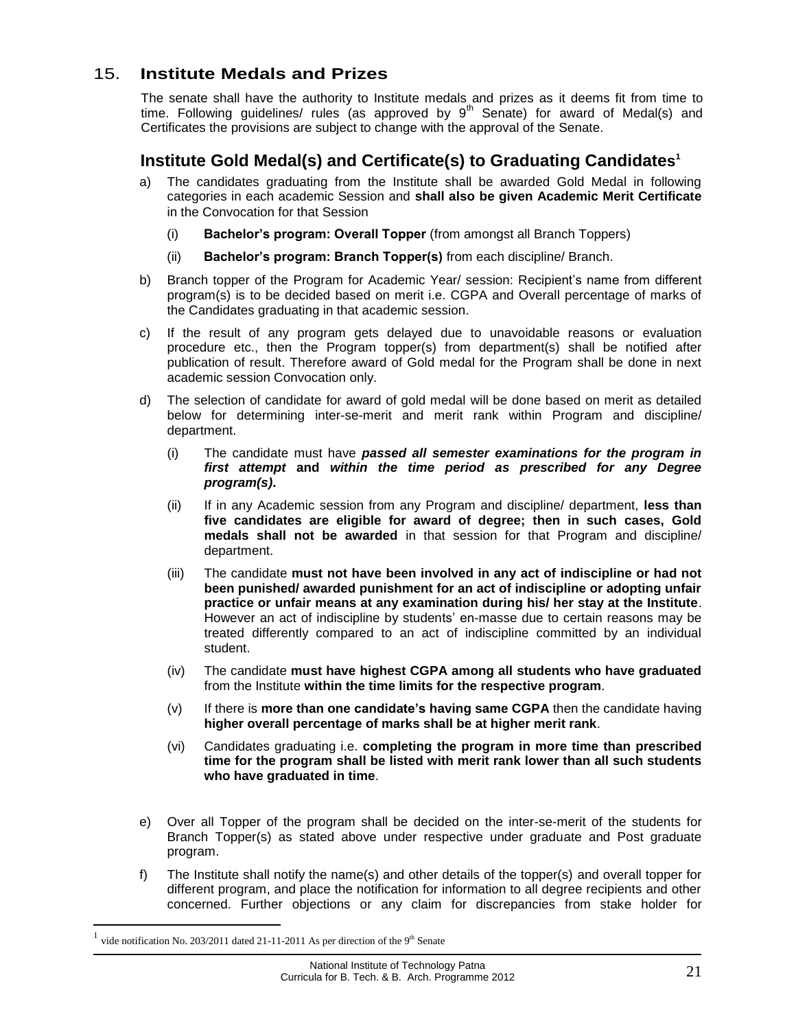## 15. Institute Medals and Prizes

The senate shall have the authority to Institute medals and prizes as it deems fit from time to time. Following guidelines/ rules (as approved by 9th Senate) for award of Medal(s) and Certificates the provisions are subject to change with the approval of the Senate.

### Institute Gold Medal(s) and Certificate(s) to Graduating Candidates[1]

a) The candidates graduating from the Institute shall be awarded Gold Medal in following categories in each academic Session and **shall also be given Academic Merit Certificate** in the Convocation for that Session

   (i) **Bachelor's program: Overall Topper** (from amongst all Branch Toppers)

   (ii) **Bachelor's program: Branch Topper(s)** from each discipline/ Branch.

b) Branch topper of the Program for Academic Year/ session: Recipient's name from different program(s) is to be decided based on merit i.e. CGPA and Overall percentage of marks of the Candidates graduating in that academic session.

c) If the result of any program gets delayed due to unavoidable reasons or evaluation procedure etc., then the Program topper(s) from department(s) shall be notified after publication of result. Therefore award of Gold medal for the Program shall be done in next academic session Convocation only.

d) The selection of candidate for award of gold medal will be done based on merit as detailed below for determining inter-se-merit and merit rank within Program and discipline/ department.

   (i) The candidate must have ***passed all semester examinations for the program in first attempt*** **and** ***within the time period as prescribed for any Degree program(s)*.**

   (ii) If in any Academic session from any Program and discipline/ department, **less than five candidates are eligible for award of degree; then in such cases, Gold medals shall not be awarded** in that session for that Program and discipline/ department.

   (iii) The candidate **must not have been involved in any act of indiscipline or had not been punished/ awarded punishment for an act of indiscipline or adopting unfair practice or unfair means at any examination during his/ her stay at the Institute**. However an act of indiscipline by students' en-masse due to certain reasons may be treated differently compared to an act of indiscipline committed by an individual student.

   (iv) The candidate **must have highest CGPA among all students who have graduated** from the Institute **within the time limits for the respective program**.

   (v) If there is **more than one candidate's having same CGPA** then the candidate having **higher overall percentage of marks shall be at higher merit rank**.

   (vi) Candidates graduating i.e. **completing the program in more time than prescribed time for the program shall be listed with merit rank lower than all such students who have graduated in time**.

e) Over all Topper of the program shall be decided on the inter-se-merit of the students for Branch Topper(s) as stated above under respective under graduate and Post graduate program.

f) The Institute shall notify the name(s) and other details of the topper(s) and overall topper for different program, and place the notification for information to all degree recipients and other concerned. Further objections or any claim for discrepancies from stake holder for

---

[1] vide notification No. 203/2011 dated 21-11-2011 As per direction of the 9th Senate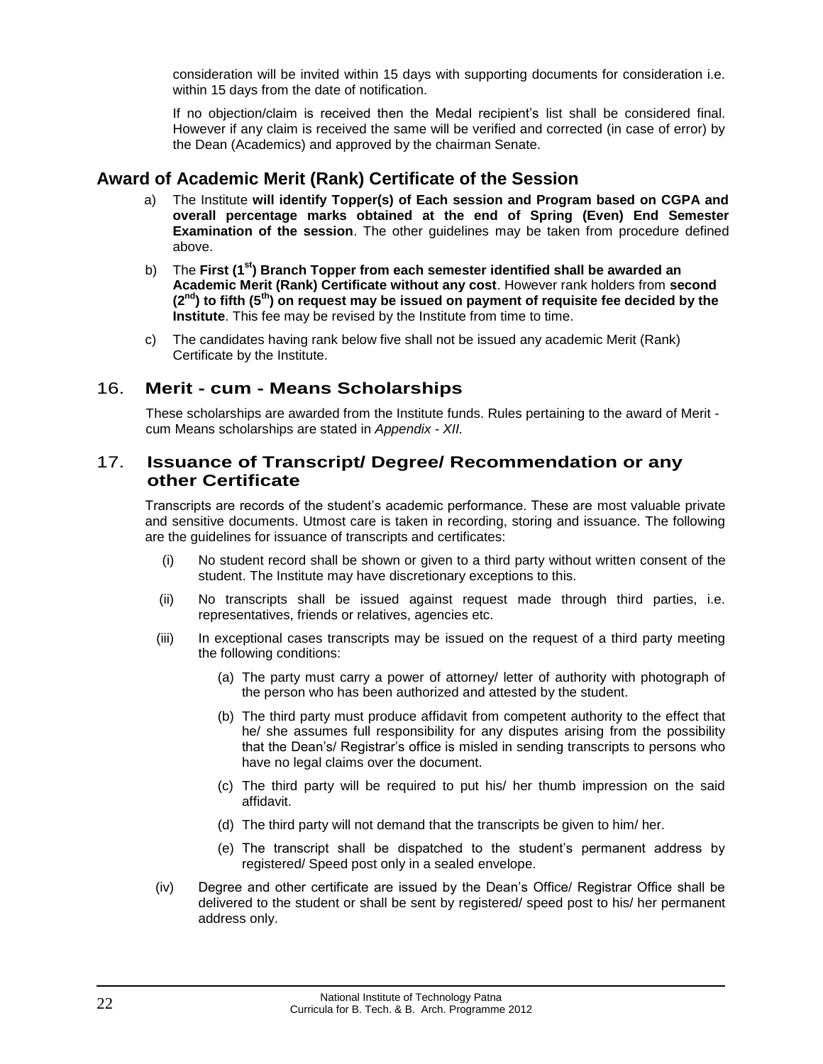consideration will be invited within 15 days with supporting documents for consideration i.e. within 15 days from the date of notification.

If no objection/claim is received then the Medal recipient's list shall be considered final. However if any claim is received the same will be verified and corrected (in case of error) by the Dean (Academics) and approved by the chairman Senate.

## Award of Academic Merit (Rank) Certificate of the Session

a) The Institute **will identify Topper(s) of Each session and Program based on CGPA and overall percentage marks obtained at the end of Spring (Even) End Semester Examination of the session**. The other guidelines may be taken from procedure defined above.

b) The **First (1st) Branch Topper from each semester identified shall be awarded an Academic Merit (Rank) Certificate without any cost**. However rank holders from **second (2nd) to fifth (5th) on request may be issued on payment of requisite fee decided by the Institute**. This fee may be revised by the Institute from time to time.

c) The candidates having rank below five shall not be issued any academic Merit (Rank) Certificate by the Institute.

## 16. Merit - cum - Means Scholarships

These scholarships are awarded from the Institute funds. Rules pertaining to the award of Merit - cum Means scholarships are stated in *Appendix - XII*.

## 17. Issuance of Transcript/ Degree/ Recommendation or any other Certificate

Transcripts are records of the student's academic performance. These are most valuable private and sensitive documents. Utmost care is taken in recording, storing and issuance. The following are the guidelines for issuance of transcripts and certificates:

(i) No student record shall be shown or given to a third party without written consent of the student. The Institute may have discretionary exceptions to this.

(ii) No transcripts shall be issued against request made through third parties, i.e. representatives, friends or relatives, agencies etc.

(iii) In exceptional cases transcripts may be issued on the request of a third party meeting the following conditions:

- (a) The party must carry a power of attorney/ letter of authority with photograph of the person who has been authorized and attested by the student.
- (b) The third party must produce affidavit from competent authority to the effect that he/ she assumes full responsibility for any disputes arising from the possibility that the Dean's/ Registrar's office is misled in sending transcripts to persons who have no legal claims over the document.
- (c) The third party will be required to put his/ her thumb impression on the said affidavit.
- (d) The third party will not demand that the transcripts be given to him/ her.
- (e) The transcript shall be dispatched to the student's permanent address by registered/ Speed post only in a sealed envelope.

(iv) Degree and other certificate are issued by the Dean's Office/ Registrar Office shall be delivered to the student or shall be sent by registered/ speed post to his/ her permanent address only.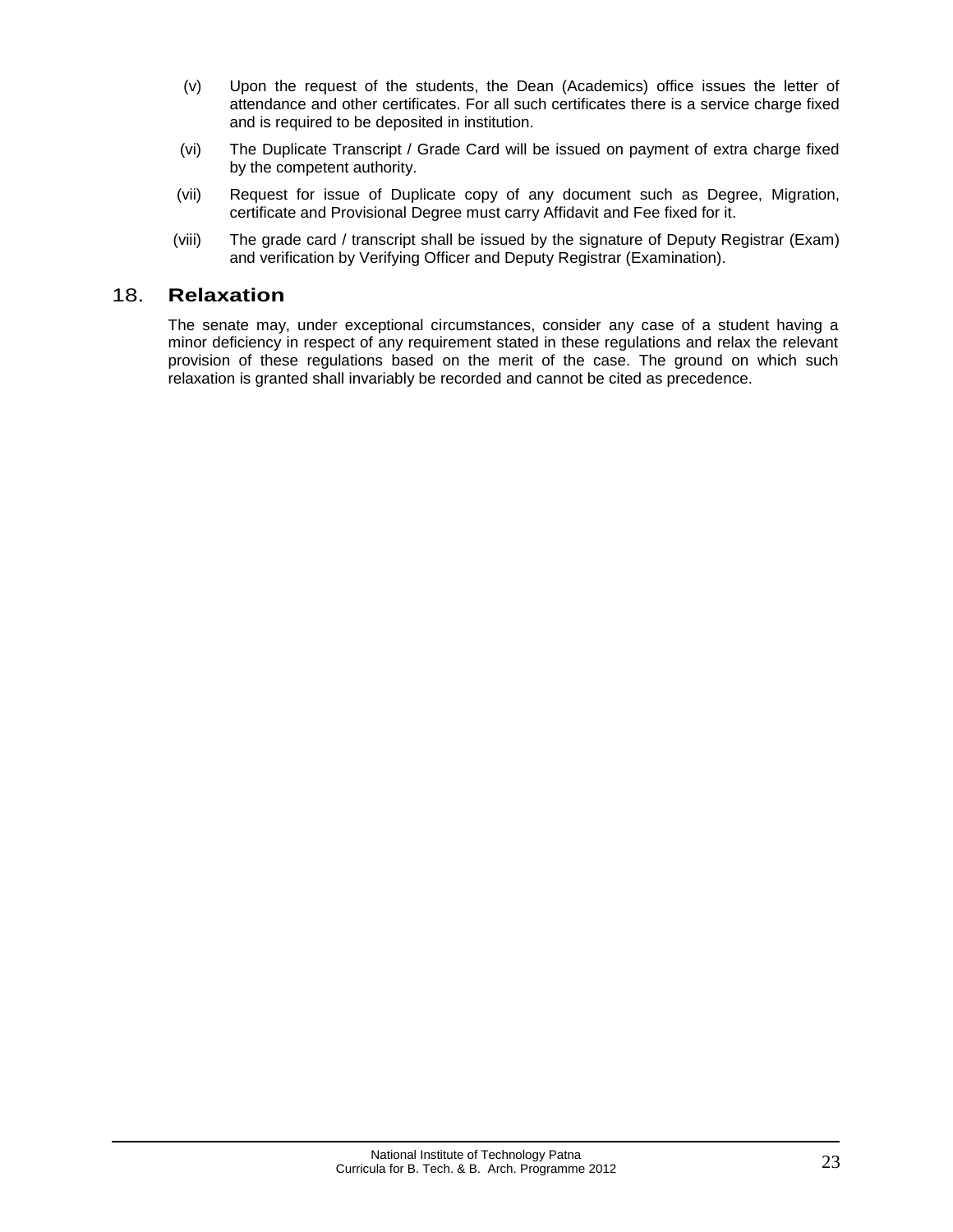(v) Upon the request of the students, the Dean (Academics) office issues the letter of attendance and other certificates. For all such certificates there is a service charge fixed and is required to be deposited in institution.

(vi) The Duplicate Transcript / Grade Card will be issued on payment of extra charge fixed by the competent authority.

(vii) Request for issue of Duplicate copy of any document such as Degree, Migration, certificate and Provisional Degree must carry Affidavit and Fee fixed for it.

(viii) The grade card / transcript shall be issued by the signature of Deputy Registrar (Exam) and verification by Verifying Officer and Deputy Registrar (Examination).

## 18. Relaxation

The senate may, under exceptional circumstances, consider any case of a student having a minor deficiency in respect of any requirement stated in these regulations and relax the relevant provision of these regulations based on the merit of the case. The ground on which such relaxation is granted shall invariably be recorded and cannot be cited as precedence.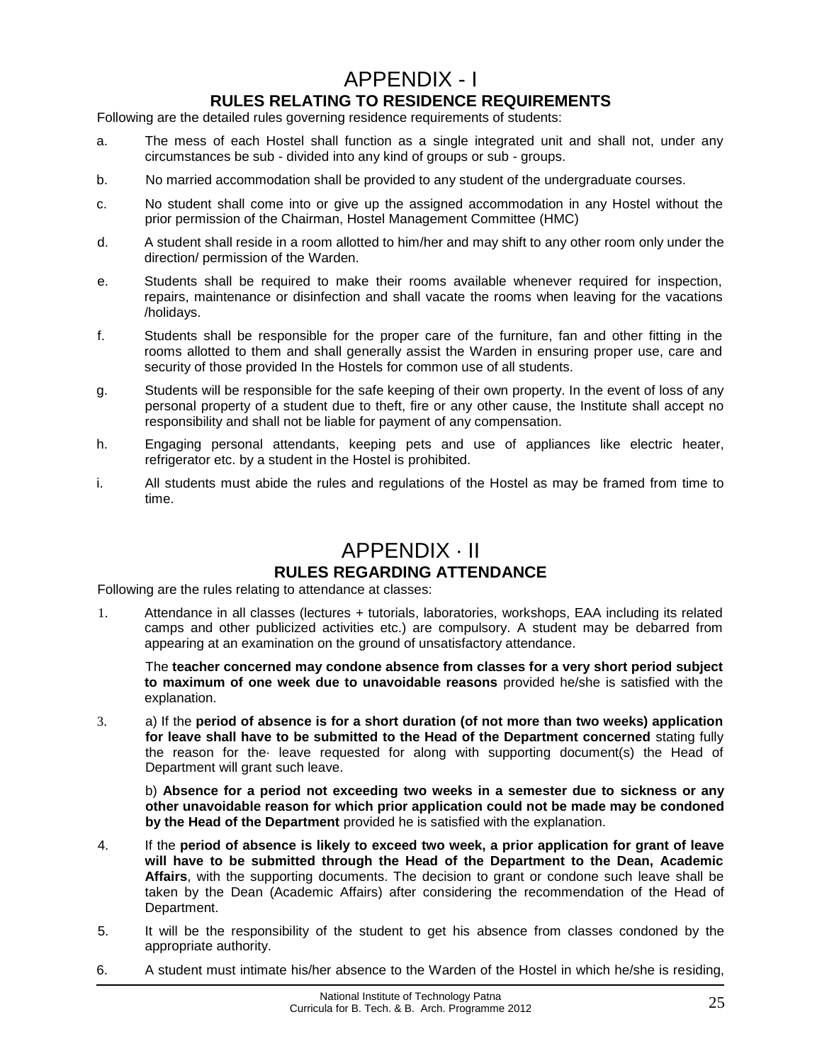# APPENDIX - I

## RULES RELATING TO RESIDENCE REQUIREMENTS

Following are the detailed rules governing residence requirements of students:

a. The mess of each Hostel shall function as a single integrated unit and shall not, under any circumstances be sub - divided into any kind of groups or sub - groups.

b. No married accommodation shall be provided to any student of the undergraduate courses.

c. No student shall come into or give up the assigned accommodation in any Hostel without the prior permission of the Chairman, Hostel Management Committee (HMC)

d. A student shall reside in a room allotted to him/her and may shift to any other room only under the direction/ permission of the Warden.

e. Students shall be required to make their rooms available whenever required for inspection, repairs, maintenance or disinfection and shall vacate the rooms when leaving for the vacations /holidays.

f. Students shall be responsible for the proper care of the furniture, fan and other fitting in the rooms allotted to them and shall generally assist the Warden in ensuring proper use, care and security of those provided In the Hostels for common use of all students.

g. Students will be responsible for the safe keeping of their own property. In the event of loss of any personal property of a student due to theft, fire or any other cause, the Institute shall accept no responsibility and shall not be liable for payment of any compensation.

h. Engaging personal attendants, keeping pets and use of appliances like electric heater, refrigerator etc. by a student in the Hostel is prohibited.

i. All students must abide the rules and regulations of the Hostel as may be framed from time to time.

# APPENDIX · II

## RULES REGARDING ATTENDANCE

Following are the rules relating to attendance at classes:

1. Attendance in all classes (lectures + tutorials, laboratories, workshops, EAA including its related camps and other publicized activities etc.) are compulsory. A student may be debarred from appearing at an examination on the ground of unsatisfactory attendance.

   The **teacher concerned may condone absence from classes for a very short period subject to maximum of one week due to unavoidable reasons** provided he/she is satisfied with the explanation.

3. a) If the **period of absence is for a short duration (of not more than two weeks) application for leave shall have to be submitted to the Head of the Department concerned** stating fully the reason for the· leave requested for along with supporting document(s) the Head of Department will grant such leave.

   b) **Absence for a period not exceeding two weeks in a semester due to sickness or any other unavoidable reason for which prior application could not be made may be condoned by the Head of the Department** provided he is satisfied with the explanation.

4. If the **period of absence is likely to exceed two week, a prior application for grant of leave will have to be submitted through the Head of the Department to the Dean, Academic Affairs**, with the supporting documents. The decision to grant or condone such leave shall be taken by the Dean (Academic Affairs) after considering the recommendation of the Head of Department.

5. It will be the responsibility of the student to get his absence from classes condoned by the appropriate authority.

6. A student must intimate his/her absence to the Warden of the Hostel in which he/she is residing,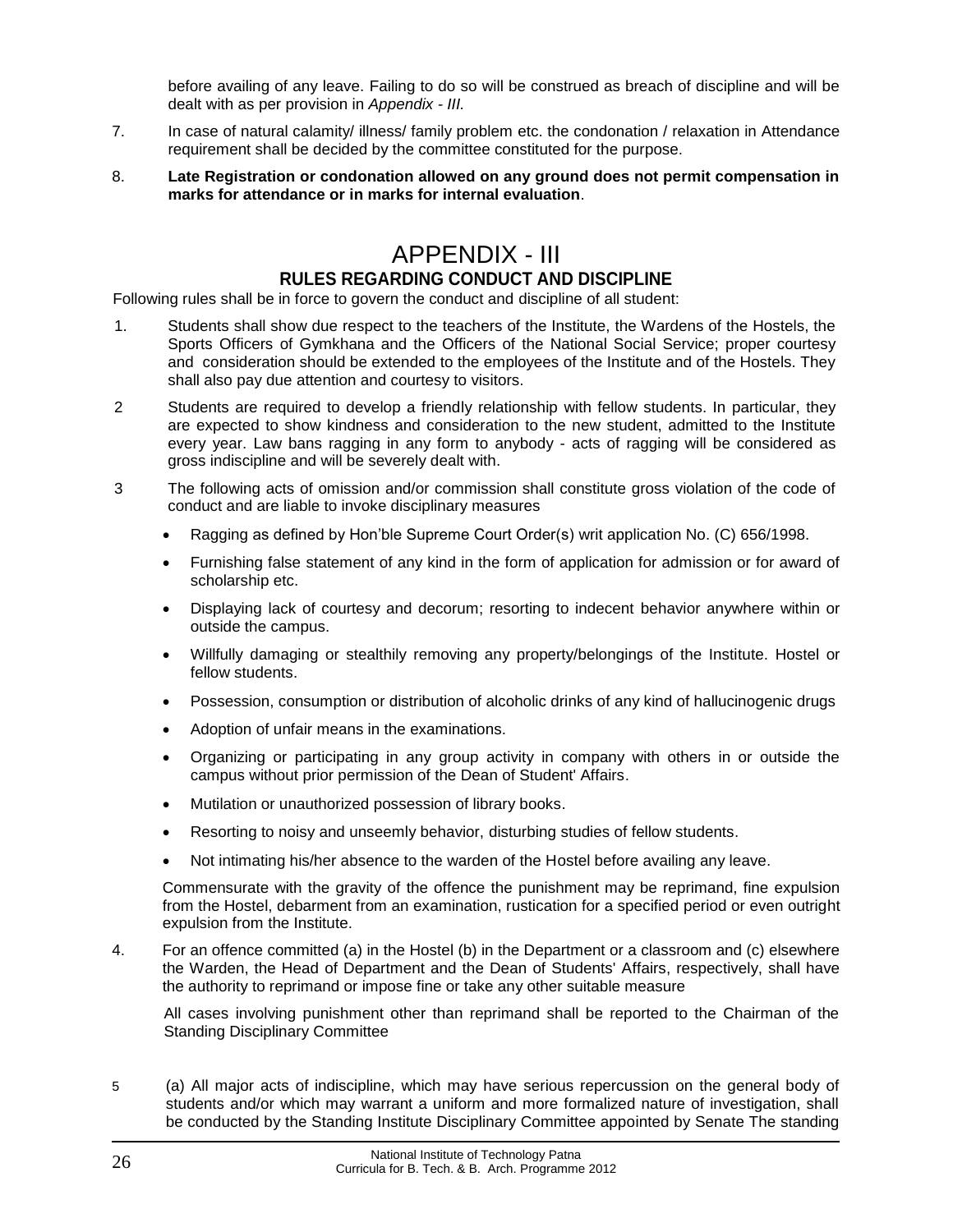before availing of any leave. Failing to do so will be construed as breach of discipline and will be dealt with as per provision in *Appendix - III*.

7. In case of natural calamity/ illness/ family problem etc. the condonation / relaxation in Attendance requirement shall be decided by the committee constituted for the purpose.

8. **Late Registration or condonation allowed on any ground does not permit compensation in marks for attendance or in marks for internal evaluation**.

# APPENDIX - III

## RULES REGARDING CONDUCT AND DISCIPLINE

Following rules shall be in force to govern the conduct and discipline of all student:

1. Students shall show due respect to the teachers of the Institute, the Wardens of the Hostels, the Sports Officers of Gymkhana and the Officers of the National Social Service; proper courtesy and consideration should be extended to the employees of the Institute and of the Hostels. They shall also pay due attention and courtesy to visitors.

2 Students are required to develop a friendly relationship with fellow students. In particular, they are expected to show kindness and consideration to the new student, admitted to the Institute every year. Law bans ragging in any form to anybody - acts of ragging will be considered as gross indiscipline and will be severely dealt with.

3 The following acts of omission and/or commission shall constitute gross violation of the code of conduct and are liable to invoke disciplinary measures

- Ragging as defined by Hon'ble Supreme Court Order(s) writ application No. (C) 656/1998.
- Furnishing false statement of any kind in the form of application for admission or for award of scholarship etc.
- Displaying lack of courtesy and decorum; resorting to indecent behavior anywhere within or outside the campus.
- Willfully damaging or stealthily removing any property/belongings of the Institute. Hostel or fellow students.
- Possession, consumption or distribution of alcoholic drinks of any kind of hallucinogenic drugs
- Adoption of unfair means in the examinations.
- Organizing or participating in any group activity in company with others in or outside the campus without prior permission of the Dean of Student' Affairs.
- Mutilation or unauthorized possession of library books.
- Resorting to noisy and unseemly behavior, disturbing studies of fellow students.
- Not intimating his/her absence to the warden of the Hostel before availing any leave.

Commensurate with the gravity of the offence the punishment may be reprimand, fine expulsion from the Hostel, debarment from an examination, rustication for a specified period or even outright expulsion from the Institute.

4. For an offence committed (a) in the Hostel (b) in the Department or a classroom and (c) elsewhere the Warden, the Head of Department and the Dean of Students' Affairs, respectively, shall have the authority to reprimand or impose fine or take any other suitable measure

All cases involving punishment other than reprimand shall be reported to the Chairman of the Standing Disciplinary Committee

5 (a) All major acts of indiscipline, which may have serious repercussion on the general body of students and/or which may warrant a uniform and more formalized nature of investigation, shall be conducted by the Standing Institute Disciplinary Committee appointed by Senate The standing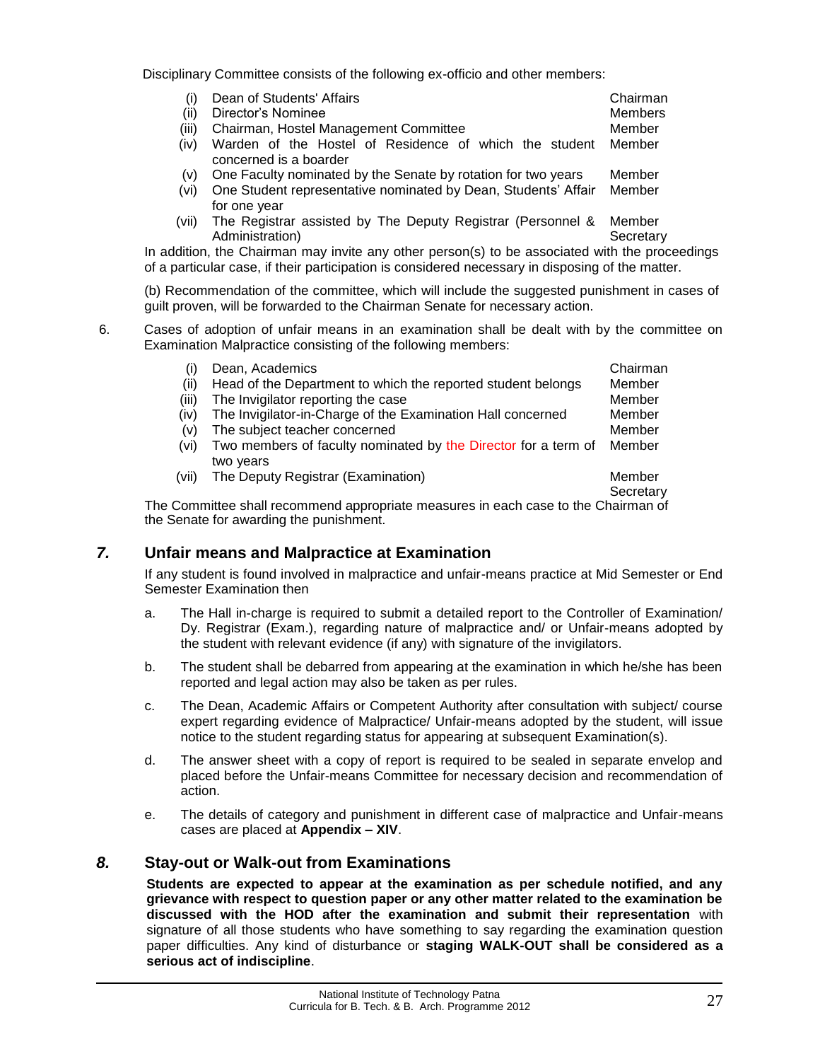Disciplinary Committee consists of the following ex-officio and other members:

| | | |
|---|---|---|
| (i) | Dean of Students' Affairs | Chairman |
| (ii) | Director's Nominee | Members |
| (iii) | Chairman, Hostel Management Committee | Member |
| (iv) | Warden of the Hostel of Residence of which the student concerned is a boarder | Member |
| (v) | One Faculty nominated by the Senate by rotation for two years | Member |
| (vi) | One Student representative nominated by Dean, Students' Affair for one year | Member |
| (vii) | The Registrar assisted by The Deputy Registrar (Personnel & Administration) | Member Secretary |

In addition, the Chairman may invite any other person(s) to be associated with the proceedings of a particular case, if their participation is considered necessary in disposing of the matter.

(b) Recommendation of the committee, which will include the suggested punishment in cases of guilt proven, will be forwarded to the Chairman Senate for necessary action.

6. Cases of adoption of unfair means in an examination shall be dealt with by the committee on Examination Malpractice consisting of the following members:

| | | |
|---|---|---|
| (i) | Dean, Academics | Chairman |
| (ii) | Head of the Department to which the reported student belongs | Member |
| (iii) | The Invigilator reporting the case | Member |
| (iv) | The Invigilator-in-Charge of the Examination Hall concerned | Member |
| (v) | The subject teacher concerned | Member |
| (vi) | Two members of faculty nominated by the Director for a term of two years | Member |
| (vii) | The Deputy Registrar (Examination) | Member Secretary |

The Committee shall recommend appropriate measures in each case to the Chairman of the Senate for awarding the punishment.

## *7.* Unfair means and Malpractice at Examination

If any student is found involved in malpractice and unfair-means practice at Mid Semester or End Semester Examination then

a. The Hall in-charge is required to submit a detailed report to the Controller of Examination/ Dy. Registrar (Exam.), regarding nature of malpractice and/ or Unfair-means adopted by the student with relevant evidence (if any) with signature of the invigilators.

b. The student shall be debarred from appearing at the examination in which he/she has been reported and legal action may also be taken as per rules.

c. The Dean, Academic Affairs or Competent Authority after consultation with subject/ course expert regarding evidence of Malpractice/ Unfair-means adopted by the student, will issue notice to the student regarding status for appearing at subsequent Examination(s).

d. The answer sheet with a copy of report is required to be sealed in separate envelop and placed before the Unfair-means Committee for necessary decision and recommendation of action.

e. The details of category and punishment in different case of malpractice and Unfair-means cases are placed at **Appendix – XIV**.

## *8.* Stay-out or Walk-out from Examinations

**Students are expected to appear at the examination as per schedule notified, and any grievance with respect to question paper or any other matter related to the examination be discussed with the HOD after the examination and submit their representation** with signature of all those students who have something to say regarding the examination question paper difficulties. Any kind of disturbance or **staging WALK-OUT shall be considered as a serious act of indiscipline**.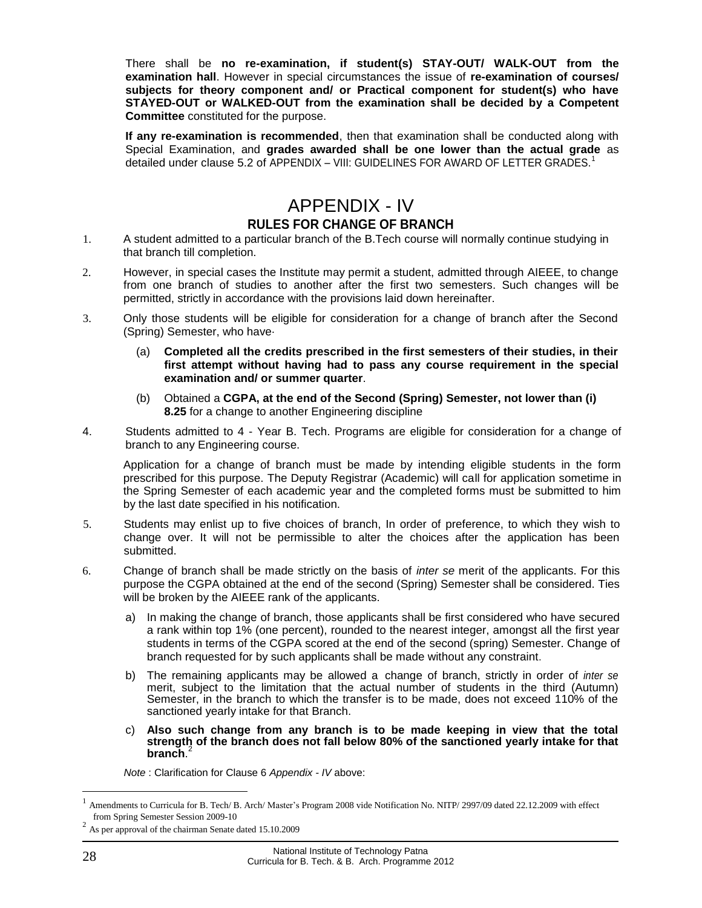There shall be **no re-examination, if student(s) STAY-OUT/ WALK-OUT from the examination hall**. However in special circumstances the issue of **re-examination of courses/ subjects for theory component and/ or Practical component for student(s) who have STAYED-OUT or WALKED-OUT from the examination shall be decided by a Competent Committee** constituted for the purpose.

**If any re-examination is recommended**, then that examination shall be conducted along with Special Examination, and **grades awarded shall be one lower than the actual grade** as detailed under clause 5.2 of APPENDIX – VIII: GUIDELINES FOR AWARD OF LETTER GRADES.[1]

# APPENDIX - IV

## RULES FOR CHANGE OF BRANCH

1. A student admitted to a particular branch of the B.Tech course will normally continue studying in that branch till completion.

2. However, in special cases the Institute may permit a student, admitted through AIEEE, to change from one branch of studies to another after the first two semesters. Such changes will be permitted, strictly in accordance with the provisions laid down hereinafter.

3. Only those students will be eligible for consideration for a change of branch after the Second (Spring) Semester, who have·

   (a) **Completed all the credits prescribed in the first semesters of their studies, in their first attempt without having had to pass any course requirement in the special examination and/ or summer quarter**.

   (b) Obtained a **CGPA, at the end of the Second (Spring) Semester, not lower than (i) 8.25** for a change to another Engineering discipline

4. Students admitted to 4 - Year B. Tech. Programs are eligible for consideration for a change of branch to any Engineering course.

   Application for a change of branch must be made by intending eligible students in the form prescribed for this purpose. The Deputy Registrar (Academic) will call for application sometime in the Spring Semester of each academic year and the completed forms must be submitted to him by the last date specified in his notification.

5. Students may enlist up to five choices of branch, In order of preference, to which they wish to change over. It will not be permissible to alter the choices after the application has been submitted.

6. Change of branch shall be made strictly on the basis of *inter se* merit of the applicants. For this purpose the CGPA obtained at the end of the second (Spring) Semester shall be considered. Ties will be broken by the AIEEE rank of the applicants.

   a) In making the change of branch, those applicants shall be first considered who have secured a rank within top 1% (one percent), rounded to the nearest integer, amongst all the first year students in terms of the CGPA scored at the end of the second (spring) Semester. Change of branch requested for by such applicants shall be made without any constraint.

   b) The remaining applicants may be allowed a change of branch, strictly in order of *inter se* merit, subject to the limitation that the actual number of students in the third (Autumn) Semester, in the branch to which the transfer is to be made, does not exceed 110% of the sanctioned yearly intake for that Branch.

   c) **Also such change from any branch is to be made keeping in view that the total strength of the branch does not fall below 80% of the sanctioned yearly intake for that branch**.[2]

*Note* : Clarification for Clause 6 *Appendix - IV* above:

---

[1] Amendments to Curricula for B. Tech/ B. Arch/ Master's Program 2008 vide Notification No. NITP/ 2997/09 dated 22.12.2009 with effect from Spring Semester Session 2009-10

[2] As per approval of the chairman Senate dated 15.10.2009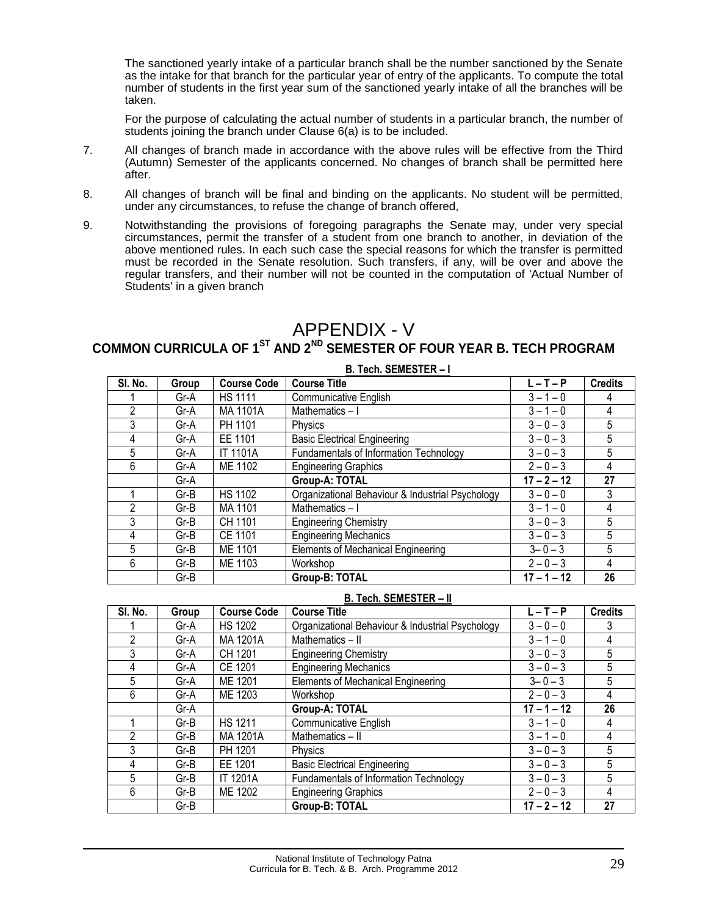The sanctioned yearly intake of a particular branch shall be the number sanctioned by the Senate as the intake for that branch for the particular year of entry of the applicants. To compute the total number of students in the first year sum of the sanctioned yearly intake of all the branches will be taken.

For the purpose of calculating the actual number of students in a particular branch, the number of students joining the branch under Clause 6(a) is to be included.

7. All changes of branch made in accordance with the above rules will be effective from the Third (Autumn) Semester of the applicants concerned. No changes of branch shall be permitted here after.

8. All changes of branch will be final and binding on the applicants. No student will be permitted, under any circumstances, to refuse the change of branch offered,

9. Notwithstanding the provisions of foregoing paragraphs the Senate may, under very special circumstances, permit the transfer of a student from one branch to another, in deviation of the above mentioned rules. In each such case the special reasons for which the transfer is permitted must be recorded in the Senate resolution. Such transfers, if any, will be over and above the regular transfers, and their number will not be counted in the computation of 'Actual Number of Students' in a given branch

# APPENDIX - V

## COMMON CURRICULA OF 1ST AND 2ND SEMESTER OF FOUR YEAR B. TECH PROGRAM

**B. Tech. SEMESTER – I**

| Sl. No. | Group | Course Code | Course Title | L – T – P | Credits |
|---|---|---|---|---|---|
| 1 | Gr-A | HS 1111 | Communicative English | 3 – 1 – 0 | 4 |
| 2 | Gr-A | MA 1101A | Mathematics – I | 3 – 1 – 0 | 4 |
| 3 | Gr-A | PH 1101 | Physics | 3 – 0 – 3 | 5 |
| 4 | Gr-A | EE 1101 | Basic Electrical Engineering | 3 – 0 – 3 | 5 |
| 5 | Gr-A | IT 1101A | Fundamentals of Information Technology | 3 – 0 – 3 | 5 |
| 6 | Gr-A | ME 1102 | Engineering Graphics | 2 – 0 – 3 | 4 |
| | Gr-A | | **Group-A: TOTAL** | **17 – 2 – 12** | **27** |
| 1 | Gr-B | HS 1102 | Organizational Behaviour & Industrial Psychology | 3 – 0 – 0 | 3 |
| 2 | Gr-B | MA 1101 | Mathematics – I | 3 – 1 – 0 | 4 |
| 3 | Gr-B | CH 1101 | Engineering Chemistry | 3 – 0 – 3 | 5 |
| 4 | Gr-B | CE 1101 | Engineering Mechanics | 3 – 0 – 3 | 5 |
| 5 | Gr-B | ME 1101 | Elements of Mechanical Engineering | 3– 0 – 3 | 5 |
| 6 | Gr-B | ME 1103 | Workshop | 2 – 0 – 3 | 4 |
| | Gr-B | | **Group-B: TOTAL** | **17 – 1 – 12** | **26** |

**B. Tech. SEMESTER – II**

| Sl. No. | Group | Course Code | Course Title | L – T – P | Credits |
|---|---|---|---|---|---|
| 1 | Gr-A | HS 1202 | Organizational Behaviour & Industrial Psychology | 3 – 0 – 0 | 3 |
| 2 | Gr-A | MA 1201A | Mathematics – II | 3 – 1 – 0 | 4 |
| 3 | Gr-A | CH 1201 | Engineering Chemistry | 3 – 0 – 3 | 5 |
| 4 | Gr-A | CE 1201 | Engineering Mechanics | 3 – 0 – 3 | 5 |
| 5 | Gr-A | ME 1201 | Elements of Mechanical Engineering | 3– 0 – 3 | 5 |
| 6 | Gr-A | ME 1203 | Workshop | 2 – 0 – 3 | 4 |
| | Gr-A | | **Group-A: TOTAL** | **17 – 1 – 12** | **26** |
| 1 | Gr-B | HS 1211 | Communicative English | 3 – 1 – 0 | 4 |
| 2 | Gr-B | MA 1201A | Mathematics – II | 3 – 1 – 0 | 4 |
| 3 | Gr-B | PH 1201 | Physics | 3 – 0 – 3 | 5 |
| 4 | Gr-B | EE 1201 | Basic Electrical Engineering | 3 – 0 – 3 | 5 |
| 5 | Gr-B | IT 1201A | Fundamentals of Information Technology | 3 – 0 – 3 | 5 |
| 6 | Gr-B | ME 1202 | Engineering Graphics | 2 – 0 – 3 | 4 |
| | Gr-B | | **Group-B: TOTAL** | **17 – 2 – 12** | **27** |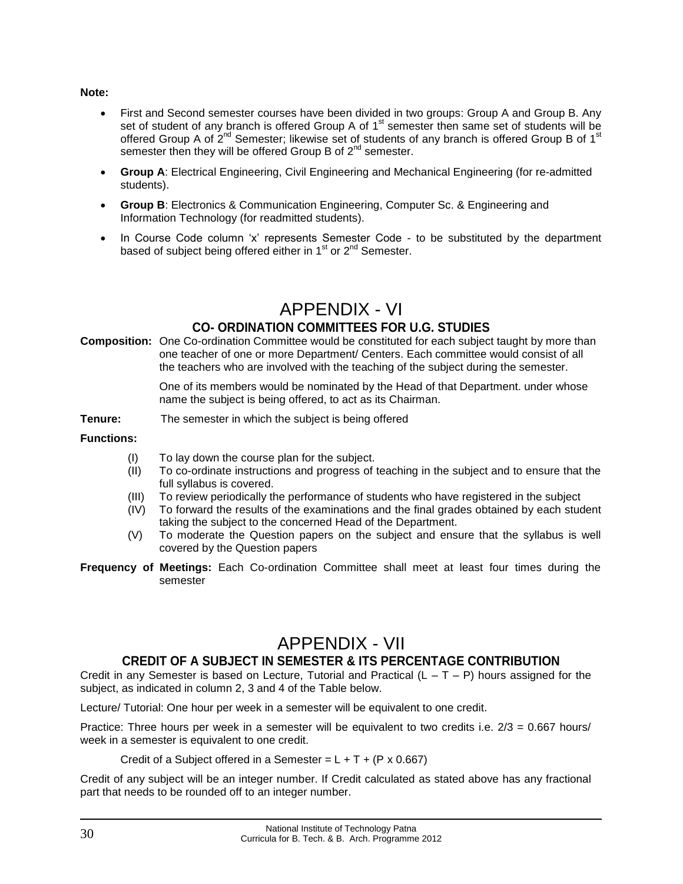**Note:**

- First and Second semester courses have been divided in two groups: Group A and Group B. Any set of student of any branch is offered Group A of 1st semester then same set of students will be offered Group A of 2nd Semester; likewise set of students of any branch is offered Group B of 1st semester then they will be offered Group B of 2nd semester.
- **Group A**: Electrical Engineering, Civil Engineering and Mechanical Engineering (for re-admitted students).
- **Group B**: Electronics & Communication Engineering, Computer Sc. & Engineering and Information Technology (for readmitted students).
- In Course Code column 'x' represents Semester Code - to be substituted by the department based of subject being offered either in 1st or 2nd Semester.

# APPENDIX - VI

## CO- ORDINATION COMMITTEES FOR U.G. STUDIES

**Composition:** One Co-ordination Committee would be constituted for each subject taught by more than one teacher of one or more Department/ Centers. Each committee would consist of all the teachers who are involved with the teaching of the subject during the semester.

One of its members would be nominated by the Head of that Department. under whose name the subject is being offered, to act as its Chairman.

**Tenure:** The semester in which the subject is being offered

**Functions:**

(I) To lay down the course plan for the subject.

(II) To co-ordinate instructions and progress of teaching in the subject and to ensure that the full syllabus is covered.

(III) To review periodically the performance of students who have registered in the subject

(IV) To forward the results of the examinations and the final grades obtained by each student taking the subject to the concerned Head of the Department.

(V) To moderate the Question papers on the subject and ensure that the syllabus is well covered by the Question papers

**Frequency of Meetings:** Each Co-ordination Committee shall meet at least four times during the semester

# APPENDIX - VII

## CREDIT OF A SUBJECT IN SEMESTER & ITS PERCENTAGE CONTRIBUTION

Credit in any Semester is based on Lecture, Tutorial and Practical (L – T – P) hours assigned for the subject, as indicated in column 2, 3 and 4 of the Table below.

Lecture/ Tutorial: One hour per week in a semester will be equivalent to one credit.

Practice: Three hours per week in a semester will be equivalent to two credits i.e. 2/3 = 0.667 hours/ week in a semester is equivalent to one credit.

Credit of a Subject offered in a Semester = $L + T + (P \times 0.667)$

Credit of any subject will be an integer number. If Credit calculated as stated above has any fractional part that needs to be rounded off to an integer number.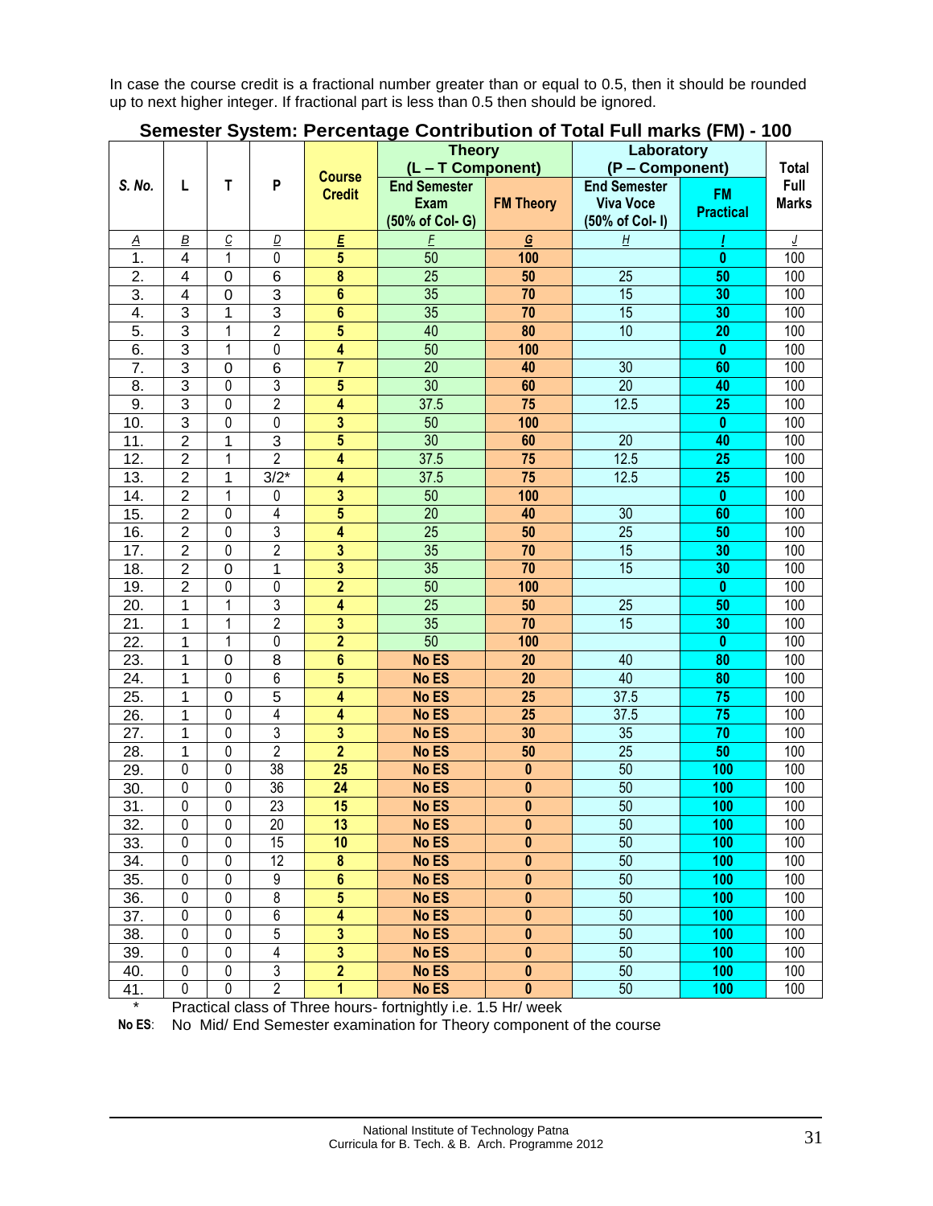In case the course credit is a fractional number greater than or equal to 0.5, then it should be rounded up to next higher integer. If fractional part is less than 0.5 then should be ignored.

## Semester System: Percentage Contribution of Total Full marks (FM) - 100

| S. No. | L | T | P | Course Credit | Theory (L – T Component) | | Laboratory (P – Component) | | Total Full Marks |
|---|---|---|---|---|---|---|---|---|---|
| | | | | | End Semester Exam (50% of Col- G) | FM Theory | End Semester Viva Voce (50% of Col- I) | FM Practical | |
| A | B | C | D | E | F | G | H | I | J |
| 1. | 4 | 1 | 0 | 5 | 50 | 100 | | 0 | 100 |
| 2. | 4 | 0 | 6 | 8 | 25 | 50 | 25 | 50 | 100 |
| 3. | 4 | 0 | 3 | 6 | 35 | 70 | 15 | 30 | 100 |
| 4. | 3 | 1 | 3 | 6 | 35 | 70 | 15 | 30 | 100 |
| 5. | 3 | 1 | 2 | 5 | 40 | 80 | 10 | 20 | 100 |
| 6. | 3 | 1 | 0 | 4 | 50 | 100 | | 0 | 100 |
| 7. | 3 | 0 | 6 | 7 | 20 | 40 | 30 | 60 | 100 |
| 8. | 3 | 0 | 3 | 5 | 30 | 60 | 20 | 40 | 100 |
| 9. | 3 | 0 | 2 | 4 | 37.5 | 75 | 12.5 | 25 | 100 |
| 10. | 3 | 0 | 0 | 3 | 50 | 100 | | 0 | 100 |
| 11. | 2 | 1 | 3 | 5 | 30 | 60 | 20 | 40 | 100 |
| 12. | 2 | 1 | 2 | 4 | 37.5 | 75 | 12.5 | 25 | 100 |
| 13. | 2 | 1 | 3/2* | 4 | 37.5 | 75 | 12.5 | 25 | 100 |
| 14. | 2 | 1 | 0 | 3 | 50 | 100 | | 0 | 100 |
| 15. | 2 | 0 | 4 | 5 | 20 | 40 | 30 | 60 | 100 |
| 16. | 2 | 0 | 3 | 4 | 25 | 50 | 25 | 50 | 100 |
| 17. | 2 | 0 | 2 | 3 | 35 | 70 | 15 | 30 | 100 |
| 18. | 2 | 0 | 1 | 3 | 35 | 70 | 15 | 30 | 100 |
| 19. | 2 | 0 | 0 | 2 | 50 | 100 | | 0 | 100 |
| 20. | 1 | 1 | 3 | 4 | 25 | 50 | 25 | 50 | 100 |
| 21. | 1 | 1 | 2 | 3 | 35 | 70 | 15 | 30 | 100 |
| 22. | 1 | 1 | 0 | 2 | 50 | 100 | | 0 | 100 |
| 23. | 1 | 0 | 8 | 6 | No ES | 20 | 40 | 80 | 100 |
| 24. | 1 | 0 | 6 | 5 | No ES | 20 | 40 | 80 | 100 |
| 25. | 1 | 0 | 5 | 4 | No ES | 25 | 37.5 | 75 | 100 |
| 26. | 1 | 0 | 4 | 4 | No ES | 25 | 37.5 | 75 | 100 |
| 27. | 1 | 0 | 3 | 3 | No ES | 30 | 35 | 70 | 100 |
| 28. | 1 | 0 | 2 | 2 | No ES | 50 | 25 | 50 | 100 |
| 29. | 0 | 0 | 38 | 25 | No ES | 0 | 50 | 100 | 100 |
| 30. | 0 | 0 | 36 | 24 | No ES | 0 | 50 | 100 | 100 |
| 31. | 0 | 0 | 23 | 15 | No ES | 0 | 50 | 100 | 100 |
| 32. | 0 | 0 | 20 | 13 | No ES | 0 | 50 | 100 | 100 |
| 33. | 0 | 0 | 15 | 10 | No ES | 0 | 50 | 100 | 100 |
| 34. | 0 | 0 | 12 | 8 | No ES | 0 | 50 | 100 | 100 |
| 35. | 0 | 0 | 9 | 6 | No ES | 0 | 50 | 100 | 100 |
| 36. | 0 | 0 | 8 | 5 | No ES | 0 | 50 | 100 | 100 |
| 37. | 0 | 0 | 6 | 4 | No ES | 0 | 50 | 100 | 100 |
| 38. | 0 | 0 | 5 | 3 | No ES | 0 | 50 | 100 | 100 |
| 39. | 0 | 0 | 4 | 3 | No ES | 0 | 50 | 100 | 100 |
| 40. | 0 | 0 | 3 | 2 | No ES | 0 | 50 | 100 | 100 |
| 41. | 0 | 0 | 2 | 1 | No ES | 0 | 50 | 100 | 100 |

\* Practical class of Three hours- fortnightly i.e. 1.5 Hr/ week

**No ES**: No Mid/ End Semester examination for Theory component of the course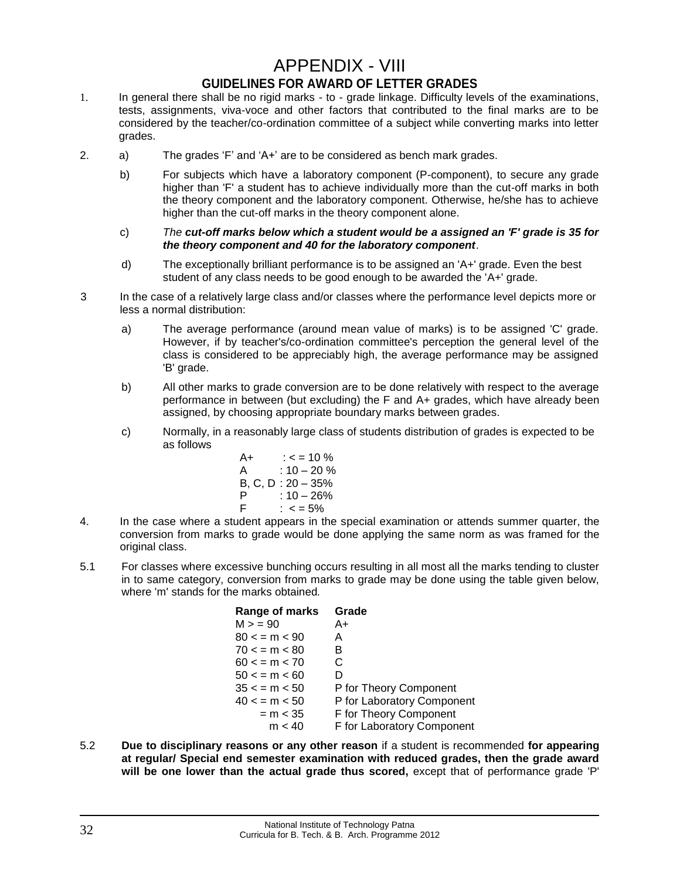# APPENDIX - VIII

## GUIDELINES FOR AWARD OF LETTER GRADES

1. In general there shall be no rigid marks - to - grade linkage. Difficulty levels of the examinations, tests, assignments, viva-voce and other factors that contributed to the final marks are to be considered by the teacher/co-ordination committee of a subject while converting marks into letter grades.

2. a) The grades 'F' and 'A+' are to be considered as bench mark grades.

   b) For subjects which have a laboratory component (P-component), to secure any grade higher than 'F' a student has to achieve individually more than the cut-off marks in both the theory component and the laboratory component. Otherwise, he/she has to achieve higher than the cut-off marks in the theory component alone.

   c) *The **cut-off marks below which a student would be a assigned an 'F' grade is 35 for the theory component and 40 for the laboratory component***.

   d) The exceptionally brilliant performance is to be assigned an 'A+' grade. Even the best student of any class needs to be good enough to be awarded the 'A+' grade.

3 In the case of a relatively large class and/or classes where the performance level depicts more or less a normal distribution:

   a) The average performance (around mean value of marks) is to be assigned 'C' grade. However, if by teacher's/co-ordination committee's perception the general level of the class is considered to be appreciably high, the average performance may be assigned 'B' grade.

   b) All other marks to grade conversion are to be done relatively with respect to the average performance in between (but excluding) the F and A+ grades, which have already been assigned, by choosing appropriate boundary marks between grades.

   c) Normally, in a reasonably large class of students distribution of grades is expected to be as follows

   A+ : < = 10 %
   A : 10 – 20 %
   B, C, D : 20 – 35%
   P : 10 – 26%
   F : < = 5%

4. In the case where a student appears in the special examination or attends summer quarter, the conversion from marks to grade would be done applying the same norm as was framed for the original class.

5.1 For classes where excessive bunching occurs resulting in all most all the marks tending to cluster in to same category, conversion from marks to grade may be done using the table given below, where 'm' stands for the marks obtained.

| **Range of marks** | **Grade** |
|---|---|
| M > = 90 | A+ |
| 80 < = m < 90 | A |
| 70 < = m < 80 | B |
| 60 < = m < 70 | C |
| 50 < = m < 60 | D |
| 35 < = m < 50 | P for Theory Component |
| 40 < = m < 50 | P for Laboratory Component |
| = m < 35 | F for Theory Component |
| m < 40 | F for Laboratory Component |

5.2 **Due to disciplinary reasons or any other reason** if a student is recommended **for appearing at regular/ Special end semester examination with reduced grades, then the grade award will be one lower than the actual grade thus scored,** except that of performance grade 'P'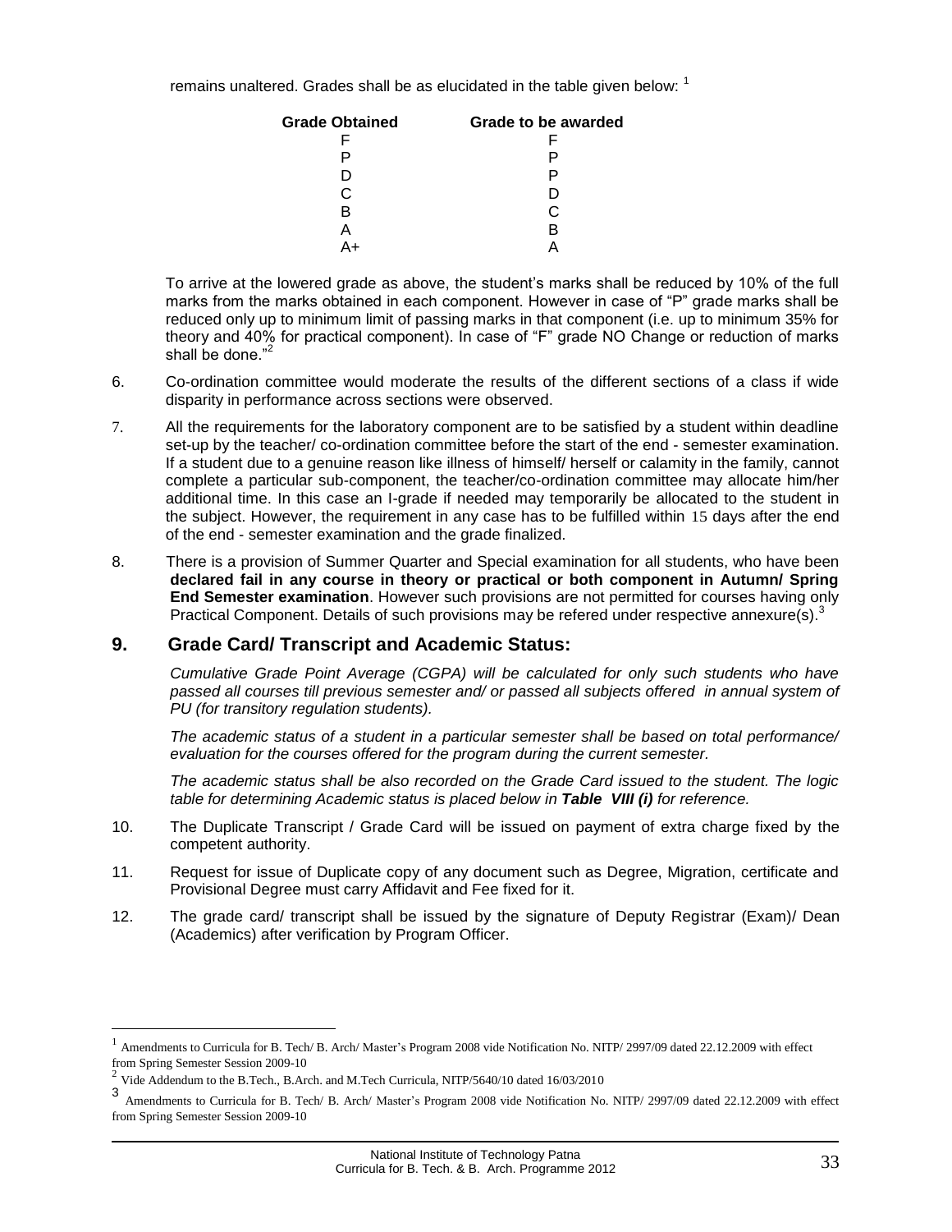remains unaltered. Grades shall be as elucidated in the table given below: [1]

| Grade Obtained | Grade to be awarded |
|---|---|
| F | F |
| P | P |
| D | P |
| C | D |
| B | C |
| A | B |
| A+ | A |

To arrive at the lowered grade as above, the student's marks shall be reduced by 10% of the full marks from the marks obtained in each component. However in case of "P" grade marks shall be reduced only up to minimum limit of passing marks in that component (i.e. up to minimum 35% for theory and 40% for practical component). In case of "F" grade NO Change or reduction of marks shall be done."[2]

6. Co-ordination committee would moderate the results of the different sections of a class if wide disparity in performance across sections were observed.

7. All the requirements for the laboratory component are to be satisfied by a student within deadline set-up by the teacher/ co-ordination committee before the start of the end - semester examination. If a student due to a genuine reason like illness of himself/ herself or calamity in the family, cannot complete a particular sub-component, the teacher/co-ordination committee may allocate him/her additional time. In this case an I-grade if needed may temporarily be allocated to the student in the subject. However, the requirement in any case has to be fulfilled within 15 days after the end of the end - semester examination and the grade finalized.

8. There is a provision of Summer Quarter and Special examination for all students, who have been **declared fail in any course in theory or practical or both component in Autumn/ Spring End Semester examination**. However such provisions are not permitted for courses having only Practical Component. Details of such provisions may be refered under respective annexure(s).[3]

## 9. Grade Card/ Transcript and Academic Status:

*Cumulative Grade Point Average (CGPA) will be calculated for only such students who have passed all courses till previous semester and/ or passed all subjects offered in annual system of PU (for transitory regulation students).*

*The academic status of a student in a particular semester shall be based on total performance/ evaluation for the courses offered for the program during the current semester.*

*The academic status shall be also recorded on the Grade Card issued to the student. The logic table for determining Academic status is placed below in **Table VIII (i)** for reference.*

10. The Duplicate Transcript / Grade Card will be issued on payment of extra charge fixed by the competent authority.

11. Request for issue of Duplicate copy of any document such as Degree, Migration, certificate and Provisional Degree must carry Affidavit and Fee fixed for it.

12. The grade card/ transcript shall be issued by the signature of Deputy Registrar (Exam)/ Dean (Academics) after verification by Program Officer.

---

[1] Amendments to Curricula for B. Tech/ B. Arch/ Master's Program 2008 vide Notification No. NITP/ 2997/09 dated 22.12.2009 with effect from Spring Semester Session 2009-10

[2] Vide Addendum to the B.Tech., B.Arch. and M.Tech Curricula, NITP/5640/10 dated 16/03/2010

[3] Amendments to Curricula for B. Tech/ B. Arch/ Master's Program 2008 vide Notification No. NITP/ 2997/09 dated 22.12.2009 with effect from Spring Semester Session 2009-10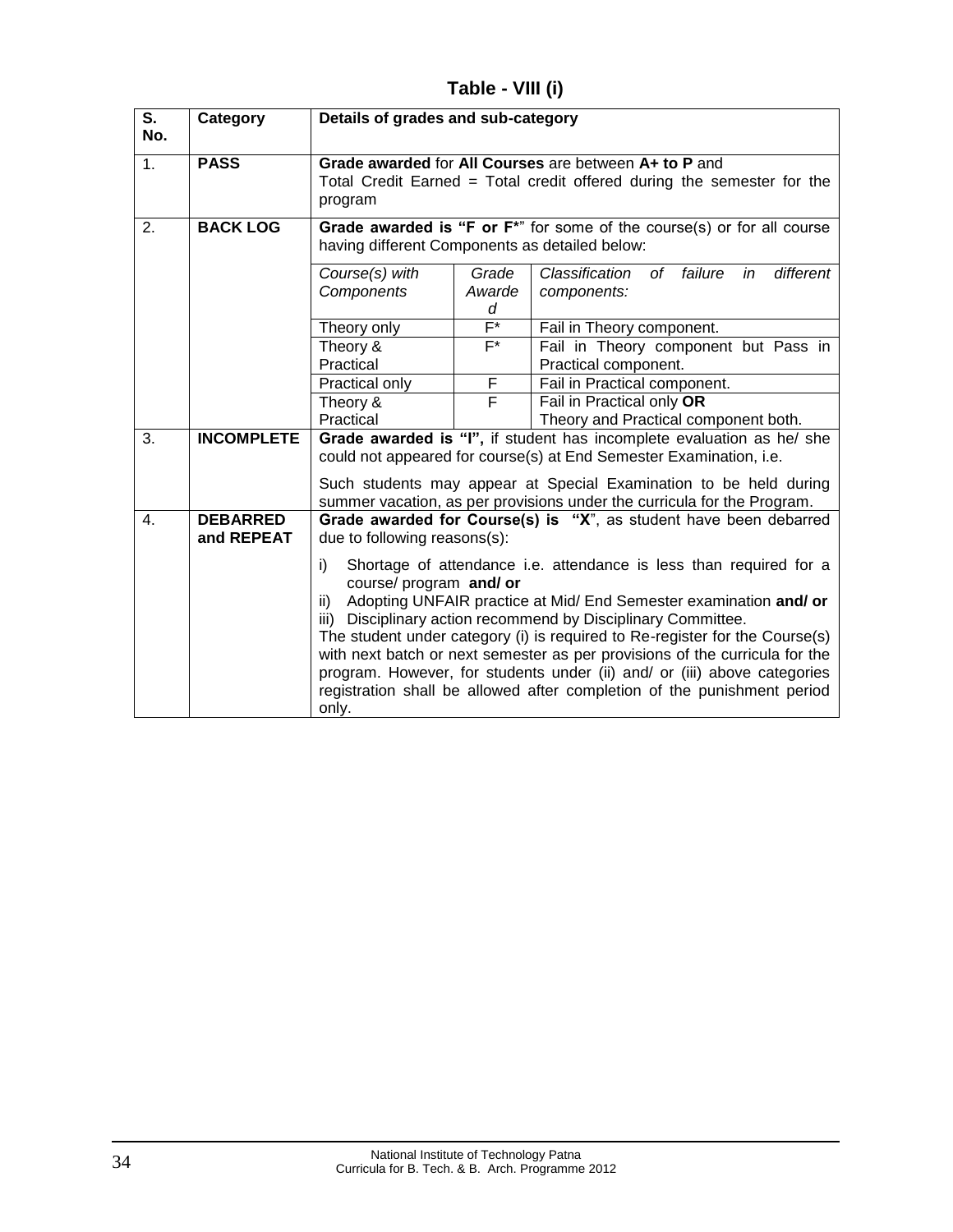# Table - VIII (i)

<table>
<tr><th>S. No.</th><th>Category</th><th colspan="3">Details of grades and sub-category</th></tr>
<tr><td>1.</td><td><b>PASS</b></td><td colspan="3"><b>Grade awarded</b> for <b>All Courses</b> are between <b>A+ to P</b> and<br>Total Credit Earned = Total credit offered during the semester for the program</td></tr>
<tr><td rowspan="6">2.</td><td rowspan="6"><b>BACK LOG</b></td><td colspan="3"><b>Grade awarded is "F or F*</b>" for some of the course(s) or for all course having different Components as detailed below:</td></tr>
<tr><td><i>Course(s) with Components</i></td><td><i>Grade Awarded</i></td><td><i>Classification of failure in different components:</i></td></tr>
<tr><td>Theory only</td><td>F*</td><td>Fail in Theory component.</td></tr>
<tr><td>Theory &amp; Practical</td><td>F*</td><td>Fail in Theory component but Pass in Practical component.</td></tr>
<tr><td>Practical only</td><td>F</td><td>Fail in Practical component.</td></tr>
<tr><td>Theory &amp; Practical</td><td>F</td><td>Fail in Practical only <b>OR</b><br>Theory and Practical component both.</td></tr>
<tr><td>3.</td><td><b>INCOMPLETE</b></td><td colspan="3"><b>Grade awarded is "I",</b> if student has incomplete evaluation as he/ she could not appeared for course(s) at End Semester Examination, i.e.<br><br>Such students may appear at Special Examination to be held during summer vacation, as per provisions under the curricula for the Program.</td></tr>
<tr><td>4.</td><td><b>DEBARRED and REPEAT</b></td><td colspan="3"><b>Grade awarded for Course(s) is "X</b>", as student have been debarred due to following reasons(s):<br><br>i) Shortage of attendance i.e. attendance is less than required for a course/ program <b>and/ or</b><br>ii) Adopting UNFAIR practice at Mid/ End Semester examination <b>and/ or</b><br>iii) Disciplinary action recommend by Disciplinary Committee.<br>The student under category (i) is required to Re-register for the Course(s) with next batch or next semester as per provisions of the curricula for the program. However, for students under (ii) and/ or (iii) above categories registration shall be allowed after completion of the punishment period only.</td></tr>
</table>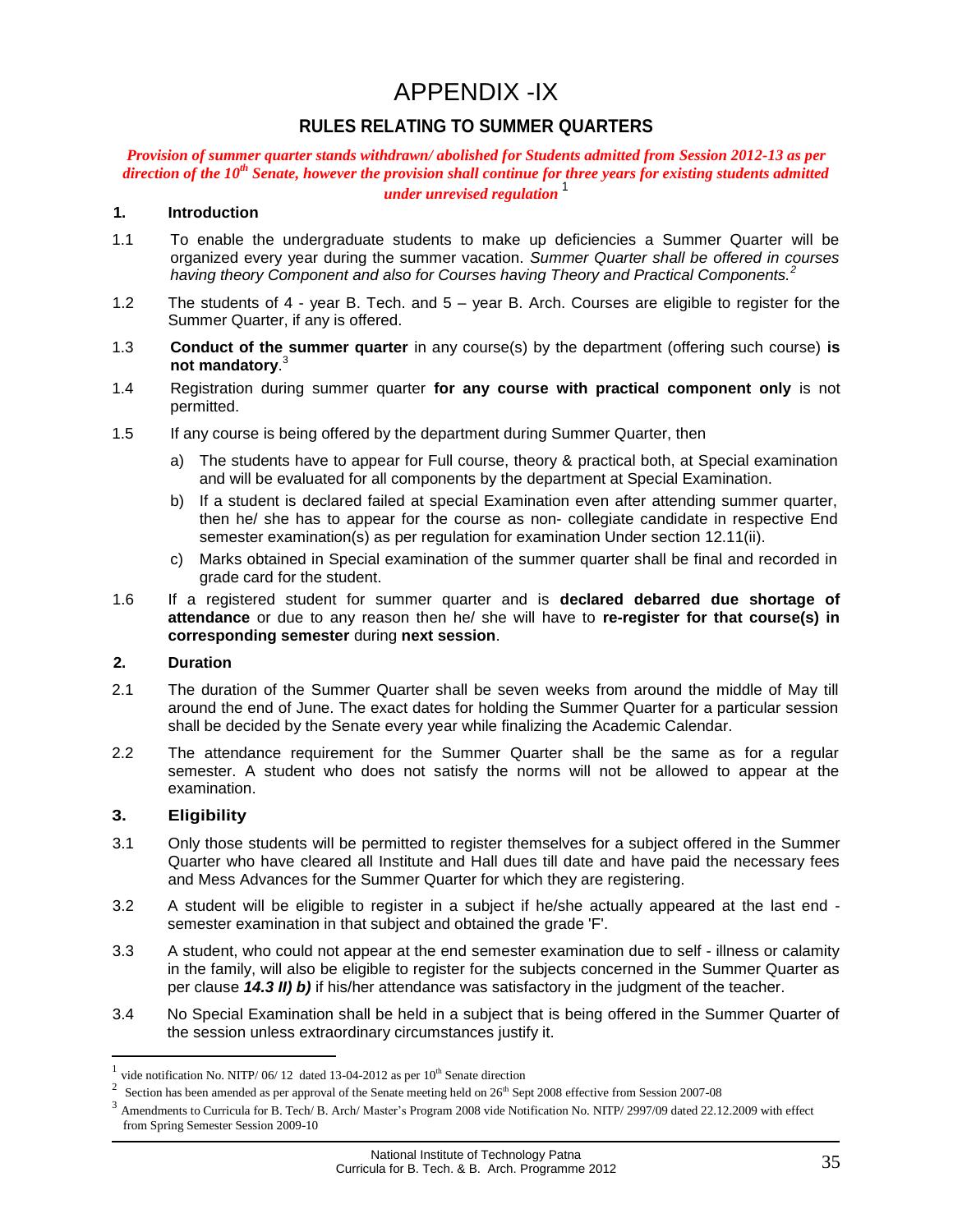# APPENDIX -IX

## RULES RELATING TO SUMMER QUARTERS

***Provision of summer quarter stands withdrawn/ abolished for Students admitted from Session 2012-13 as per direction of the 10th Senate, however the provision shall continue for three years for existing students admitted under unrevised regulation*** [1]

### 1. Introduction

1.1 To enable the undergraduate students to make up deficiencies a Summer Quarter will be organized every year during the summer vacation. *Summer Quarter shall be offered in courses having theory Component and also for Courses having Theory and Practical Components.* [2]

1.2 The students of 4 - year B. Tech. and 5 – year B. Arch. Courses are eligible to register for the Summer Quarter, if any is offered.

1.3 **Conduct of the summer quarter** in any course(s) by the department (offering such course) **is not mandatory**. [3]

1.4 Registration during summer quarter **for any course with practical component only** is not permitted.

1.5 If any course is being offered by the department during Summer Quarter, then

a) The students have to appear for Full course, theory & practical both, at Special examination and will be evaluated for all components by the department at Special Examination.

b) If a student is declared failed at special Examination even after attending summer quarter, then he/ she has to appear for the course as non- collegiate candidate in respective End semester examination(s) as per regulation for examination Under section 12.11(ii).

c) Marks obtained in Special examination of the summer quarter shall be final and recorded in grade card for the student.

1.6 If a registered student for summer quarter and is **declared debarred due shortage of attendance** or due to any reason then he/ she will have to **re-register for that course(s) in corresponding semester** during **next session**.

### 2. Duration

2.1 The duration of the Summer Quarter shall be seven weeks from around the middle of May till around the end of June. The exact dates for holding the Summer Quarter for a particular session shall be decided by the Senate every year while finalizing the Academic Calendar.

2.2 The attendance requirement for the Summer Quarter shall be the same as for a regular semester. A student who does not satisfy the norms will not be allowed to appear at the examination.

### 3. Eligibility

3.1 Only those students will be permitted to register themselves for a subject offered in the Summer Quarter who have cleared all Institute and Hall dues till date and have paid the necessary fees and Mess Advances for the Summer Quarter for which they are registering.

3.2 A student will be eligible to register in a subject if he/she actually appeared at the last end - semester examination in that subject and obtained the grade 'F'.

3.3 A student, who could not appear at the end semester examination due to self - illness or calamity in the family, will also be eligible to register for the subjects concerned in the Summer Quarter as per clause ***14.3 II) b)*** if his/her attendance was satisfactory in the judgment of the teacher.

3.4 No Special Examination shall be held in a subject that is being offered in the Summer Quarter of the session unless extraordinary circumstances justify it.

---

[1] vide notification No. NITP/ 06/ 12 dated 13-04-2012 as per 10th Senate direction

[2] Section has been amended as per approval of the Senate meeting held on 26th Sept 2008 effective from Session 2007-08

[3] Amendments to Curricula for B. Tech/ B. Arch/ Master's Program 2008 vide Notification No. NITP/ 2997/09 dated 22.12.2009 with effect from Spring Semester Session 2009-10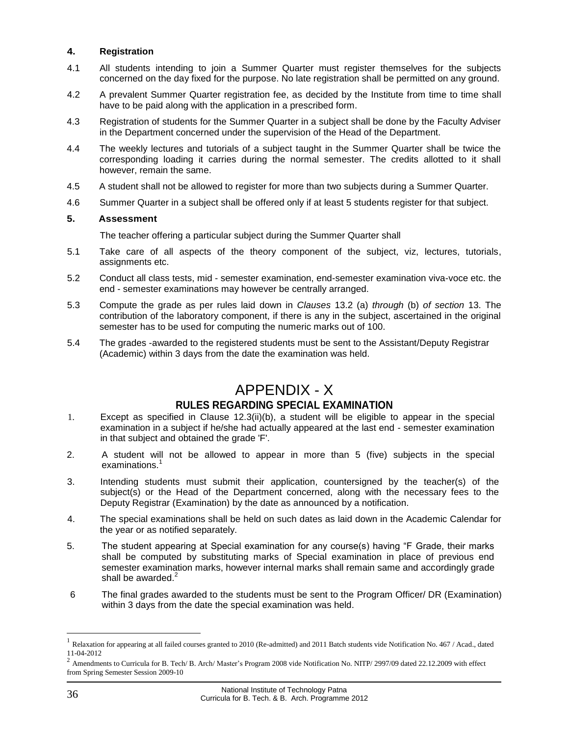**4. Registration**

4.1 All students intending to join a Summer Quarter must register themselves for the subjects concerned on the day fixed for the purpose. No late registration shall be permitted on any ground.

4.2 A prevalent Summer Quarter registration fee, as decided by the Institute from time to time shall have to be paid along with the application in a prescribed form.

4.3 Registration of students for the Summer Quarter in a subject shall be done by the Faculty Adviser in the Department concerned under the supervision of the Head of the Department.

4.4 The weekly lectures and tutorials of a subject taught in the Summer Quarter shall be twice the corresponding loading it carries during the normal semester. The credits allotted to it shall however, remain the same.

4.5 A student shall not be allowed to register for more than two subjects during a Summer Quarter.

4.6 Summer Quarter in a subject shall be offered only if at least 5 students register for that subject.

**5. Assessment**

The teacher offering a particular subject during the Summer Quarter shall

5.1 Take care of all aspects of the theory component of the subject, viz, lectures, tutorials, assignments etc.

5.2 Conduct all class tests, mid - semester examination, end-semester examination viva-voce etc. the end - semester examinations may however be centrally arranged.

5.3 Compute the grade as per rules laid down in *Clauses* 13.2 (a) *through* (b) *of section* 13. The contribution of the laboratory component, if there is any in the subject, ascertained in the original semester has to be used for computing the numeric marks out of 100.

5.4 The grades -awarded to the registered students must be sent to the Assistant/Deputy Registrar (Academic) within 3 days from the date the examination was held.

# APPENDIX - X

## RULES REGARDING SPECIAL EXAMINATION

1. Except as specified in Clause 12.3(ii)(b), a student will be eligible to appear in the special examination in a subject if he/she had actually appeared at the last end - semester examination in that subject and obtained the grade 'F'.

2. A student will not be allowed to appear in more than 5 (five) subjects in the special examinations.[1]

3. Intending students must submit their application, countersigned by the teacher(s) of the subject(s) or the Head of the Department concerned, along with the necessary fees to the Deputy Registrar (Examination) by the date as announced by a notification.

4. The special examinations shall be held on such dates as laid down in the Academic Calendar for the year or as notified separately.

5. The student appearing at Special examination for any course(s) having "F Grade, their marks shall be computed by substituting marks of Special examination in place of previous end semester examination marks, however internal marks shall remain same and accordingly grade shall be awarded.[2]

6 The final grades awarded to the students must be sent to the Program Officer/ DR (Examination) within 3 days from the date the special examination was held.

---

[1] Relaxation for appearing at all failed courses granted to 2010 (Re-admitted) and 2011 Batch students vide Notification No. 467 / Acad., dated 11-04-2012

[2] Amendments to Curricula for B. Tech/ B. Arch/ Master's Program 2008 vide Notification No. NITP/ 2997/09 dated 22.12.2009 with effect from Spring Semester Session 2009-10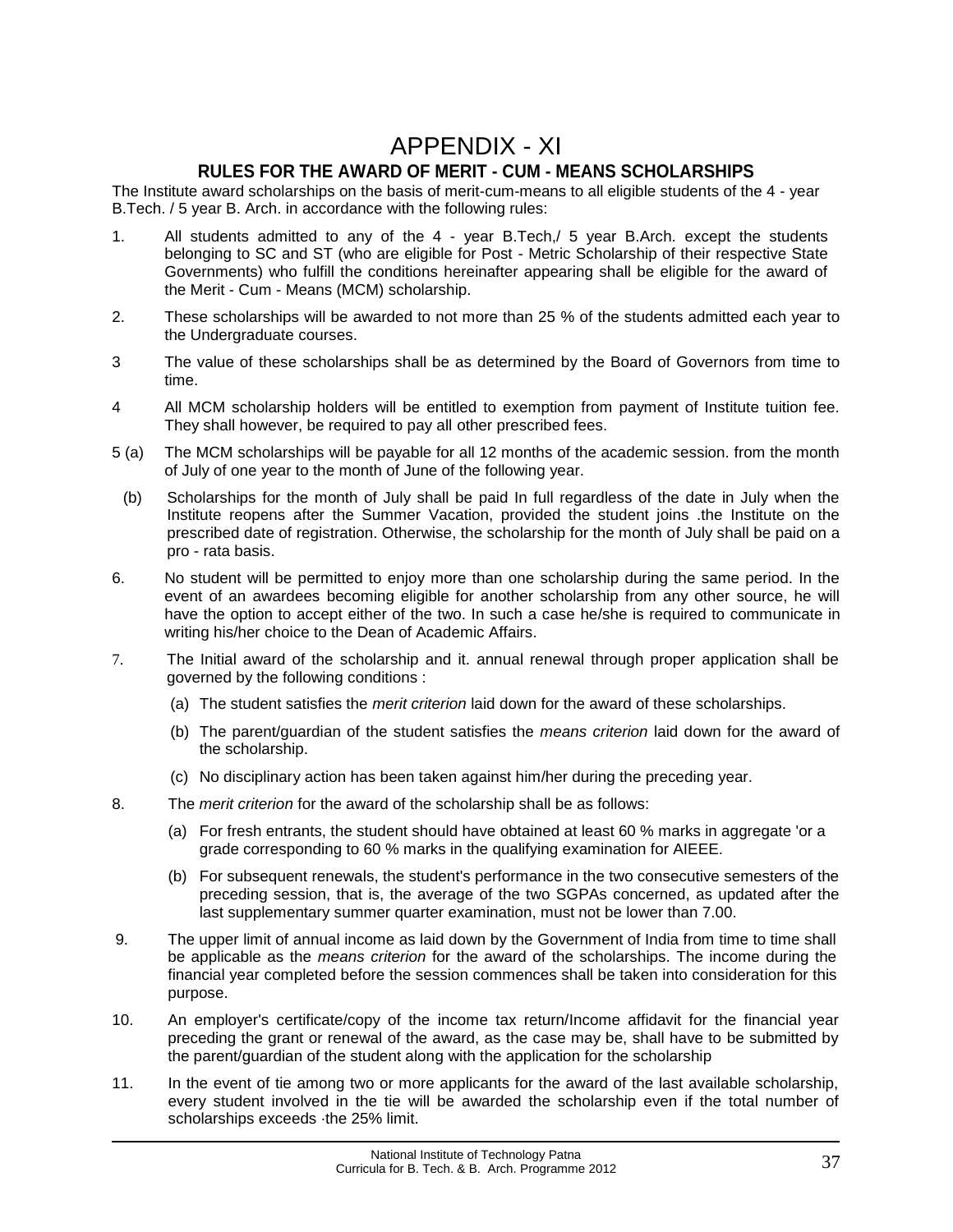# APPENDIX - XI

## RULES FOR THE AWARD OF MERIT - CUM - MEANS SCHOLARSHIPS

The Institute award scholarships on the basis of merit-cum-means to all eligible students of the 4 - year B.Tech. / 5 year B. Arch. in accordance with the following rules:

1. All students admitted to any of the 4 - year B.Tech,/ 5 year B.Arch. except the students belonging to SC and ST (who are eligible for Post - Metric Scholarship of their respective State Governments) who fulfill the conditions hereinafter appearing shall be eligible for the award of the Merit - Cum - Means (MCM) scholarship.

2. These scholarships will be awarded to not more than 25 % of the students admitted each year to the Undergraduate courses.

3 The value of these scholarships shall be as determined by the Board of Governors from time to time.

4 All MCM scholarship holders will be entitled to exemption from payment of Institute tuition fee. They shall however, be required to pay all other prescribed fees.

5 (a) The MCM scholarships will be payable for all 12 months of the academic session. from the month of July of one year to the month of June of the following year.

(b) Scholarships for the month of July shall be paid In full regardless of the date in July when the Institute reopens after the Summer Vacation, provided the student joins .the Institute on the prescribed date of registration. Otherwise, the scholarship for the month of July shall be paid on a pro - rata basis.

6. No student will be permitted to enjoy more than one scholarship during the same period. In the event of an awardees becoming eligible for another scholarship from any other source, he will have the option to accept either of the two. In such a case he/she is required to communicate in writing his/her choice to the Dean of Academic Affairs.

7. The Initial award of the scholarship and it. annual renewal through proper application shall be governed by the following conditions :

   (a) The student satisfies the *merit criterion* laid down for the award of these scholarships.

   (b) The parent/guardian of the student satisfies the *means criterion* laid down for the award of the scholarship.

   (c) No disciplinary action has been taken against him/her during the preceding year.

8. The *merit criterion* for the award of the scholarship shall be as follows:

   (a) For fresh entrants, the student should have obtained at least 60 % marks in aggregate 'or a grade corresponding to 60 % marks in the qualifying examination for AIEEE.

   (b) For subsequent renewals, the student's performance in the two consecutive semesters of the preceding session, that is, the average of the two SGPAs concerned, as updated after the last supplementary summer quarter examination, must not be lower than 7.00.

9. The upper limit of annual income as laid down by the Government of India from time to time shall be applicable as the *means criterion* for the award of the scholarships. The income during the financial year completed before the session commences shall be taken into consideration for this purpose.

10. An employer's certificate/copy of the income tax return/Income affidavit for the financial year preceding the grant or renewal of the award, as the case may be, shall have to be submitted by the parent/guardian of the student along with the application for the scholarship

11. In the event of tie among two or more applicants for the award of the last available scholarship, every student involved in the tie will be awarded the scholarship even if the total number of scholarships exceeds ·the 25% limit.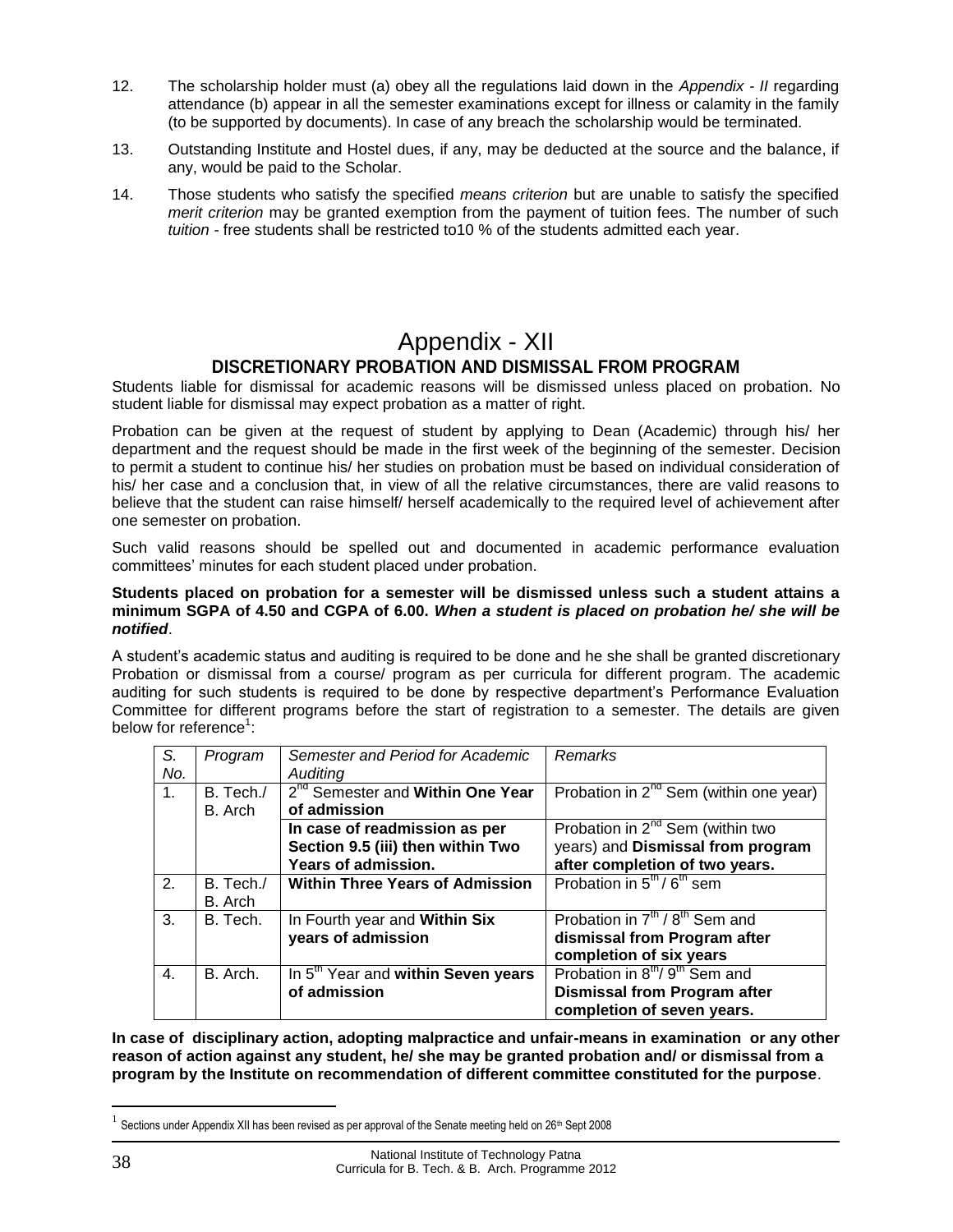12. The scholarship holder must (a) obey all the regulations laid down in the *Appendix - II* regarding attendance (b) appear in all the semester examinations except for illness or calamity in the family (to be supported by documents). In case of any breach the scholarship would be terminated.

13. Outstanding Institute and Hostel dues, if any, may be deducted at the source and the balance, if any, would be paid to the Scholar.

14. Those students who satisfy the specified *means criterion* but are unable to satisfy the specified *merit criterion* may be granted exemption from the payment of tuition fees. The number of such *tuition* - free students shall be restricted to10 % of the students admitted each year.

# Appendix - XII

## DISCRETIONARY PROBATION AND DISMISSAL FROM PROGRAM

Students liable for dismissal for academic reasons will be dismissed unless placed on probation. No student liable for dismissal may expect probation as a matter of right.

Probation can be given at the request of student by applying to Dean (Academic) through his/ her department and the request should be made in the first week of the beginning of the semester. Decision to permit a student to continue his/ her studies on probation must be based on individual consideration of his/ her case and a conclusion that, in view of all the relative circumstances, there are valid reasons to believe that the student can raise himself/ herself academically to the required level of achievement after one semester on probation.

Such valid reasons should be spelled out and documented in academic performance evaluation committees' minutes for each student placed under probation.

**Students placed on probation for a semester will be dismissed unless such a student attains a minimum SGPA of 4.50 and CGPA of 6.00. *When a student is placed on probation he/ she will be notified*.**

A student's academic status and auditing is required to be done and he she shall be granted discretionary Probation or dismissal from a course/ program as per curricula for different program. The academic auditing for such students is required to be done by respective department's Performance Evaluation Committee for different programs before the start of registration to a semester. The details are given below for reference[1]:

| *S. No.* | *Program* | *Semester and Period for Academic Auditing* | *Remarks* |
|---|---|---|---|
| 1. | B. Tech./ B. Arch | 2nd Semester and **Within One Year of admission** | Probation in 2nd Sem (within one year) |
| | | **In case of readmission as per Section 9.5 (iii) then within Two Years of admission.** | Probation in 2nd Sem (within two years) and **Dismissal from program after completion of two years.** |
| 2. | B. Tech./ B. Arch | **Within Three Years of Admission** | Probation in 5th / 6th sem |
| 3. | B. Tech. | In Fourth year and **Within Six years of admission** | Probation in 7th / 8th Sem and **dismissal from Program after completion of six years** |
| 4. | B. Arch. | In 5th Year and **within Seven years of admission** | Probation in 8th/ 9th Sem and **Dismissal from Program after completion of seven years.** |

**In case of disciplinary action, adopting malpractice and unfair-means in examination or any other reason of action against any student, he/ she may be granted probation and/ or dismissal from a program by the Institute on recommendation of different committee constituted for the purpose**.

[1] Sections under Appendix XII has been revised as per approval of the Senate meeting held on 26th Sept 2008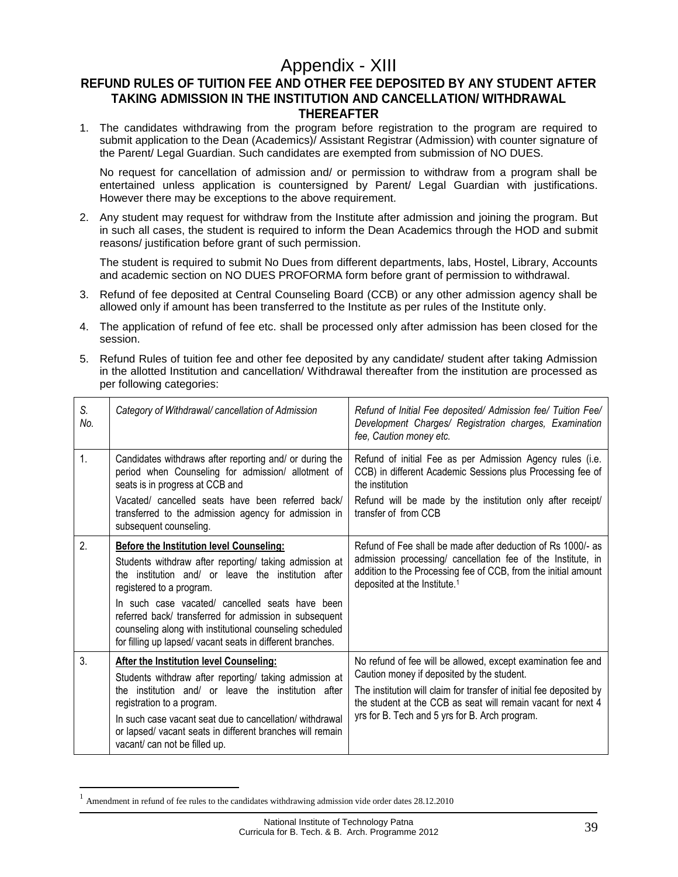# Appendix - XIII

## REFUND RULES OF TUITION FEE AND OTHER FEE DEPOSITED BY ANY STUDENT AFTER TAKING ADMISSION IN THE INSTITUTION AND CANCELLATION/ WITHDRAWAL THEREAFTER

1. The candidates withdrawing from the program before registration to the program are required to submit application to the Dean (Academics)/ Assistant Registrar (Admission) with counter signature of the Parent/ Legal Guardian. Such candidates are exempted from submission of NO DUES.

   No request for cancellation of admission and/ or permission to withdraw from a program shall be entertained unless application is countersigned by Parent/ Legal Guardian with justifications. However there may be exceptions to the above requirement.

2. Any student may request for withdraw from the Institute after admission and joining the program. But in such all cases, the student is required to inform the Dean Academics through the HOD and submit reasons/ justification before grant of such permission.

   The student is required to submit No Dues from different departments, labs, Hostel, Library, Accounts and academic section on NO DUES PROFORMA form before grant of permission to withdrawal.

3. Refund of fee deposited at Central Counseling Board (CCB) or any other admission agency shall be allowed only if amount has been transferred to the Institute as per rules of the Institute only.

4. The application of refund of fee etc. shall be processed only after admission has been closed for the session.

5. Refund Rules of tuition fee and other fee deposited by any candidate/ student after taking Admission in the allotted Institution and cancellation/ Withdrawal thereafter from the institution are processed as per following categories:

| *S. No.* | *Category of Withdrawal/ cancellation of Admission* | *Refund of Initial Fee deposited/ Admission fee/ Tuition Fee/ Development Charges/ Registration charges, Examination fee, Caution money etc.* |
|---|---|---|
| 1. | Candidates withdraws after reporting and/ or during the period when Counseling for admission/ allotment of seats is in progress at CCB and<br>Vacated/ cancelled seats have been referred back/ transferred to the admission agency for admission in subsequent counseling. | Refund of initial Fee as per Admission Agency rules (i.e. CCB) in different Academic Sessions plus Processing fee of the institution<br>Refund will be made by the institution only after receipt/ transfer of from CCB |
| 2. | **Before the Institution level Counseling:**<br>Students withdraw after reporting/ taking admission at the institution and/ or leave the institution after registered to a program.<br>In such case vacated/ cancelled seats have been referred back/ transferred for admission in subsequent counseling along with institutional counseling scheduled for filling up lapsed/ vacant seats in different branches. | Refund of Fee shall be made after deduction of Rs 1000/- as admission processing/ cancellation fee of the Institute, in addition to the Processing fee of CCB, from the initial amount deposited at the Institute.[1] |
| 3. | **After the Institution level Counseling:**<br>Students withdraw after reporting/ taking admission at the institution and/ or leave the institution after registration to a program.<br>In such case vacant seat due to cancellation/ withdrawal or lapsed/ vacant seats in different branches will remain vacant/ can not be filled up. | No refund of fee will be allowed, except examination fee and Caution money if deposited by the student.<br>The institution will claim for transfer of initial fee deposited by the student at the CCB as seat will remain vacant for next 4 yrs for B. Tech and 5 yrs for B. Arch program. |

[1] Amendment in refund of fee rules to the candidates withdrawing admission vide order dates 28.12.2010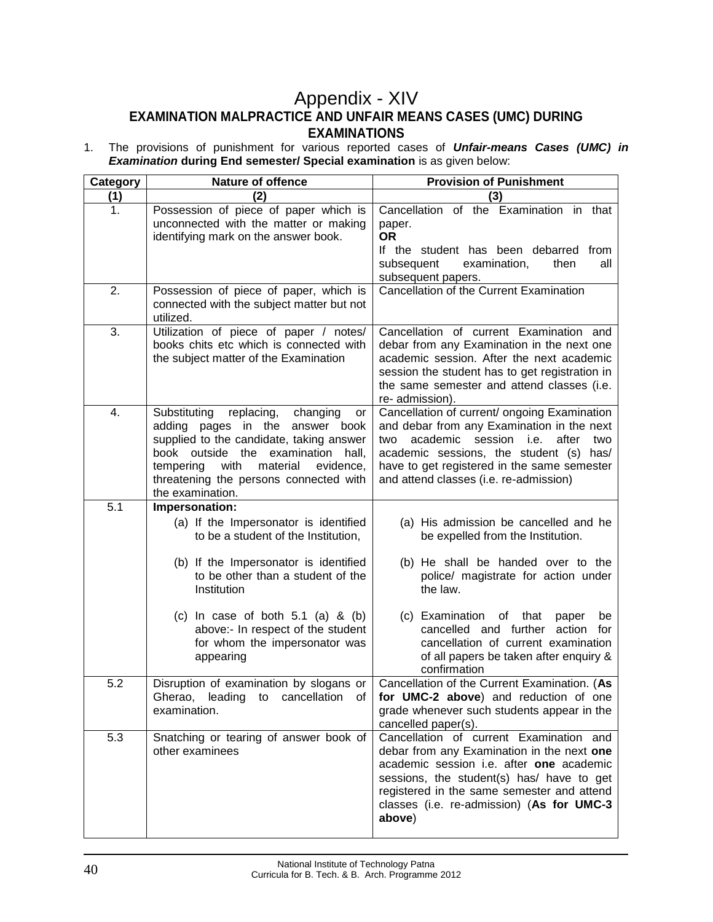# Appendix - XIV

## EXAMINATION MALPRACTICE AND UNFAIR MEANS CASES (UMC) DURING EXAMINATIONS

1. The provisions of punishment for various reported cases of ***Unfair-means Cases (UMC) in Examination*** **during End semester/ Special examination** is as given below:

| Category | Nature of offence | Provision of Punishment |
|---|---|---|
| **(1)** | **(2)** | **(3)** |
| 1. | Possession of piece of paper which is unconnected with the matter or making identifying mark on the answer book. | Cancellation of the Examination in that paper.<br>**OR**<br>If the student has been debarred from subsequent examination, then all subsequent papers. |
| 2. | Possession of piece of paper, which is connected with the subject matter but not utilized. | Cancellation of the Current Examination |
| 3. | Utilization of piece of paper / notes/ books chits etc which is connected with the subject matter of the Examination | Cancellation of current Examination and debar from any Examination in the next one academic session. After the next academic session the student has to get registration in the same semester and attend classes (i.e. re- admission). |
| 4. | Substituting replacing, changing or adding pages in the answer book supplied to the candidate, taking answer book outside the examination hall, tempering with material evidence, threatening the persons connected with the examination. | Cancellation of current/ ongoing Examination and debar from any Examination in the next two academic session i.e. after two academic sessions, the student (s) has/ have to get registered in the same semester and attend classes (i.e. re-admission) |
| 5.1 | **Impersonation:**<br>(a) If the Impersonator is identified to be a student of the Institution,<br><br>(b) If the Impersonator is identified to be other than a student of the Institution<br><br>(c) In case of both 5.1 (a) & (b) above:- In respect of the student for whom the impersonator was appearing | <br>(a) His admission be cancelled and he be expelled from the Institution.<br><br>(b) He shall be handed over to the police/ magistrate for action under the law.<br><br>(c) Examination of that paper be cancelled and further action for cancellation of current examination of all papers be taken after enquiry & confirmation |
| 5.2 | Disruption of examination by slogans or Gherao, leading to cancellation of examination. | Cancellation of the Current Examination. (**As for UMC-2 above**) and reduction of one grade whenever such students appear in the cancelled paper(s). |
| 5.3 | Snatching or tearing of answer book of other examinees | Cancellation of current Examination and debar from any Examination in the next **one** academic session i.e. after **one** academic sessions, the student(s) has/ have to get registered in the same semester and attend classes (i.e. re-admission) (**As for UMC-3 above**) |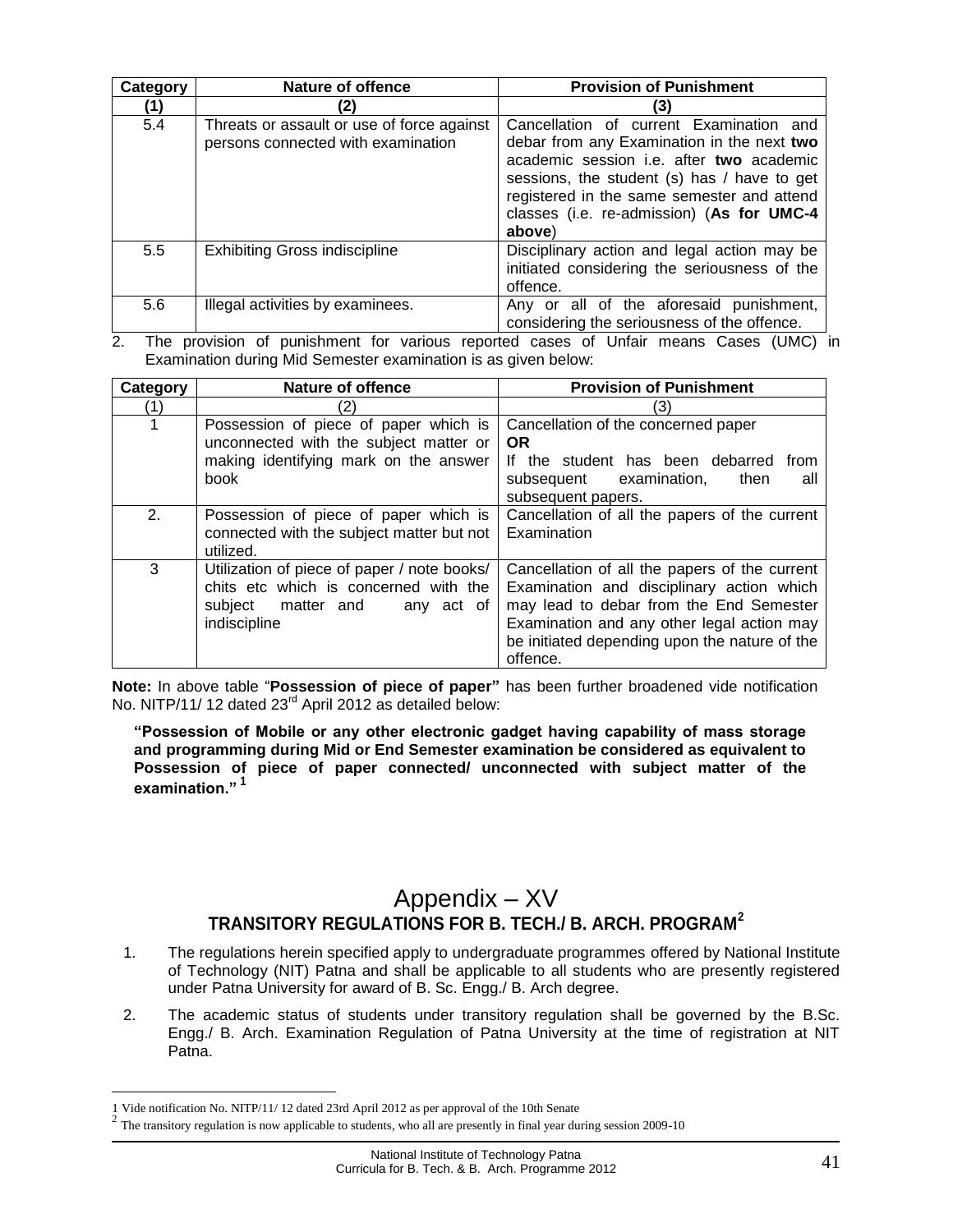| Category | Nature of offence | Provision of Punishment |
|---|---|---|
| (1) | (2) | (3) |
| 5.4 | Threats or assault or use of force against persons connected with examination | Cancellation of current Examination and debar from any Examination in the next **two** academic session i.e. after **two** academic sessions, the student (s) has / have to get registered in the same semester and attend classes (i.e. re-admission) (**As for UMC-4 above**) |
| 5.5 | Exhibiting Gross indiscipline | Disciplinary action and legal action may be initiated considering the seriousness of the offence. |
| 5.6 | Illegal activities by examinees. | Any or all of the aforesaid punishment, considering the seriousness of the offence. |

2. The provision of punishment for various reported cases of Unfair means Cases (UMC) in Examination during Mid Semester examination is as given below:

| Category | Nature of offence | Provision of Punishment |
|---|---|---|
| (1) | (2) | (3) |
| 1 | Possession of piece of paper which is unconnected with the subject matter or making identifying mark on the answer book | Cancellation of the concerned paper **OR** If the student has been debarred from subsequent examination, then all subsequent papers. |
| 2. | Possession of piece of paper which is connected with the subject matter but not utilized. | Cancellation of all the papers of the current Examination |
| 3 | Utilization of piece of paper / note books/ chits etc which is concerned with the subject matter and any act of indiscipline | Cancellation of all the papers of the current Examination and disciplinary action which may lead to debar from the End Semester Examination and any other legal action may be initiated depending upon the nature of the offence. |

**Note:** In above table "**Possession of piece of paper"** has been further broadened vide notification No. NITP/11/ 12 dated 23rd April 2012 as detailed below:

**"Possession of Mobile or any other electronic gadget having capability of mass storage and programming during Mid or End Semester examination be considered as equivalent to Possession of piece of paper connected/ unconnected with subject matter of the examination."** [1]

# Appendix – XV

## TRANSITORY REGULATIONS FOR B. TECH./ B. ARCH. PROGRAM[2]

1. The regulations herein specified apply to undergraduate programmes offered by National Institute of Technology (NIT) Patna and shall be applicable to all students who are presently registered under Patna University for award of B. Sc. Engg./ B. Arch degree.
2. The academic status of students under transitory regulation shall be governed by the B.Sc. Engg./ B. Arch. Examination Regulation of Patna University at the time of registration at NIT Patna.

---

1 Vide notification No. NITP/11/ 12 dated 23rd April 2012 as per approval of the 10th Senate

2 The transitory regulation is now applicable to students, who all are presently in final year during session 2009-10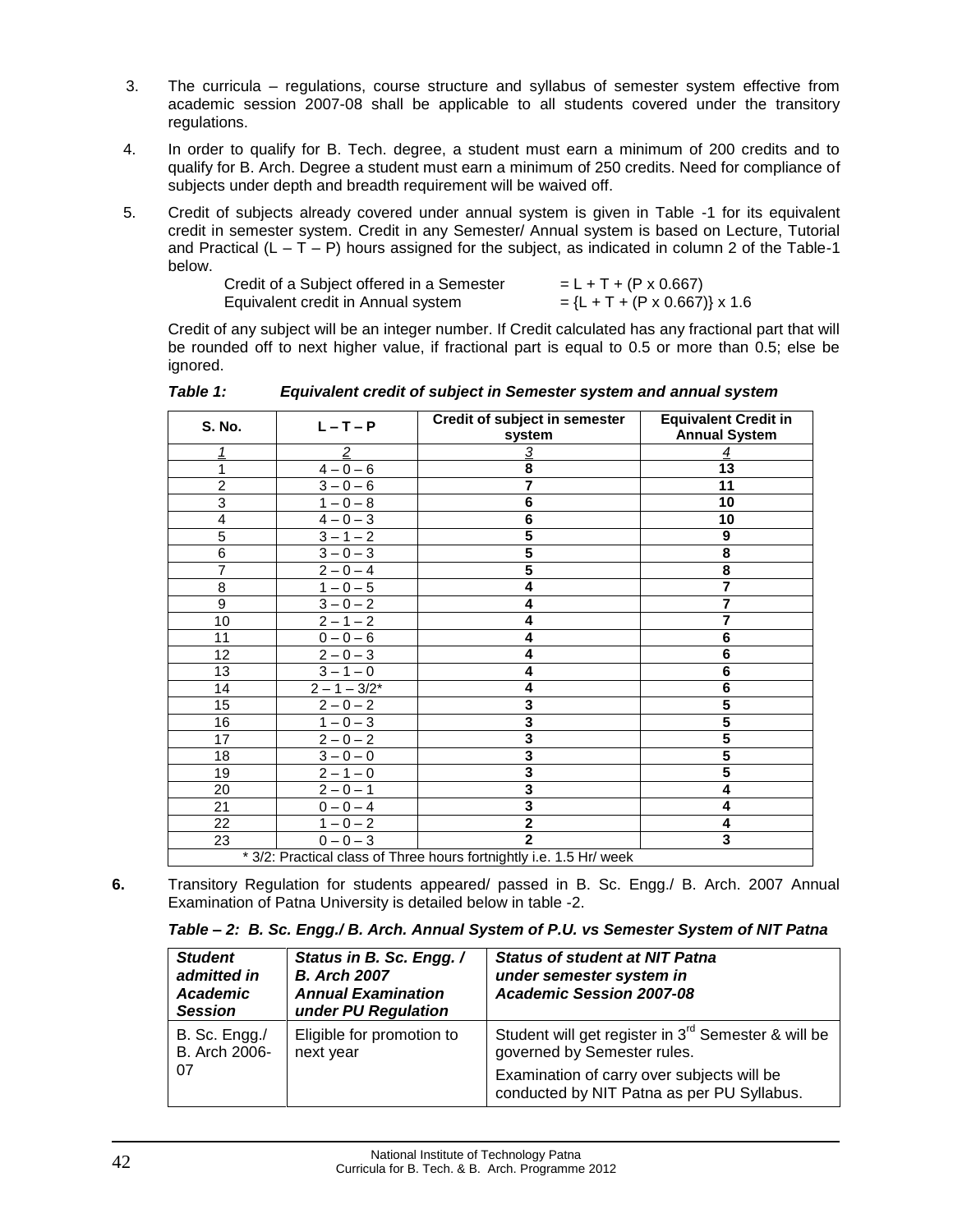3. The curricula – regulations, course structure and syllabus of semester system effective from academic session 2007-08 shall be applicable to all students covered under the transitory regulations.

4. In order to qualify for B. Tech. degree, a student must earn a minimum of 200 credits and to qualify for B. Arch. Degree a student must earn a minimum of 250 credits. Need for compliance of subjects under depth and breadth requirement will be waived off.

5. Credit of subjects already covered under annual system is given in Table -1 for its equivalent credit in semester system. Credit in any Semester/ Annual system is based on Lecture, Tutorial and Practical (L – T – P) hours assigned for the subject, as indicated in column 2 of the Table-1 below.

   Credit of a Subject offered in a Semester $= L + T + (P \times 0.667)$
   Equivalent credit in Annual system $= \{L + T + (P \times 0.667)\} \times 1.6$

   Credit of any subject will be an integer number. If Credit calculated has any fractional part that will be rounded off to next higher value, if fractional part is equal to 0.5 or more than 0.5; else be ignored.

***Table 1: Equivalent credit of subject in Semester system and annual system***

| S. No. | L – T – P | Credit of subject in semester system | Equivalent Credit in Annual System |
|---|---|---|---|
| *1* | *2* | *3* | *4* |
| 1 | 4 – 0 – 6 | **8** | **13** |
| 2 | 3 – 0 – 6 | **7** | **11** |
| 3 | 1 – 0 – 8 | **6** | **10** |
| 4 | 4 – 0 – 3 | **6** | **10** |
| 5 | 3 – 1 – 2 | **5** | **9** |
| 6 | 3 – 0 – 3 | **5** | **8** |
| 7 | 2 – 0 – 4 | **5** | **8** |
| 8 | 1 – 0 – 5 | **4** | **7** |
| 9 | 3 – 0 – 2 | **4** | **7** |
| 10 | 2 – 1 – 2 | **4** | **7** |
| 11 | 0 – 0 – 6 | **4** | **6** |
| 12 | 2 – 0 – 3 | **4** | **6** |
| 13 | 3 – 1 – 0 | **4** | **6** |
| 14 | 2 – 1 – 3/2* | **4** | **6** |
| 15 | 2 – 0 – 2 | **3** | **5** |
| 16 | 1 – 0 – 3 | **3** | **5** |
| 17 | 2 – 0 – 2 | **3** | **5** |
| 18 | 3 – 0 – 0 | **3** | **5** |
| 19 | 2 – 1 – 0 | **3** | **5** |
| 20 | 2 – 0 – 1 | **3** | **4** |
| 21 | 0 – 0 – 4 | **3** | **4** |
| 22 | 1 – 0 – 2 | **2** | **4** |
| 23 | 0 – 0 – 3 | **2** | **3** |

\* 3/2: Practical class of Three hours fortnightly i.e. 1.5 Hr/ week

**6.** Transitory Regulation for students appeared/ passed in B. Sc. Engg./ B. Arch. 2007 Annual Examination of Patna University is detailed below in table -2.

***Table – 2: B. Sc. Engg./ B. Arch. Annual System of P.U. vs Semester System of NIT Patna***

| *Student admitted in Academic Session* | *Status in B. Sc. Engg. / B. Arch 2007 Annual Examination under PU Regulation* | *Status of student at NIT Patna under semester system in Academic Session 2007-08* |
|---|---|---|
| B. Sc. Engg./ B. Arch 2006-07 | Eligible for promotion to next year | Student will get register in 3rd Semester & will be governed by Semester rules.<br>Examination of carry over subjects will be conducted by NIT Patna as per PU Syllabus. |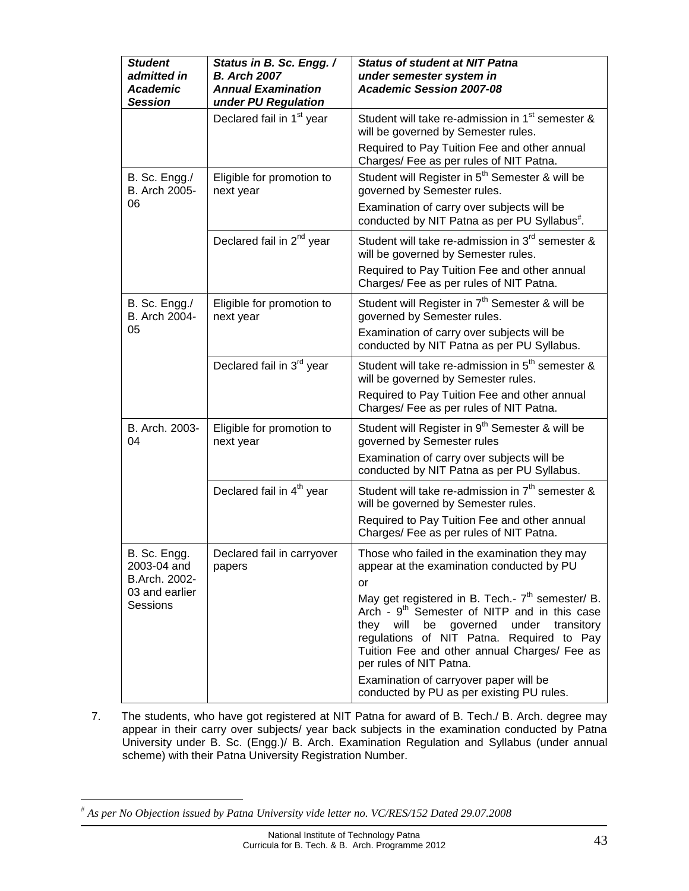| ***Student admitted in Academic Session*** | ***Status in B. Sc. Engg. / B. Arch 2007 Annual Examination under PU Regulation*** | ***Status of student at NIT Patna under semester system in Academic Session 2007-08*** |
|---|---|---|
| | Declared fail in 1st year | Student will take re-admission in 1st semester & will be governed by Semester rules.<br>Required to Pay Tuition Fee and other annual Charges/ Fee as per rules of NIT Patna. |
| B. Sc. Engg./ B. Arch 2005-06 | Eligible for promotion to next year | Student will Register in 5th Semester & will be governed by Semester rules.<br>Examination of carry over subjects will be conducted by NIT Patna as per PU Syllabus#. |
| | Declared fail in 2nd year | Student will take re-admission in 3rd semester & will be governed by Semester rules.<br>Required to Pay Tuition Fee and other annual Charges/ Fee as per rules of NIT Patna. |
| B. Sc. Engg./ B. Arch 2004-05 | Eligible for promotion to next year | Student will Register in 7th Semester & will be governed by Semester rules.<br>Examination of carry over subjects will be conducted by NIT Patna as per PU Syllabus. |
| | Declared fail in 3rd year | Student will take re-admission in 5th semester & will be governed by Semester rules.<br>Required to Pay Tuition Fee and other annual Charges/ Fee as per rules of NIT Patna. |
| B. Arch. 2003-04 | Eligible for promotion to next year | Student will Register in 9th Semester & will be governed by Semester rules<br>Examination of carry over subjects will be conducted by NIT Patna as per PU Syllabus. |
| | Declared fail in 4th year | Student will take re-admission in 7th semester & will be governed by Semester rules.<br>Required to Pay Tuition Fee and other annual Charges/ Fee as per rules of NIT Patna. |
| B. Sc. Engg. 2003-04 and B.Arch. 2002-03 and earlier Sessions | Declared fail in carryover papers | Those who failed in the examination they may appear at the examination conducted by PU<br>or<br>May get registered in B. Tech.- 7th semester/ B. Arch - 9th Semester of NITP and in this case they will be governed under transitory regulations of NIT Patna. Required to Pay Tuition Fee and other annual Charges/ Fee as per rules of NIT Patna.<br>Examination of carryover paper will be conducted by PU as per existing PU rules. |

7. The students, who have got registered at NIT Patna for award of B. Tech./ B. Arch. degree may appear in their carry over subjects/ year back subjects in the examination conducted by Patna University under B. Sc. (Engg.)/ B. Arch. Examination Regulation and Syllabus (under annual scheme) with their Patna University Registration Number.

---

# *As per No Objection issued by Patna University vide letter no. VC/RES/152 Dated 29.07.2008*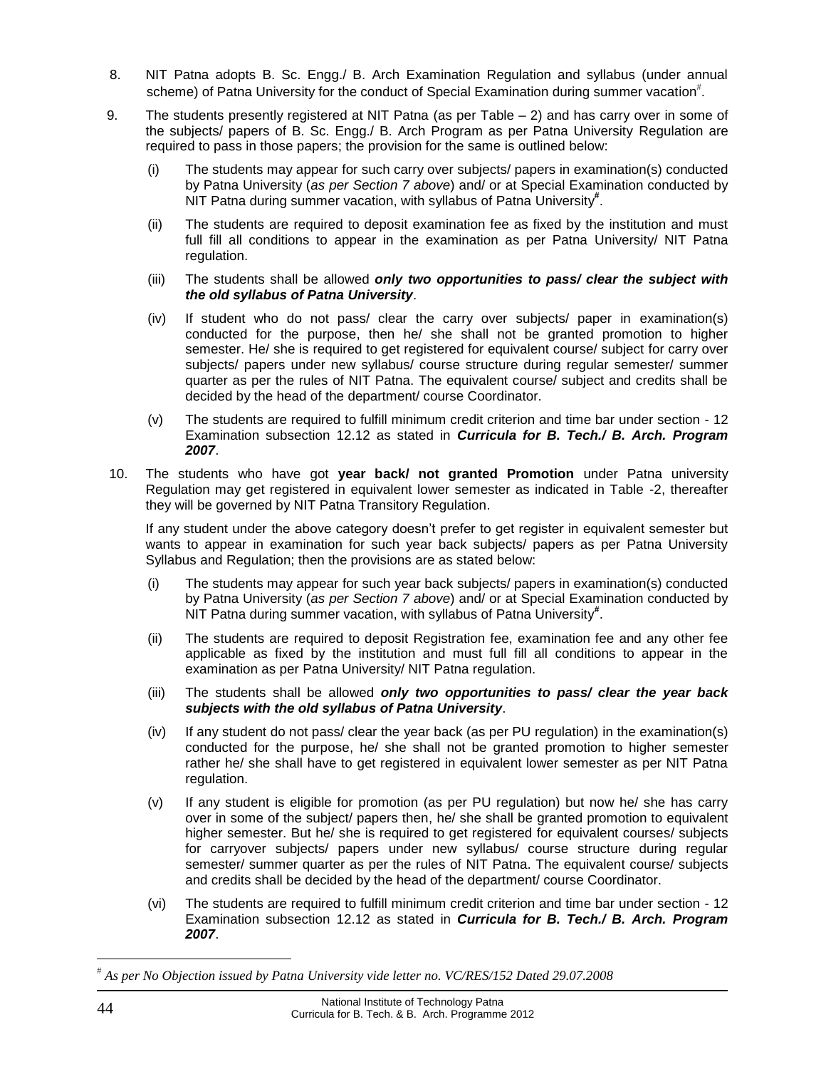8. NIT Patna adopts B. Sc. Engg./ B. Arch Examination Regulation and syllabus (under annual scheme) of Patna University for the conduct of Special Examination during summer vacation[#].

9. The students presently registered at NIT Patna (as per Table – 2) and has carry over in some of the subjects/ papers of B. Sc. Engg./ B. Arch Program as per Patna University Regulation are required to pass in those papers; the provision for the same is outlined below:

   (i) The students may appear for such carry over subjects/ papers in examination(s) conducted by Patna University (*as per Section 7 above*) and/ or at Special Examination conducted by NIT Patna during summer vacation, with syllabus of Patna University[#].

   (ii) The students are required to deposit examination fee as fixed by the institution and must full fill all conditions to appear in the examination as per Patna University/ NIT Patna regulation.

   (iii) The students shall be allowed ***only two opportunities to pass/ clear the subject with the old syllabus of Patna University***.

   (iv) If student who do not pass/ clear the carry over subjects/ paper in examination(s) conducted for the purpose, then he/ she shall not be granted promotion to higher semester. He/ she is required to get registered for equivalent course/ subject for carry over subjects/ papers under new syllabus/ course structure during regular semester/ summer quarter as per the rules of NIT Patna. The equivalent course/ subject and credits shall be decided by the head of the department/ course Coordinator.

   (v) The students are required to fulfill minimum credit criterion and time bar under section - 12 Examination subsection 12.12 as stated in ***Curricula for B. Tech./ B. Arch. Program 2007***.

10. The students who have got **year back/ not granted Promotion** under Patna university Regulation may get registered in equivalent lower semester as indicated in Table -2, thereafter they will be governed by NIT Patna Transitory Regulation.

    If any student under the above category doesn't prefer to get register in equivalent semester but wants to appear in examination for such year back subjects/ papers as per Patna University Syllabus and Regulation; then the provisions are as stated below:

   (i) The students may appear for such year back subjects/ papers in examination(s) conducted by Patna University (*as per Section 7 above*) and/ or at Special Examination conducted by NIT Patna during summer vacation, with syllabus of Patna University[#].

   (ii) The students are required to deposit Registration fee, examination fee and any other fee applicable as fixed by the institution and must full fill all conditions to appear in the examination as per Patna University/ NIT Patna regulation.

   (iii) The students shall be allowed ***only two opportunities to pass/ clear the year back subjects with the old syllabus of Patna University***.

   (iv) If any student do not pass/ clear the year back (as per PU regulation) in the examination(s) conducted for the purpose, he/ she shall not be granted promotion to higher semester rather he/ she shall have to get registered in equivalent lower semester as per NIT Patna regulation.

   (v) If any student is eligible for promotion (as per PU regulation) but now he/ she has carry over in some of the subject/ papers then, he/ she shall be granted promotion to equivalent higher semester. But he/ she is required to get registered for equivalent courses/ subjects for carryover subjects/ papers under new syllabus/ course structure during regular semester/ summer quarter as per the rules of NIT Patna. The equivalent course/ subjects and credits shall be decided by the head of the department/ course Coordinator.

   (vi) The students are required to fulfill minimum credit criterion and time bar under section - 12 Examination subsection 12.12 as stated in ***Curricula for B. Tech./ B. Arch. Program 2007***.

---

[#] *As per No Objection issued by Patna University vide letter no. VC/RES/152 Dated 29.07.2008*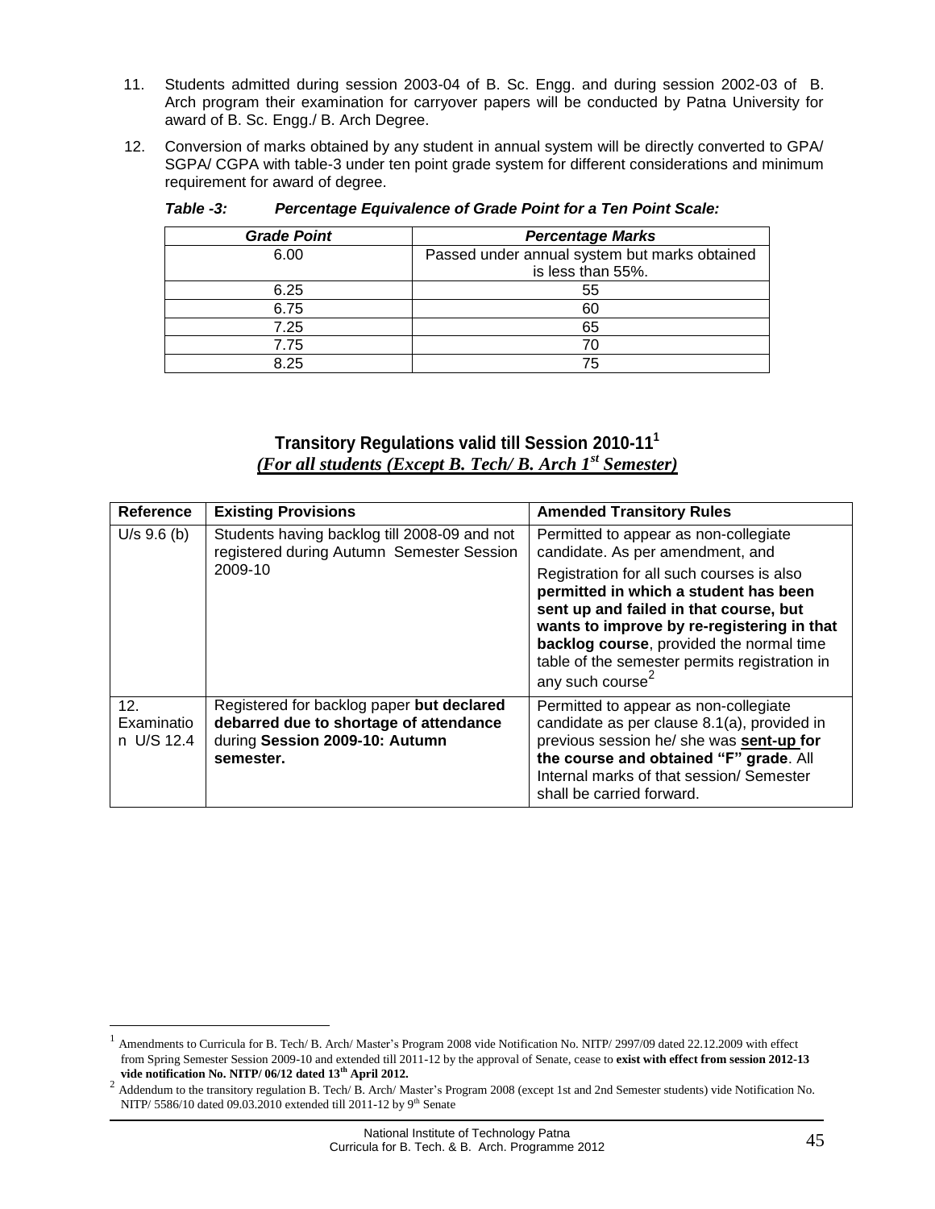11. Students admitted during session 2003-04 of B. Sc. Engg. and during session 2002-03 of B. Arch program their examination for carryover papers will be conducted by Patna University for award of B. Sc. Engg./ B. Arch Degree.

12. Conversion of marks obtained by any student in annual system will be directly converted to GPA/ SGPA/ CGPA with table-3 under ten point grade system for different considerations and minimum requirement for award of degree.

***Table -3: Percentage Equivalence of Grade Point for a Ten Point Scale:***

| *Grade Point* | *Percentage Marks* |
|---|---|
| 6.00 | Passed under annual system but marks obtained is less than 55%. |
| 6.25 | 55 |
| 6.75 | 60 |
| 7.25 | 65 |
| 7.75 | 70 |
| 8.25 | 75 |

## Transitory Regulations valid till Session 2010-11[1]

***(For all students (Except B. Tech/ B. Arch 1st Semester)***

| Reference | Existing Provisions | Amended Transitory Rules |
|---|---|---|
| U/s 9.6 (b) | Students having backlog till 2008-09 and not registered during Autumn Semester Session 2009-10 | Permitted to appear as non-collegiate candidate. As per amendment, and Registration for all such courses is also **permitted in which a student has been sent up and failed in that course, but wants to improve by re-registering in that backlog course**, provided the normal time table of the semester permits registration in any such course[2] |
| 12. Examination U/S 12.4 | Registered for backlog paper **but declared debarred due to shortage of attendance** during **Session 2009-10: Autumn semester.** | Permitted to appear as non-collegiate candidate as per clause 8.1(a), provided in previous session he/ she was **sent-up for the course and obtained "F" grade**. All Internal marks of that session/ Semester shall be carried forward. |

---

[1] Amendments to Curricula for B. Tech/ B. Arch/ Master's Program 2008 vide Notification No. NITP/ 2997/09 dated 22.12.2009 with effect from Spring Semester Session 2009-10 and extended till 2011-12 by the approval of Senate, cease to **exist with effect from session 2012-13 vide notification No. NITP/ 06/12 dated 13th April 2012.**

[2] Addendum to the transitory regulation B. Tech/ B. Arch/ Master's Program 2008 (except 1st and 2nd Semester students) vide Notification No. NITP/ 5586/10 dated 09.03.2010 extended till 2011-12 by 9th Senate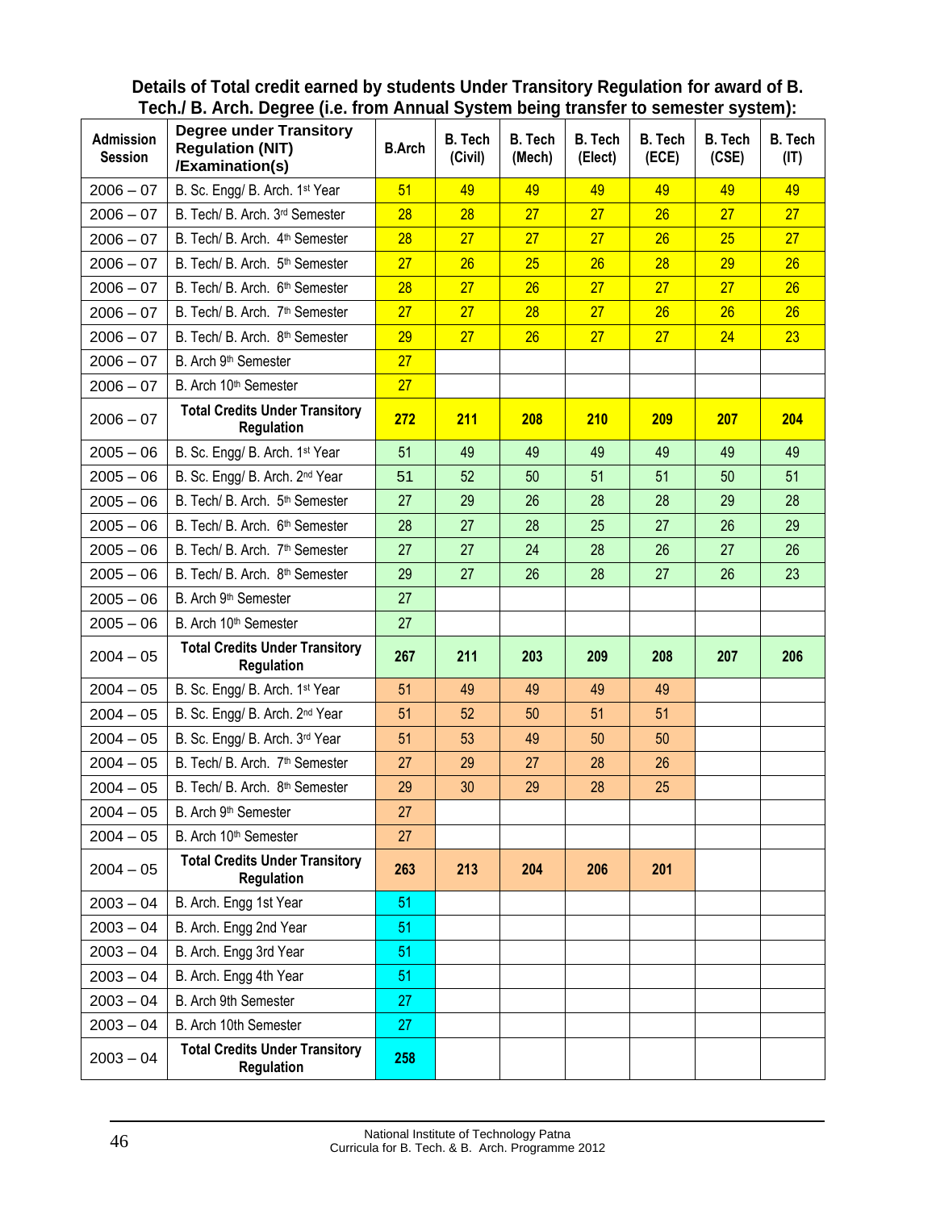## Details of Total credit earned by students Under Transitory Regulation for award of B. Tech./ B. Arch. Degree (i.e. from Annual System being transfer to semester system):

| Admission Session | Degree under Transitory Regulation (NIT) /Examination(s) | B.Arch | B. Tech (Civil) | B. Tech (Mech) | B. Tech (Elect) | B. Tech (ECE) | B. Tech (CSE) | B. Tech (IT) |
|---|---|---|---|---|---|---|---|---|
| 2006 – 07 | B. Sc. Engg/ B. Arch. 1st Year | 51 | 49 | 49 | 49 | 49 | 49 | 49 |
| 2006 – 07 | B. Tech/ B. Arch. 3rd Semester | 28 | 28 | 27 | 27 | 26 | 27 | 27 |
| 2006 – 07 | B. Tech/ B. Arch. 4th Semester | 28 | 27 | 27 | 27 | 26 | 25 | 27 |
| 2006 – 07 | B. Tech/ B. Arch. 5th Semester | 27 | 26 | 25 | 26 | 28 | 29 | 26 |
| 2006 – 07 | B. Tech/ B. Arch. 6th Semester | 28 | 27 | 26 | 27 | 27 | 27 | 26 |
| 2006 – 07 | B. Tech/ B. Arch. 7th Semester | 27 | 27 | 28 | 27 | 26 | 26 | 26 |
| 2006 – 07 | B. Tech/ B. Arch. 8th Semester | 29 | 27 | 26 | 27 | 27 | 24 | 23 |
| 2006 – 07 | B. Arch 9th Semester | 27 | | | | | | |
| 2006 – 07 | B. Arch 10th Semester | 27 | | | | | | |
| 2006 – 07 | **Total Credits Under Transitory Regulation** | **272** | **211** | **208** | **210** | **209** | **207** | **204** |
| 2005 – 06 | B. Sc. Engg/ B. Arch. 1st Year | 51 | 49 | 49 | 49 | 49 | 49 | 49 |
| 2005 – 06 | B. Sc. Engg/ B. Arch. 2nd Year | 51 | 52 | 50 | 51 | 51 | 50 | 51 |
| 2005 – 06 | B. Tech/ B. Arch. 5th Semester | 27 | 29 | 26 | 28 | 28 | 29 | 28 |
| 2005 – 06 | B. Tech/ B. Arch. 6th Semester | 28 | 27 | 28 | 25 | 27 | 26 | 29 |
| 2005 – 06 | B. Tech/ B. Arch. 7th Semester | 27 | 27 | 24 | 28 | 26 | 27 | 26 |
| 2005 – 06 | B. Tech/ B. Arch. 8th Semester | 29 | 27 | 26 | 28 | 27 | 26 | 23 |
| 2005 – 06 | B. Arch 9th Semester | 27 | | | | | | |
| 2005 – 06 | B. Arch 10th Semester | 27 | | | | | | |
| 2004 – 05 | **Total Credits Under Transitory Regulation** | **267** | **211** | **203** | **209** | **208** | **207** | **206** |
| 2004 – 05 | B. Sc. Engg/ B. Arch. 1st Year | 51 | 49 | 49 | 49 | 49 | | |
| 2004 – 05 | B. Sc. Engg/ B. Arch. 2nd Year | 51 | 52 | 50 | 51 | 51 | | |
| 2004 – 05 | B. Sc. Engg/ B. Arch. 3rd Year | 51 | 53 | 49 | 50 | 50 | | |
| 2004 – 05 | B. Tech/ B. Arch. 7th Semester | 27 | 29 | 27 | 28 | 26 | | |
| 2004 – 05 | B. Tech/ B. Arch. 8th Semester | 29 | 30 | 29 | 28 | 25 | | |
| 2004 – 05 | B. Arch 9th Semester | 27 | | | | | | |
| 2004 – 05 | B. Arch 10th Semester | 27 | | | | | | |
| 2004 – 05 | **Total Credits Under Transitory Regulation** | **263** | **213** | **204** | **206** | **201** | | |
| 2003 – 04 | B. Arch. Engg 1st Year | 51 | | | | | | |
| 2003 – 04 | B. Arch. Engg 2nd Year | 51 | | | | | | |
| 2003 – 04 | B. Arch. Engg 3rd Year | 51 | | | | | | |
| 2003 – 04 | B. Arch. Engg 4th Year | 51 | | | | | | |
| 2003 – 04 | B. Arch 9th Semester | 27 | | | | | | |
| 2003 – 04 | B. Arch 10th Semester | 27 | | | | | | |
| 2003 – 04 | **Total Credits Under Transitory Regulation** | **258** | | | | | | |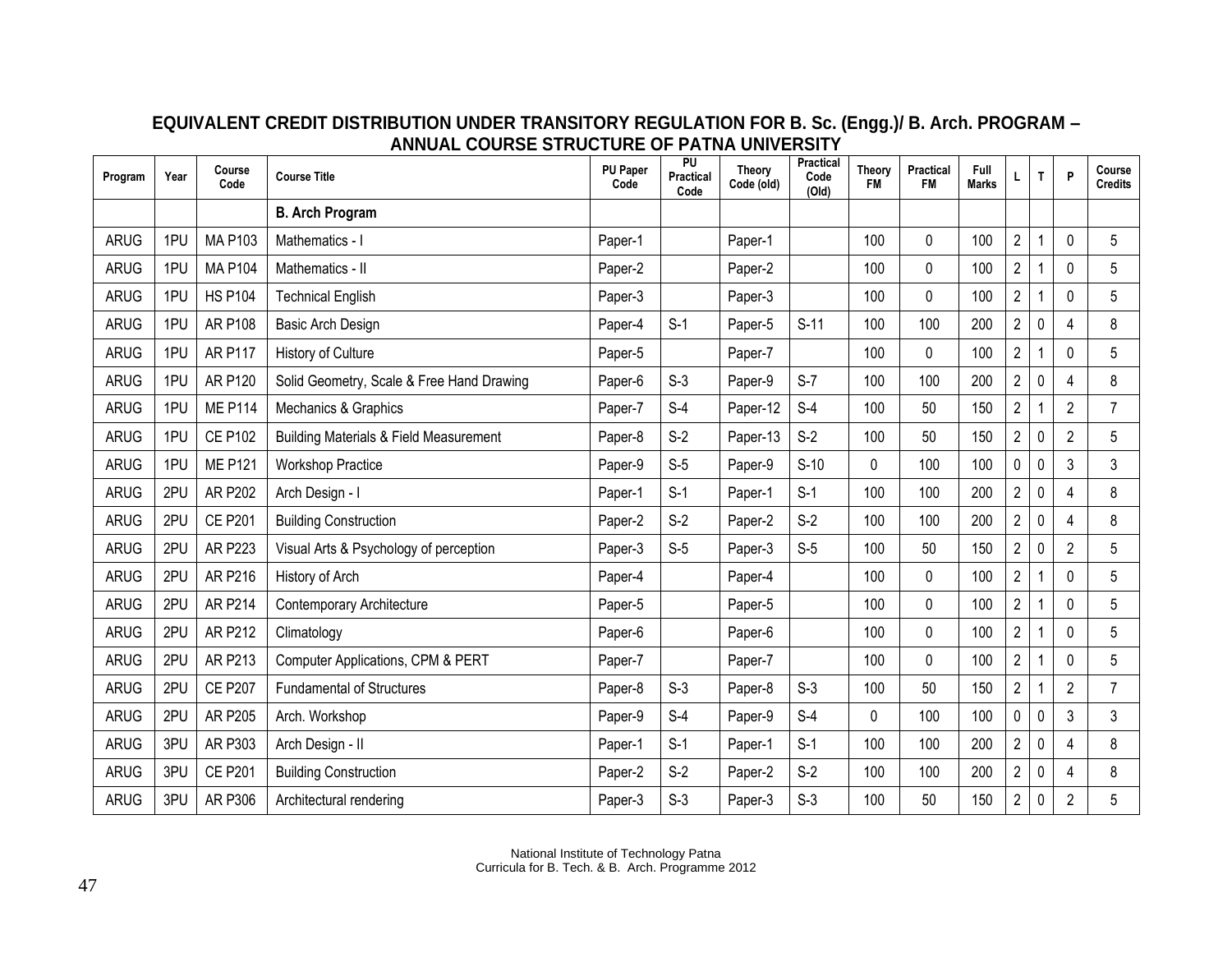## EQUIVALENT CREDIT DISTRIBUTION UNDER TRANSITORY REGULATION FOR B. Sc. (Engg.)/ B. Arch. PROGRAM – ANNUAL COURSE STRUCTURE OF PATNA UNIVERSITY

| Program | Year | Course Code | Course Title | PU Paper Code | PU Practical Code | Theory Code (old) | Practical Code (Old) | Theory FM | Practical FM | Full Marks | L | T | P | Course Credits |
|---|---|---|---|---|---|---|---|---|---|---|---|---|---|---|
| | | | **B. Arch Program** | | | | | | | | | | | |
| ARUG | 1PU | MA P103 | Mathematics - I | Paper-1 | | Paper-1 | | 100 | 0 | 100 | 2 | 1 | 0 | 5 |
| ARUG | 1PU | MA P104 | Mathematics - II | Paper-2 | | Paper-2 | | 100 | 0 | 100 | 2 | 1 | 0 | 5 |
| ARUG | 1PU | HS P104 | Technical English | Paper-3 | | Paper-3 | | 100 | 0 | 100 | 2 | 1 | 0 | 5 |
| ARUG | 1PU | AR P108 | Basic Arch Design | Paper-4 | S-1 | Paper-5 | S-11 | 100 | 100 | 200 | 2 | 0 | 4 | 8 |
| ARUG | 1PU | AR P117 | History of Culture | Paper-5 | | Paper-7 | | 100 | 0 | 100 | 2 | 1 | 0 | 5 |
| ARUG | 1PU | AR P120 | Solid Geometry, Scale & Free Hand Drawing | Paper-6 | S-3 | Paper-9 | S-7 | 100 | 100 | 200 | 2 | 0 | 4 | 8 |
| ARUG | 1PU | ME P114 | Mechanics & Graphics | Paper-7 | S-4 | Paper-12 | S-4 | 100 | 50 | 150 | 2 | 1 | 2 | 7 |
| ARUG | 1PU | CE P102 | Building Materials & Field Measurement | Paper-8 | S-2 | Paper-13 | S-2 | 100 | 50 | 150 | 2 | 0 | 2 | 5 |
| ARUG | 1PU | ME P121 | Workshop Practice | Paper-9 | S-5 | Paper-9 | S-10 | 0 | 100 | 100 | 0 | 0 | 3 | 3 |
| ARUG | 2PU | AR P202 | Arch Design - I | Paper-1 | S-1 | Paper-1 | S-1 | 100 | 100 | 200 | 2 | 0 | 4 | 8 |
| ARUG | 2PU | CE P201 | Building Construction | Paper-2 | S-2 | Paper-2 | S-2 | 100 | 100 | 200 | 2 | 0 | 4 | 8 |
| ARUG | 2PU | AR P223 | Visual Arts & Psychology of perception | Paper-3 | S-5 | Paper-3 | S-5 | 100 | 50 | 150 | 2 | 0 | 2 | 5 |
| ARUG | 2PU | AR P216 | History of Arch | Paper-4 | | Paper-4 | | 100 | 0 | 100 | 2 | 1 | 0 | 5 |
| ARUG | 2PU | AR P214 | Contemporary Architecture | Paper-5 | | Paper-5 | | 100 | 0 | 100 | 2 | 1 | 0 | 5 |
| ARUG | 2PU | AR P212 | Climatology | Paper-6 | | Paper-6 | | 100 | 0 | 100 | 2 | 1 | 0 | 5 |
| ARUG | 2PU | AR P213 | Computer Applications, CPM & PERT | Paper-7 | | Paper-7 | | 100 | 0 | 100 | 2 | 1 | 0 | 5 |
| ARUG | 2PU | CE P207 | Fundamental of Structures | Paper-8 | S-3 | Paper-8 | S-3 | 100 | 50 | 150 | 2 | 1 | 2 | 7 |
| ARUG | 2PU | AR P205 | Arch. Workshop | Paper-9 | S-4 | Paper-9 | S-4 | 0 | 100 | 100 | 0 | 0 | 3 | 3 |
| ARUG | 3PU | AR P303 | Arch Design - II | Paper-1 | S-1 | Paper-1 | S-1 | 100 | 100 | 200 | 2 | 0 | 4 | 8 |
| ARUG | 3PU | CE P201 | Building Construction | Paper-2 | S-2 | Paper-2 | S-2 | 100 | 100 | 200 | 2 | 0 | 4 | 8 |
| ARUG | 3PU | AR P306 | Architectural rendering | Paper-3 | S-3 | Paper-3 | S-3 | 100 | 50 | 150 | 2 | 0 | 2 | 5 |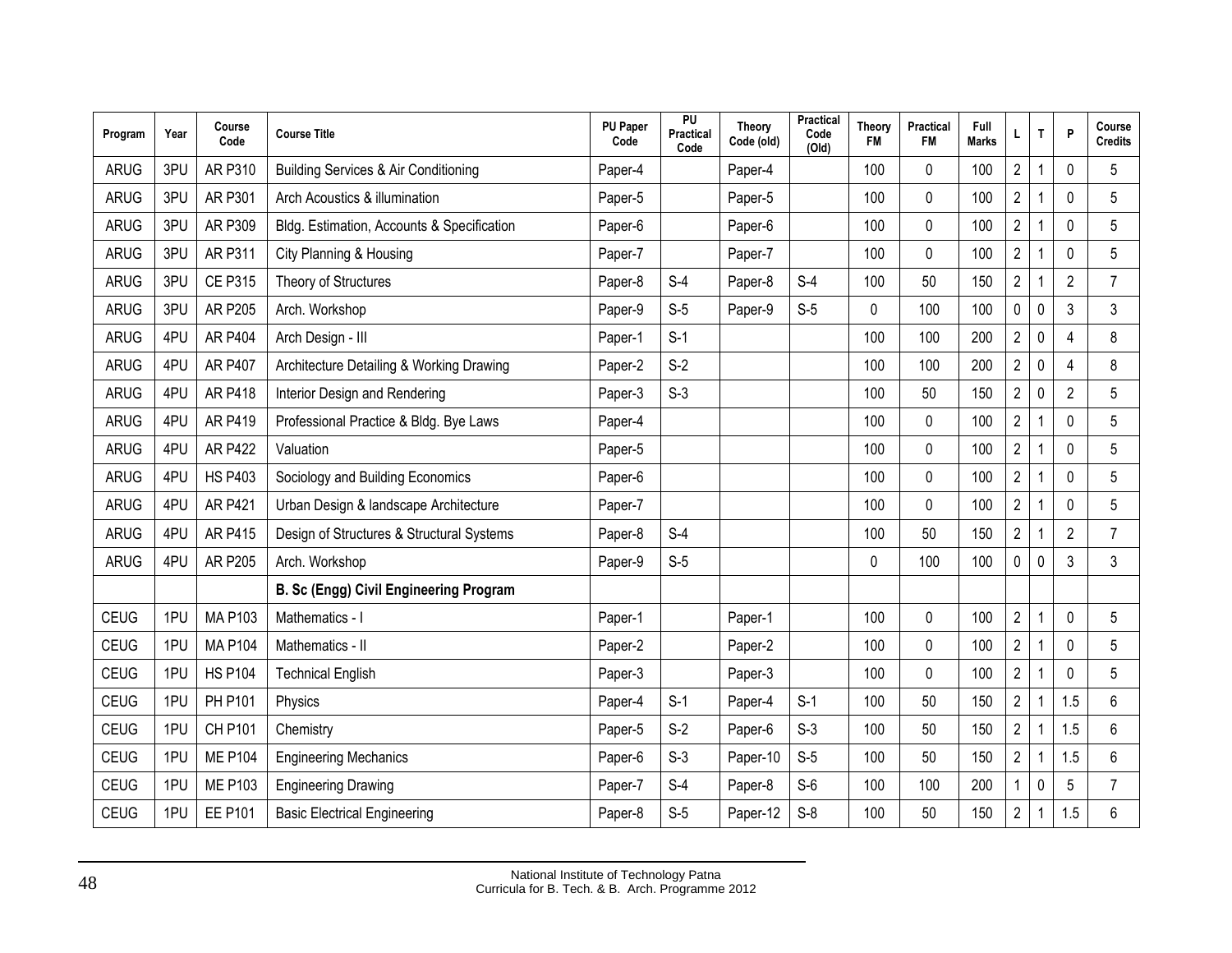| Program | Year | Course Code | Course Title | PU Paper Code | PU Practical Code | Theory Code (old) | Practical Code (Old) | Theory FM | Practical FM | Full Marks | L | T | P | Course Credits |
|---|---|---|---|---|---|---|---|---|---|---|---|---|---|---|
| ARUG | 3PU | AR P310 | Building Services & Air Conditioning | Paper-4 | | Paper-4 | | 100 | 0 | 100 | 2 | 1 | 0 | 5 |
| ARUG | 3PU | AR P301 | Arch Acoustics & illumination | Paper-5 | | Paper-5 | | 100 | 0 | 100 | 2 | 1 | 0 | 5 |
| ARUG | 3PU | AR P309 | Bldg. Estimation, Accounts & Specification | Paper-6 | | Paper-6 | | 100 | 0 | 100 | 2 | 1 | 0 | 5 |
| ARUG | 3PU | AR P311 | City Planning & Housing | Paper-7 | | Paper-7 | | 100 | 0 | 100 | 2 | 1 | 0 | 5 |
| ARUG | 3PU | CE P315 | Theory of Structures | Paper-8 | S-4 | Paper-8 | S-4 | 100 | 50 | 150 | 2 | 1 | 2 | 7 |
| ARUG | 3PU | AR P205 | Arch. Workshop | Paper-9 | S-5 | Paper-9 | S-5 | 0 | 100 | 100 | 0 | 0 | 3 | 3 |
| ARUG | 4PU | AR P404 | Arch Design - III | Paper-1 | S-1 | | | 100 | 100 | 200 | 2 | 0 | 4 | 8 |
| ARUG | 4PU | AR P407 | Architecture Detailing & Working Drawing | Paper-2 | S-2 | | | 100 | 100 | 200 | 2 | 0 | 4 | 8 |
| ARUG | 4PU | AR P418 | Interior Design and Rendering | Paper-3 | S-3 | | | 100 | 50 | 150 | 2 | 0 | 2 | 5 |
| ARUG | 4PU | AR P419 | Professional Practice & Bldg. Bye Laws | Paper-4 | | | | 100 | 0 | 100 | 2 | 1 | 0 | 5 |
| ARUG | 4PU | AR P422 | Valuation | Paper-5 | | | | 100 | 0 | 100 | 2 | 1 | 0 | 5 |
| ARUG | 4PU | HS P403 | Sociology and Building Economics | Paper-6 | | | | 100 | 0 | 100 | 2 | 1 | 0 | 5 |
| ARUG | 4PU | AR P421 | Urban Design & landscape Architecture | Paper-7 | | | | 100 | 0 | 100 | 2 | 1 | 0 | 5 |
| ARUG | 4PU | AR P415 | Design of Structures & Structural Systems | Paper-8 | S-4 | | | 100 | 50 | 150 | 2 | 1 | 2 | 7 |
| ARUG | 4PU | AR P205 | Arch. Workshop | Paper-9 | S-5 | | | 0 | 100 | 100 | 0 | 0 | 3 | 3 |
| | | | **B. Sc (Engg) Civil Engineering Program** | | | | | | | | | | | |
| CEUG | 1PU | MA P103 | Mathematics - I | Paper-1 | | Paper-1 | | 100 | 0 | 100 | 2 | 1 | 0 | 5 |
| CEUG | 1PU | MA P104 | Mathematics - II | Paper-2 | | Paper-2 | | 100 | 0 | 100 | 2 | 1 | 0 | 5 |
| CEUG | 1PU | HS P104 | Technical English | Paper-3 | | Paper-3 | | 100 | 0 | 100 | 2 | 1 | 0 | 5 |
| CEUG | 1PU | PH P101 | Physics | Paper-4 | S-1 | Paper-4 | S-1 | 100 | 50 | 150 | 2 | 1 | 1.5 | 6 |
| CEUG | 1PU | CH P101 | Chemistry | Paper-5 | S-2 | Paper-6 | S-3 | 100 | 50 | 150 | 2 | 1 | 1.5 | 6 |
| CEUG | 1PU | ME P104 | Engineering Mechanics | Paper-6 | S-3 | Paper-10 | S-5 | 100 | 50 | 150 | 2 | 1 | 1.5 | 6 |
| CEUG | 1PU | ME P103 | Engineering Drawing | Paper-7 | S-4 | Paper-8 | S-6 | 100 | 100 | 200 | 1 | 0 | 5 | 7 |
| CEUG | 1PU | EE P101 | Basic Electrical Engineering | Paper-8 | S-5 | Paper-12 | S-8 | 100 | 50 | 150 | 2 | 1 | 1.5 | 6 |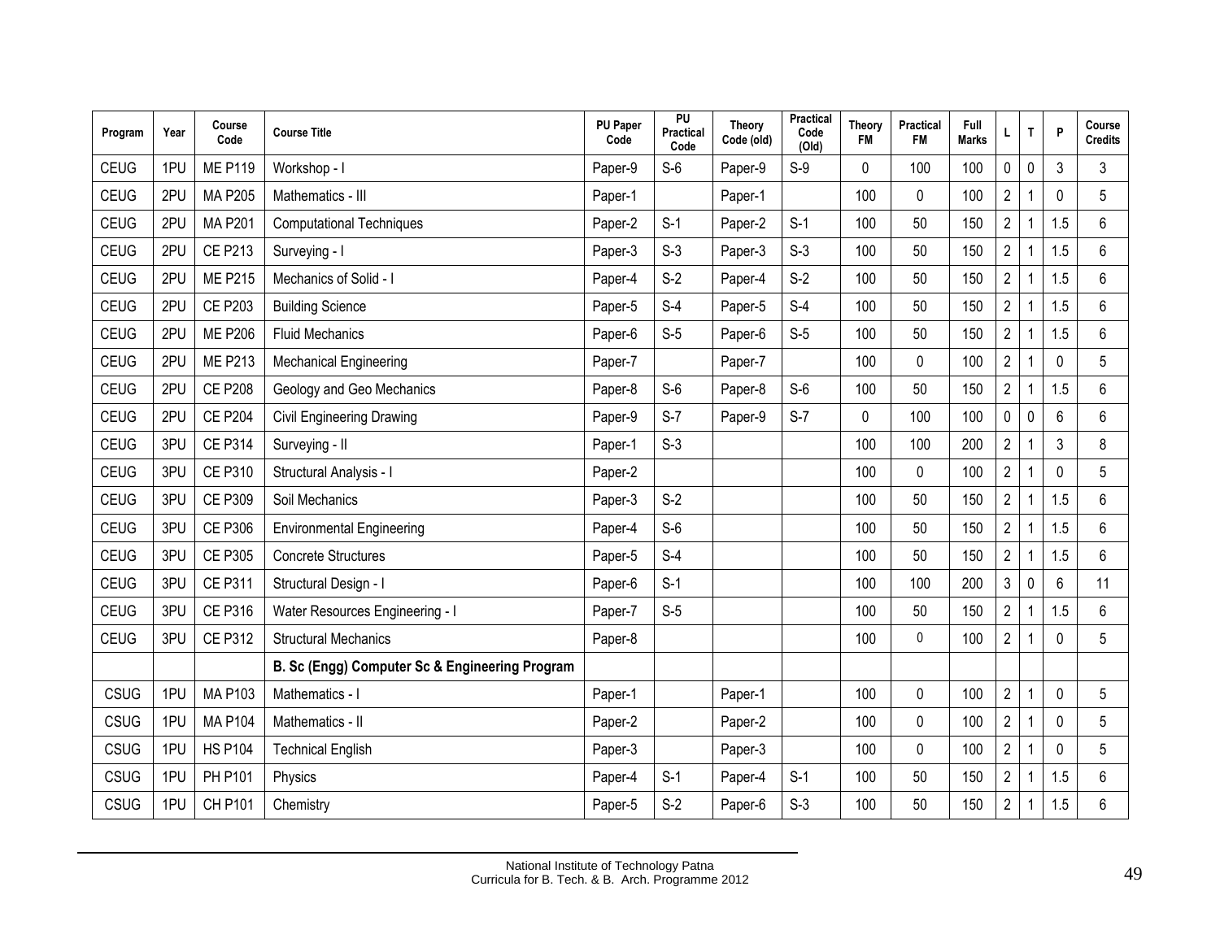| Program | Year | Course Code | Course Title | PU Paper Code | PU Practical Code | Theory Code (old) | Practical Code (Old) | Theory FM | Practical FM | Full Marks | L | T | P | Course Credits |
|---|---|---|---|---|---|---|---|---|---|---|---|---|---|---|
| CEUG | 1PU | ME P119 | Workshop - I | Paper-9 | S-6 | Paper-9 | S-9 | 0 | 100 | 100 | 0 | 0 | 3 | 3 |
| CEUG | 2PU | MA P205 | Mathematics - III | Paper-1 | | Paper-1 | | 100 | 0 | 100 | 2 | 1 | 0 | 5 |
| CEUG | 2PU | MA P201 | Computational Techniques | Paper-2 | S-1 | Paper-2 | S-1 | 100 | 50 | 150 | 2 | 1 | 1.5 | 6 |
| CEUG | 2PU | CE P213 | Surveying - I | Paper-3 | S-3 | Paper-3 | S-3 | 100 | 50 | 150 | 2 | 1 | 1.5 | 6 |
| CEUG | 2PU | ME P215 | Mechanics of Solid - I | Paper-4 | S-2 | Paper-4 | S-2 | 100 | 50 | 150 | 2 | 1 | 1.5 | 6 |
| CEUG | 2PU | CE P203 | Building Science | Paper-5 | S-4 | Paper-5 | S-4 | 100 | 50 | 150 | 2 | 1 | 1.5 | 6 |
| CEUG | 2PU | ME P206 | Fluid Mechanics | Paper-6 | S-5 | Paper-6 | S-5 | 100 | 50 | 150 | 2 | 1 | 1.5 | 6 |
| CEUG | 2PU | ME P213 | Mechanical Engineering | Paper-7 | | Paper-7 | | 100 | 0 | 100 | 2 | 1 | 0 | 5 |
| CEUG | 2PU | CE P208 | Geology and Geo Mechanics | Paper-8 | S-6 | Paper-8 | S-6 | 100 | 50 | 150 | 2 | 1 | 1.5 | 6 |
| CEUG | 2PU | CE P204 | Civil Engineering Drawing | Paper-9 | S-7 | Paper-9 | S-7 | 0 | 100 | 100 | 0 | 0 | 6 | 6 |
| CEUG | 3PU | CE P314 | Surveying - II | Paper-1 | S-3 | | | 100 | 100 | 200 | 2 | 1 | 3 | 8 |
| CEUG | 3PU | CE P310 | Structural Analysis - I | Paper-2 | | | | 100 | 0 | 100 | 2 | 1 | 0 | 5 |
| CEUG | 3PU | CE P309 | Soil Mechanics | Paper-3 | S-2 | | | 100 | 50 | 150 | 2 | 1 | 1.5 | 6 |
| CEUG | 3PU | CE P306 | Environmental Engineering | Paper-4 | S-6 | | | 100 | 50 | 150 | 2 | 1 | 1.5 | 6 |
| CEUG | 3PU | CE P305 | Concrete Structures | Paper-5 | S-4 | | | 100 | 50 | 150 | 2 | 1 | 1.5 | 6 |
| CEUG | 3PU | CE P311 | Structural Design - I | Paper-6 | S-1 | | | 100 | 100 | 200 | 3 | 0 | 6 | 11 |
| CEUG | 3PU | CE P316 | Water Resources Engineering - I | Paper-7 | S-5 | | | 100 | 50 | 150 | 2 | 1 | 1.5 | 6 |
| CEUG | 3PU | CE P312 | Structural Mechanics | Paper-8 | | | | 100 | 0 | 100 | 2 | 1 | 0 | 5 |
| | | | **B. Sc (Engg) Computer Sc & Engineering Program** | | | | | | | | | | | |
| CSUG | 1PU | MA P103 | Mathematics - I | Paper-1 | | Paper-1 | | 100 | 0 | 100 | 2 | 1 | 0 | 5 |
| CSUG | 1PU | MA P104 | Mathematics - II | Paper-2 | | Paper-2 | | 100 | 0 | 100 | 2 | 1 | 0 | 5 |
| CSUG | 1PU | HS P104 | Technical English | Paper-3 | | Paper-3 | | 100 | 0 | 100 | 2 | 1 | 0 | 5 |
| CSUG | 1PU | PH P101 | Physics | Paper-4 | S-1 | Paper-4 | S-1 | 100 | 50 | 150 | 2 | 1 | 1.5 | 6 |
| CSUG | 1PU | CH P101 | Chemistry | Paper-5 | S-2 | Paper-6 | S-3 | 100 | 50 | 150 | 2 | 1 | 1.5 | 6 |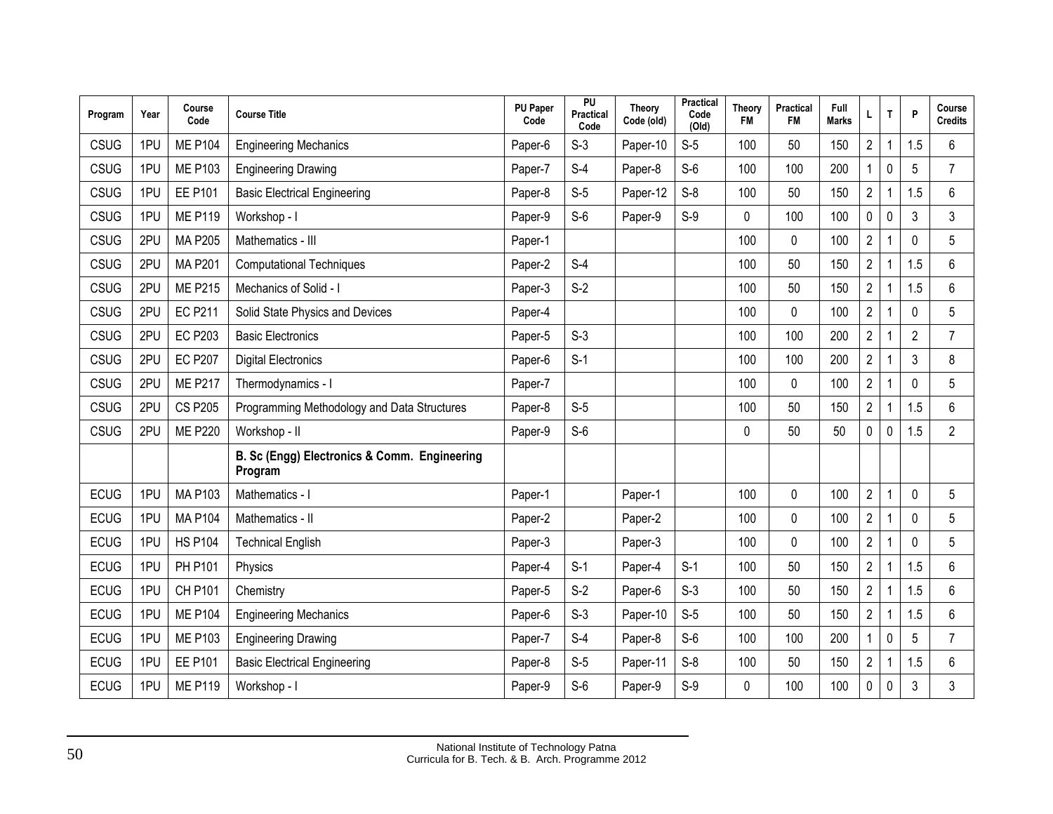| Program | Year | Course Code | Course Title | PU Paper Code | PU Practical Code | Theory Code (old) | Practical Code (Old) | Theory FM | Practical FM | Full Marks | L | T | P | Course Credits |
|---|---|---|---|---|---|---|---|---|---|---|---|---|---|---|
| CSUG | 1PU | ME P104 | Engineering Mechanics | Paper-6 | S-3 | Paper-10 | S-5 | 100 | 50 | 150 | 2 | 1 | 1.5 | 6 |
| CSUG | 1PU | ME P103 | Engineering Drawing | Paper-7 | S-4 | Paper-8 | S-6 | 100 | 100 | 200 | 1 | 0 | 5 | 7 |
| CSUG | 1PU | EE P101 | Basic Electrical Engineering | Paper-8 | S-5 | Paper-12 | S-8 | 100 | 50 | 150 | 2 | 1 | 1.5 | 6 |
| CSUG | 1PU | ME P119 | Workshop - I | Paper-9 | S-6 | Paper-9 | S-9 | 0 | 100 | 100 | 0 | 0 | 3 | 3 |
| CSUG | 2PU | MA P205 | Mathematics - III | Paper-1 | | | | 100 | 0 | 100 | 2 | 1 | 0 | 5 |
| CSUG | 2PU | MA P201 | Computational Techniques | Paper-2 | S-4 | | | 100 | 50 | 150 | 2 | 1 | 1.5 | 6 |
| CSUG | 2PU | ME P215 | Mechanics of Solid - I | Paper-3 | S-2 | | | 100 | 50 | 150 | 2 | 1 | 1.5 | 6 |
| CSUG | 2PU | EC P211 | Solid State Physics and Devices | Paper-4 | | | | 100 | 0 | 100 | 2 | 1 | 0 | 5 |
| CSUG | 2PU | EC P203 | Basic Electronics | Paper-5 | S-3 | | | 100 | 100 | 200 | 2 | 1 | 2 | 7 |
| CSUG | 2PU | EC P207 | Digital Electronics | Paper-6 | S-1 | | | 100 | 100 | 200 | 2 | 1 | 3 | 8 |
| CSUG | 2PU | ME P217 | Thermodynamics - I | Paper-7 | | | | 100 | 0 | 100 | 2 | 1 | 0 | 5 |
| CSUG | 2PU | CS P205 | Programming Methodology and Data Structures | Paper-8 | S-5 | | | 100 | 50 | 150 | 2 | 1 | 1.5 | 6 |
| CSUG | 2PU | ME P220 | Workshop - II | Paper-9 | S-6 | | | 0 | 50 | 50 | 0 | 0 | 1.5 | 2 |
| | | | **B. Sc (Engg) Electronics & Comm. Engineering Program** | | | | | | | | | | | |
| ECUG | 1PU | MA P103 | Mathematics - I | Paper-1 | | Paper-1 | | 100 | 0 | 100 | 2 | 1 | 0 | 5 |
| ECUG | 1PU | MA P104 | Mathematics - II | Paper-2 | | Paper-2 | | 100 | 0 | 100 | 2 | 1 | 0 | 5 |
| ECUG | 1PU | HS P104 | Technical English | Paper-3 | | Paper-3 | | 100 | 0 | 100 | 2 | 1 | 0 | 5 |
| ECUG | 1PU | PH P101 | Physics | Paper-4 | S-1 | Paper-4 | S-1 | 100 | 50 | 150 | 2 | 1 | 1.5 | 6 |
| ECUG | 1PU | CH P101 | Chemistry | Paper-5 | S-2 | Paper-6 | S-3 | 100 | 50 | 150 | 2 | 1 | 1.5 | 6 |
| ECUG | 1PU | ME P104 | Engineering Mechanics | Paper-6 | S-3 | Paper-10 | S-5 | 100 | 50 | 150 | 2 | 1 | 1.5 | 6 |
| ECUG | 1PU | ME P103 | Engineering Drawing | Paper-7 | S-4 | Paper-8 | S-6 | 100 | 100 | 200 | 1 | 0 | 5 | 7 |
| ECUG | 1PU | EE P101 | Basic Electrical Engineering | Paper-8 | S-5 | Paper-11 | S-8 | 100 | 50 | 150 | 2 | 1 | 1.5 | 6 |
| ECUG | 1PU | ME P119 | Workshop - I | Paper-9 | S-6 | Paper-9 | S-9 | 0 | 100 | 100 | 0 | 0 | 3 | 3 |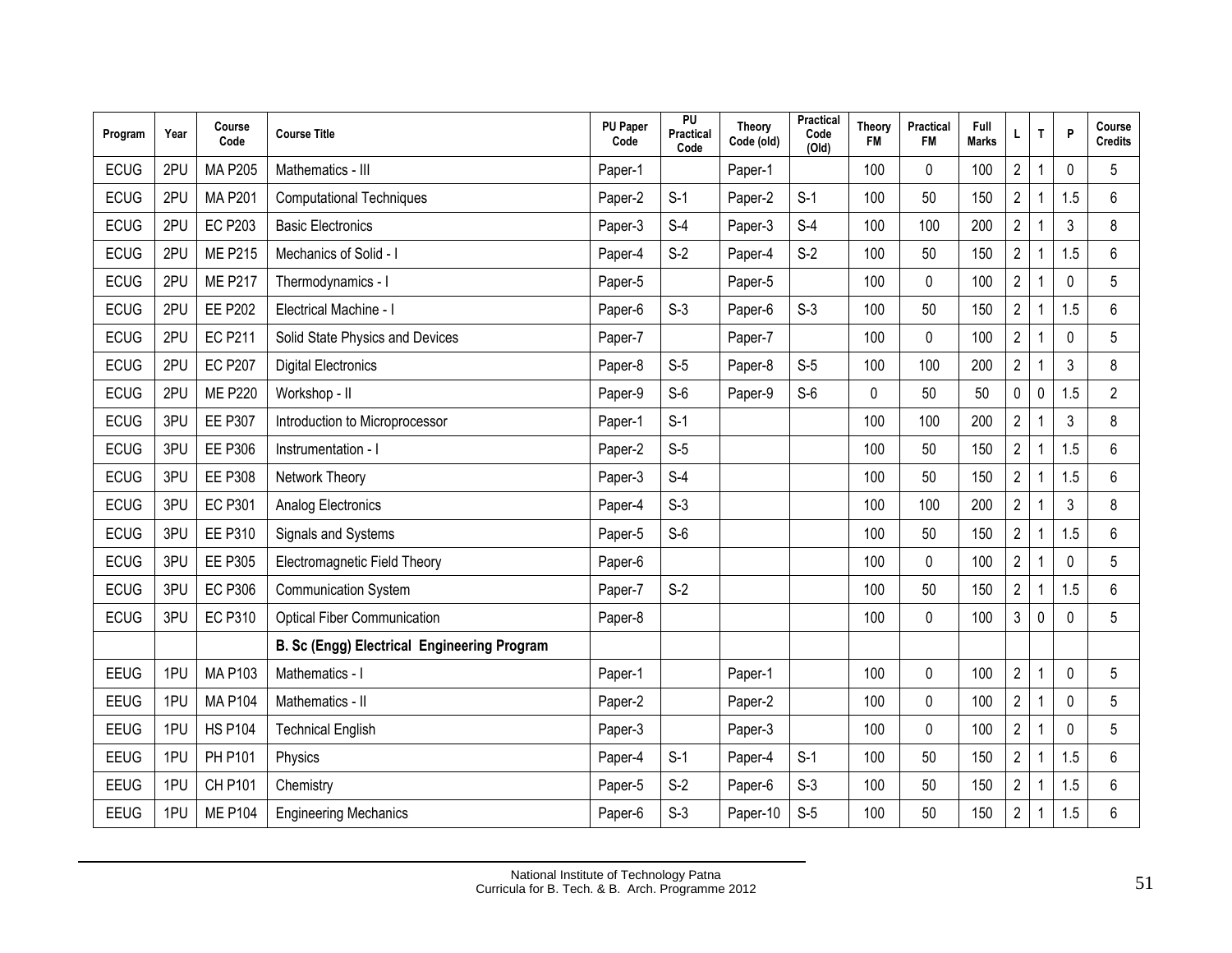| Program | Year | Course Code | Course Title | PU Paper Code | PU Practical Code | Theory Code (old) | Practical Code (Old) | Theory FM | Practical FM | Full Marks | L | T | P | Course Credits |
|---|---|---|---|---|---|---|---|---|---|---|---|---|---|---|
| ECUG | 2PU | MA P205 | Mathematics - III | Paper-1 | | Paper-1 | | 100 | 0 | 100 | 2 | 1 | 0 | 5 |
| ECUG | 2PU | MA P201 | Computational Techniques | Paper-2 | S-1 | Paper-2 | S-1 | 100 | 50 | 150 | 2 | 1 | 1.5 | 6 |
| ECUG | 2PU | EC P203 | Basic Electronics | Paper-3 | S-4 | Paper-3 | S-4 | 100 | 100 | 200 | 2 | 1 | 3 | 8 |
| ECUG | 2PU | ME P215 | Mechanics of Solid - I | Paper-4 | S-2 | Paper-4 | S-2 | 100 | 50 | 150 | 2 | 1 | 1.5 | 6 |
| ECUG | 2PU | ME P217 | Thermodynamics - I | Paper-5 | | Paper-5 | | 100 | 0 | 100 | 2 | 1 | 0 | 5 |
| ECUG | 2PU | EE P202 | Electrical Machine - I | Paper-6 | S-3 | Paper-6 | S-3 | 100 | 50 | 150 | 2 | 1 | 1.5 | 6 |
| ECUG | 2PU | EC P211 | Solid State Physics and Devices | Paper-7 | | Paper-7 | | 100 | 0 | 100 | 2 | 1 | 0 | 5 |
| ECUG | 2PU | EC P207 | Digital Electronics | Paper-8 | S-5 | Paper-8 | S-5 | 100 | 100 | 200 | 2 | 1 | 3 | 8 |
| ECUG | 2PU | ME P220 | Workshop - II | Paper-9 | S-6 | Paper-9 | S-6 | 0 | 50 | 50 | 0 | 0 | 1.5 | 2 |
| ECUG | 3PU | EE P307 | Introduction to Microprocessor | Paper-1 | S-1 | | | 100 | 100 | 200 | 2 | 1 | 3 | 8 |
| ECUG | 3PU | EE P306 | Instrumentation - I | Paper-2 | S-5 | | | 100 | 50 | 150 | 2 | 1 | 1.5 | 6 |
| ECUG | 3PU | EE P308 | Network Theory | Paper-3 | S-4 | | | 100 | 50 | 150 | 2 | 1 | 1.5 | 6 |
| ECUG | 3PU | EC P301 | Analog Electronics | Paper-4 | S-3 | | | 100 | 100 | 200 | 2 | 1 | 3 | 8 |
| ECUG | 3PU | EE P310 | Signals and Systems | Paper-5 | S-6 | | | 100 | 50 | 150 | 2 | 1 | 1.5 | 6 |
| ECUG | 3PU | EE P305 | Electromagnetic Field Theory | Paper-6 | | | | 100 | 0 | 100 | 2 | 1 | 0 | 5 |
| ECUG | 3PU | EC P306 | Communication System | Paper-7 | S-2 | | | 100 | 50 | 150 | 2 | 1 | 1.5 | 6 |
| ECUG | 3PU | EC P310 | Optical Fiber Communication | Paper-8 | | | | 100 | 0 | 100 | 3 | 0 | 0 | 5 |
| | | | **B. Sc (Engg) Electrical Engineering Program** | | | | | | | | | | | |
| EEUG | 1PU | MA P103 | Mathematics - I | Paper-1 | | Paper-1 | | 100 | 0 | 100 | 2 | 1 | 0 | 5 |
| EEUG | 1PU | MA P104 | Mathematics - II | Paper-2 | | Paper-2 | | 100 | 0 | 100 | 2 | 1 | 0 | 5 |
| EEUG | 1PU | HS P104 | Technical English | Paper-3 | | Paper-3 | | 100 | 0 | 100 | 2 | 1 | 0 | 5 |
| EEUG | 1PU | PH P101 | Physics | Paper-4 | S-1 | Paper-4 | S-1 | 100 | 50 | 150 | 2 | 1 | 1.5 | 6 |
| EEUG | 1PU | CH P101 | Chemistry | Paper-5 | S-2 | Paper-6 | S-3 | 100 | 50 | 150 | 2 | 1 | 1.5 | 6 |
| EEUG | 1PU | ME P104 | Engineering Mechanics | Paper-6 | S-3 | Paper-10 | S-5 | 100 | 50 | 150 | 2 | 1 | 1.5 | 6 |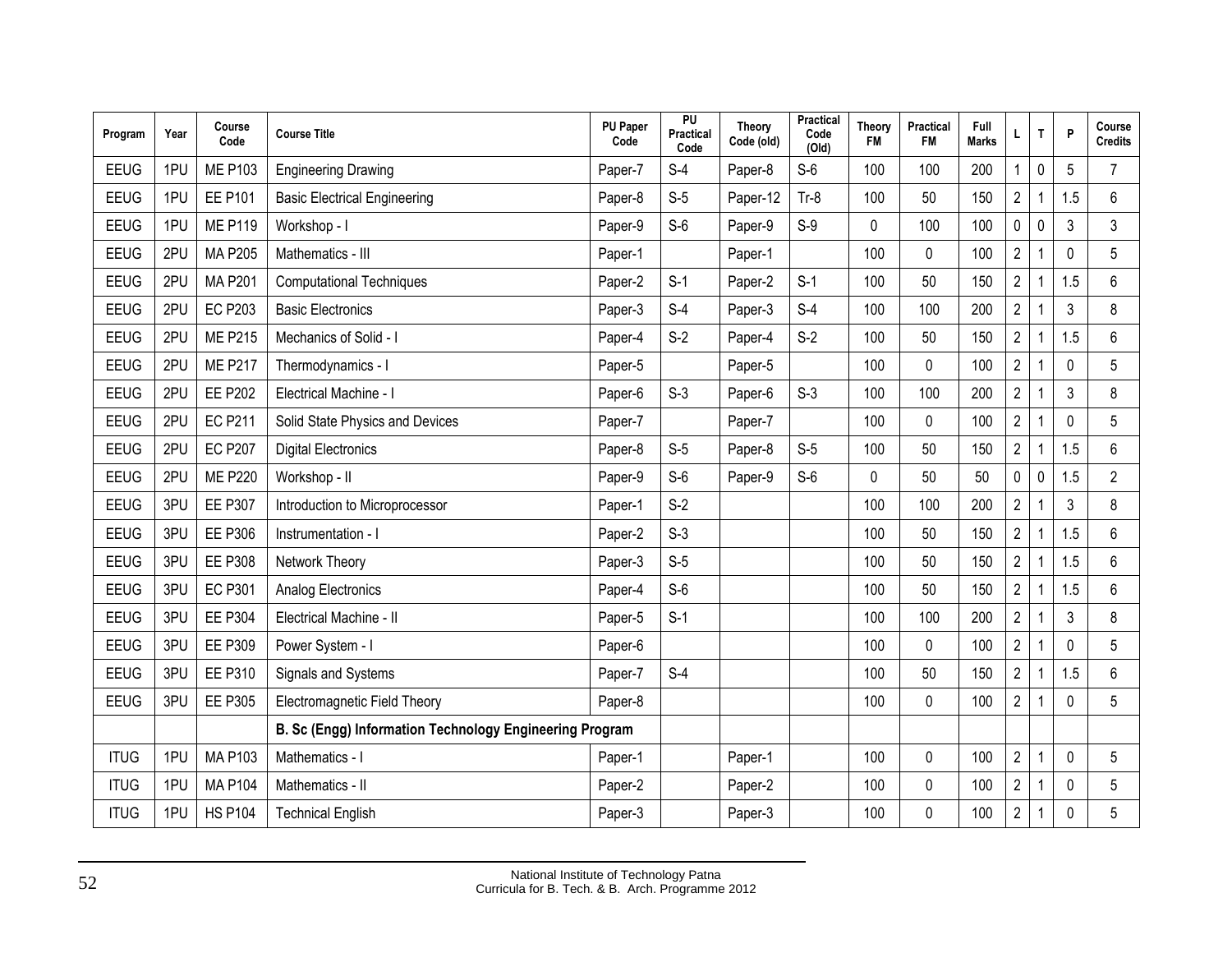| Program | Year | Course Code | Course Title | PU Paper Code | PU Practical Code | Theory Code (old) | Practical Code (Old) | Theory FM | Practical FM | Full Marks | L | T | P | Course Credits |
|---|---|---|---|---|---|---|---|---|---|---|---|---|---|---|
| EEUG | 1PU | ME P103 | Engineering Drawing | Paper-7 | S-4 | Paper-8 | S-6 | 100 | 100 | 200 | 1 | 0 | 5 | 7 |
| EEUG | 1PU | EE P101 | Basic Electrical Engineering | Paper-8 | S-5 | Paper-12 | Tr-8 | 100 | 50 | 150 | 2 | 1 | 1.5 | 6 |
| EEUG | 1PU | ME P119 | Workshop - I | Paper-9 | S-6 | Paper-9 | S-9 | 0 | 100 | 100 | 0 | 0 | 3 | 3 |
| EEUG | 2PU | MA P205 | Mathematics - III | Paper-1 | | Paper-1 | | 100 | 0 | 100 | 2 | 1 | 0 | 5 |
| EEUG | 2PU | MA P201 | Computational Techniques | Paper-2 | S-1 | Paper-2 | S-1 | 100 | 50 | 150 | 2 | 1 | 1.5 | 6 |
| EEUG | 2PU | EC P203 | Basic Electronics | Paper-3 | S-4 | Paper-3 | S-4 | 100 | 100 | 200 | 2 | 1 | 3 | 8 |
| EEUG | 2PU | ME P215 | Mechanics of Solid - I | Paper-4 | S-2 | Paper-4 | S-2 | 100 | 50 | 150 | 2 | 1 | 1.5 | 6 |
| EEUG | 2PU | ME P217 | Thermodynamics - I | Paper-5 | | Paper-5 | | 100 | 0 | 100 | 2 | 1 | 0 | 5 |
| EEUG | 2PU | EE P202 | Electrical Machine - I | Paper-6 | S-3 | Paper-6 | S-3 | 100 | 100 | 200 | 2 | 1 | 3 | 8 |
| EEUG | 2PU | EC P211 | Solid State Physics and Devices | Paper-7 | | Paper-7 | | 100 | 0 | 100 | 2 | 1 | 0 | 5 |
| EEUG | 2PU | EC P207 | Digital Electronics | Paper-8 | S-5 | Paper-8 | S-5 | 100 | 50 | 150 | 2 | 1 | 1.5 | 6 |
| EEUG | 2PU | ME P220 | Workshop - II | Paper-9 | S-6 | Paper-9 | S-6 | 0 | 50 | 50 | 0 | 0 | 1.5 | 2 |
| EEUG | 3PU | EE P307 | Introduction to Microprocessor | Paper-1 | S-2 | | | 100 | 100 | 200 | 2 | 1 | 3 | 8 |
| EEUG | 3PU | EE P306 | Instrumentation - I | Paper-2 | S-3 | | | 100 | 50 | 150 | 2 | 1 | 1.5 | 6 |
| EEUG | 3PU | EE P308 | Network Theory | Paper-3 | S-5 | | | 100 | 50 | 150 | 2 | 1 | 1.5 | 6 |
| EEUG | 3PU | EC P301 | Analog Electronics | Paper-4 | S-6 | | | 100 | 50 | 150 | 2 | 1 | 1.5 | 6 |
| EEUG | 3PU | EE P304 | Electrical Machine - II | Paper-5 | S-1 | | | 100 | 100 | 200 | 2 | 1 | 3 | 8 |
| EEUG | 3PU | EE P309 | Power System - I | Paper-6 | | | | 100 | 0 | 100 | 2 | 1 | 0 | 5 |
| EEUG | 3PU | EE P310 | Signals and Systems | Paper-7 | S-4 | | | 100 | 50 | 150 | 2 | 1 | 1.5 | 6 |
| EEUG | 3PU | EE P305 | Electromagnetic Field Theory | Paper-8 | | | | 100 | 0 | 100 | 2 | 1 | 0 | 5 |
| | | | **B. Sc (Engg) Information Technology Engineering Program** | | | | | | | | | | | |
| ITUG | 1PU | MA P103 | Mathematics - I | Paper-1 | | Paper-1 | | 100 | 0 | 100 | 2 | 1 | 0 | 5 |
| ITUG | 1PU | MA P104 | Mathematics - II | Paper-2 | | Paper-2 | | 100 | 0 | 100 | 2 | 1 | 0 | 5 |
| ITUG | 1PU | HS P104 | Technical English | Paper-3 | | Paper-3 | | 100 | 0 | 100 | 2 | 1 | 0 | 5 |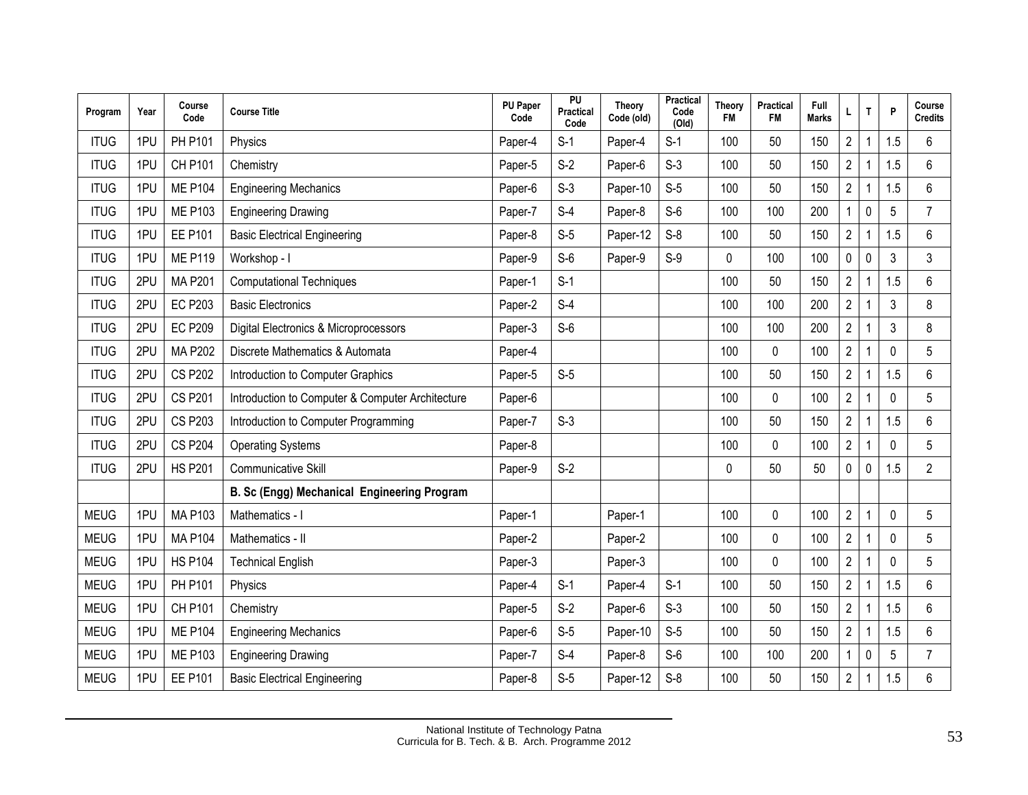| Program | Year | Course Code | Course Title | PU Paper Code | PU Practical Code | Theory Code (old) | Practical Code (Old) | Theory FM | Practical FM | Full Marks | L | T | P | Course Credits |
|---|---|---|---|---|---|---|---|---|---|---|---|---|---|---|
| ITUG | 1PU | PH P101 | Physics | Paper-4 | S-1 | Paper-4 | S-1 | 100 | 50 | 150 | 2 | 1 | 1.5 | 6 |
| ITUG | 1PU | CH P101 | Chemistry | Paper-5 | S-2 | Paper-6 | S-3 | 100 | 50 | 150 | 2 | 1 | 1.5 | 6 |
| ITUG | 1PU | ME P104 | Engineering Mechanics | Paper-6 | S-3 | Paper-10 | S-5 | 100 | 50 | 150 | 2 | 1 | 1.5 | 6 |
| ITUG | 1PU | ME P103 | Engineering Drawing | Paper-7 | S-4 | Paper-8 | S-6 | 100 | 100 | 200 | 1 | 0 | 5 | 7 |
| ITUG | 1PU | EE P101 | Basic Electrical Engineering | Paper-8 | S-5 | Paper-12 | S-8 | 100 | 50 | 150 | 2 | 1 | 1.5 | 6 |
| ITUG | 1PU | ME P119 | Workshop - I | Paper-9 | S-6 | Paper-9 | S-9 | 0 | 100 | 100 | 0 | 0 | 3 | 3 |
| ITUG | 2PU | MA P201 | Computational Techniques | Paper-1 | S-1 | | | 100 | 50 | 150 | 2 | 1 | 1.5 | 6 |
| ITUG | 2PU | EC P203 | Basic Electronics | Paper-2 | S-4 | | | 100 | 100 | 200 | 2 | 1 | 3 | 8 |
| ITUG | 2PU | EC P209 | Digital Electronics & Microprocessors | Paper-3 | S-6 | | | 100 | 100 | 200 | 2 | 1 | 3 | 8 |
| ITUG | 2PU | MA P202 | Discrete Mathematics & Automata | Paper-4 | | | | 100 | 0 | 100 | 2 | 1 | 0 | 5 |
| ITUG | 2PU | CS P202 | Introduction to Computer Graphics | Paper-5 | S-5 | | | 100 | 50 | 150 | 2 | 1 | 1.5 | 6 |
| ITUG | 2PU | CS P201 | Introduction to Computer & Computer Architecture | Paper-6 | | | | 100 | 0 | 100 | 2 | 1 | 0 | 5 |
| ITUG | 2PU | CS P203 | Introduction to Computer Programming | Paper-7 | S-3 | | | 100 | 50 | 150 | 2 | 1 | 1.5 | 6 |
| ITUG | 2PU | CS P204 | Operating Systems | Paper-8 | | | | 100 | 0 | 100 | 2 | 1 | 0 | 5 |
| ITUG | 2PU | HS P201 | Communicative Skill | Paper-9 | S-2 | | | 0 | 50 | 50 | 0 | 0 | 1.5 | 2 |
| | | | **B. Sc (Engg) Mechanical Engineering Program** | | | | | | | | | | | |
| MEUG | 1PU | MA P103 | Mathematics - I | Paper-1 | | Paper-1 | | 100 | 0 | 100 | 2 | 1 | 0 | 5 |
| MEUG | 1PU | MA P104 | Mathematics - II | Paper-2 | | Paper-2 | | 100 | 0 | 100 | 2 | 1 | 0 | 5 |
| MEUG | 1PU | HS P104 | Technical English | Paper-3 | | Paper-3 | | 100 | 0 | 100 | 2 | 1 | 0 | 5 |
| MEUG | 1PU | PH P101 | Physics | Paper-4 | S-1 | Paper-4 | S-1 | 100 | 50 | 150 | 2 | 1 | 1.5 | 6 |
| MEUG | 1PU | CH P101 | Chemistry | Paper-5 | S-2 | Paper-6 | S-3 | 100 | 50 | 150 | 2 | 1 | 1.5 | 6 |
| MEUG | 1PU | ME P104 | Engineering Mechanics | Paper-6 | S-5 | Paper-10 | S-5 | 100 | 50 | 150 | 2 | 1 | 1.5 | 6 |
| MEUG | 1PU | ME P103 | Engineering Drawing | Paper-7 | S-4 | Paper-8 | S-6 | 100 | 100 | 200 | 1 | 0 | 5 | 7 |
| MEUG | 1PU | EE P101 | Basic Electrical Engineering | Paper-8 | S-5 | Paper-12 | S-8 | 100 | 50 | 150 | 2 | 1 | 1.5 | 6 |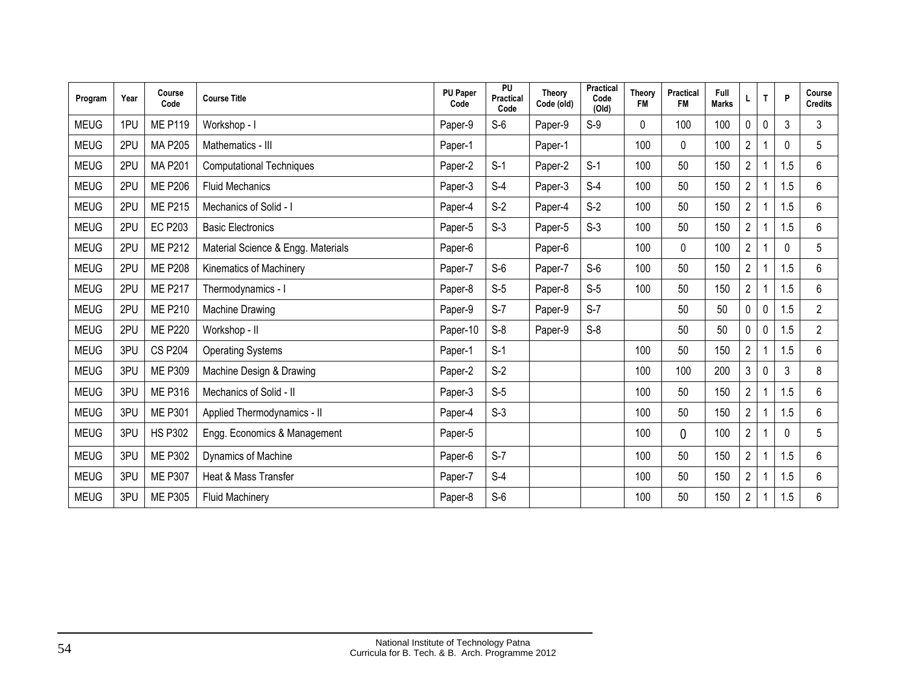| Program | Year | Course Code | Course Title | PU Paper Code | PU Practical Code | Theory Code (old) | Practical Code (Old) | Theory FM | Practical FM | Full Marks | L | T | P | Course Credits |
|---|---|---|---|---|---|---|---|---|---|---|---|---|---|---|
| MEUG | 1PU | ME P119 | Workshop - I | Paper-9 | S-6 | Paper-9 | S-9 | 0 | 100 | 100 | 0 | 0 | 3 | 3 |
| MEUG | 2PU | MA P205 | Mathematics - III | Paper-1 | | Paper-1 | | 100 | 0 | 100 | 2 | 1 | 0 | 5 |
| MEUG | 2PU | MA P201 | Computational Techniques | Paper-2 | S-1 | Paper-2 | S-1 | 100 | 50 | 150 | 2 | 1 | 1.5 | 6 |
| MEUG | 2PU | ME P206 | Fluid Mechanics | Paper-3 | S-4 | Paper-3 | S-4 | 100 | 50 | 150 | 2 | 1 | 1.5 | 6 |
| MEUG | 2PU | ME P215 | Mechanics of Solid - I | Paper-4 | S-2 | Paper-4 | S-2 | 100 | 50 | 150 | 2 | 1 | 1.5 | 6 |
| MEUG | 2PU | EC P203 | Basic Electronics | Paper-5 | S-3 | Paper-5 | S-3 | 100 | 50 | 150 | 2 | 1 | 1.5 | 6 |
| MEUG | 2PU | ME P212 | Material Science & Engg. Materials | Paper-6 | | Paper-6 | | 100 | 0 | 100 | 2 | 1 | 0 | 5 |
| MEUG | 2PU | ME P208 | Kinematics of Machinery | Paper-7 | S-6 | Paper-7 | S-6 | 100 | 50 | 150 | 2 | 1 | 1.5 | 6 |
| MEUG | 2PU | ME P217 | Thermodynamics - I | Paper-8 | S-5 | Paper-8 | S-5 | 100 | 50 | 150 | 2 | 1 | 1.5 | 6 |
| MEUG | 2PU | ME P210 | Machine Drawing | Paper-9 | S-7 | Paper-9 | S-7 | | 50 | 50 | 0 | 0 | 1.5 | 2 |
| MEUG | 2PU | ME P220 | Workshop - II | Paper-10 | S-8 | Paper-9 | S-8 | | 50 | 50 | 0 | 0 | 1.5 | 2 |
| MEUG | 3PU | CS P204 | Operating Systems | Paper-1 | S-1 | | | 100 | 50 | 150 | 2 | 1 | 1.5 | 6 |
| MEUG | 3PU | ME P309 | Machine Design & Drawing | Paper-2 | S-2 | | | 100 | 100 | 200 | 3 | 0 | 3 | 8 |
| MEUG | 3PU | ME P316 | Mechanics of Solid - II | Paper-3 | S-5 | | | 100 | 50 | 150 | 2 | 1 | 1.5 | 6 |
| MEUG | 3PU | ME P301 | Applied Thermodynamics - II | Paper-4 | S-3 | | | 100 | 50 | 150 | 2 | 1 | 1.5 | 6 |
| MEUG | 3PU | HS P302 | Engg. Economics & Management | Paper-5 | | | | 100 | 0 | 100 | 2 | 1 | 0 | 5 |
| MEUG | 3PU | ME P302 | Dynamics of Machine | Paper-6 | S-7 | | | 100 | 50 | 150 | 2 | 1 | 1.5 | 6 |
| MEUG | 3PU | ME P307 | Heat & Mass Transfer | Paper-7 | S-4 | | | 100 | 50 | 150 | 2 | 1 | 1.5 | 6 |
| MEUG | 3PU | ME P305 | Fluid Machinery | Paper-8 | S-6 | | | 100 | 50 | 150 | 2 | 1 | 1.5 | 6 |